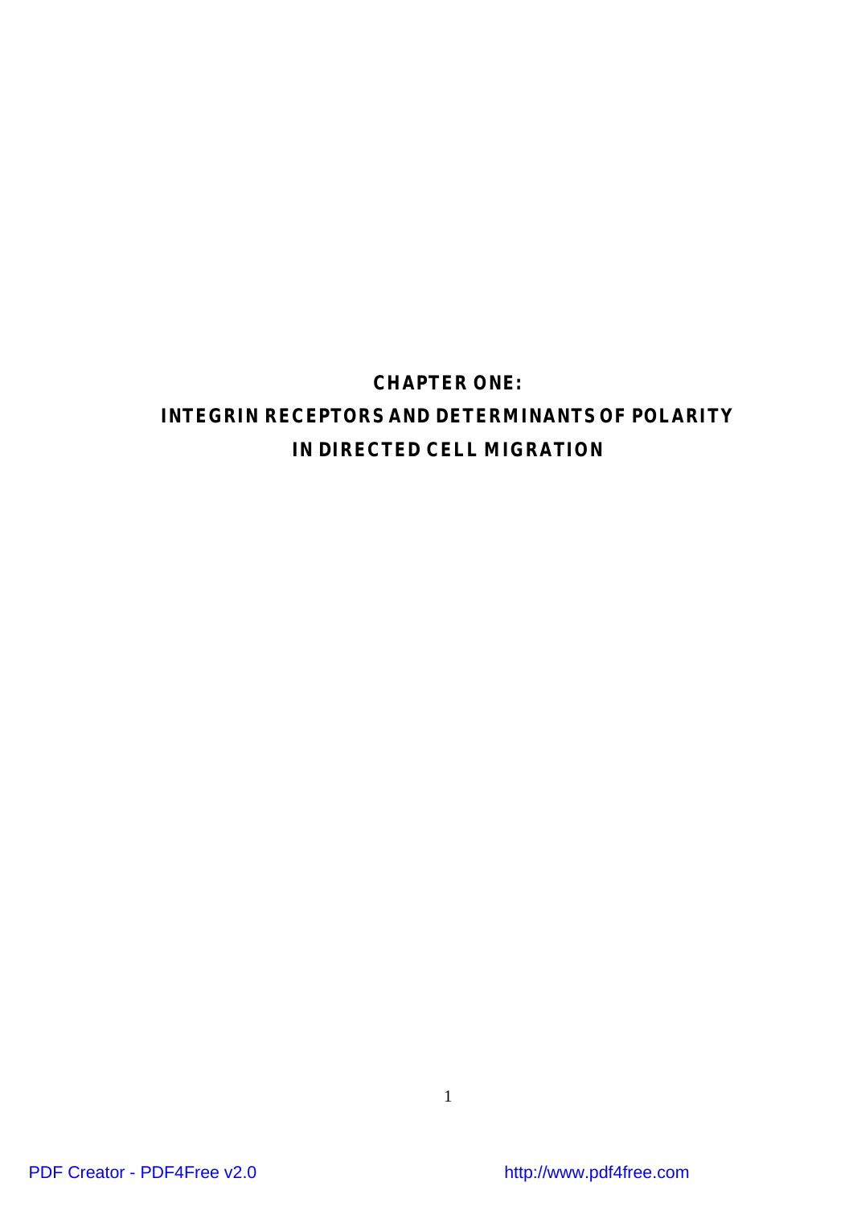# CHAPTER ONE:
# INTEGRIN RECEPTORS AND DETERMINANTS OF POLARITY IN DIRECTED CELL MIGRATION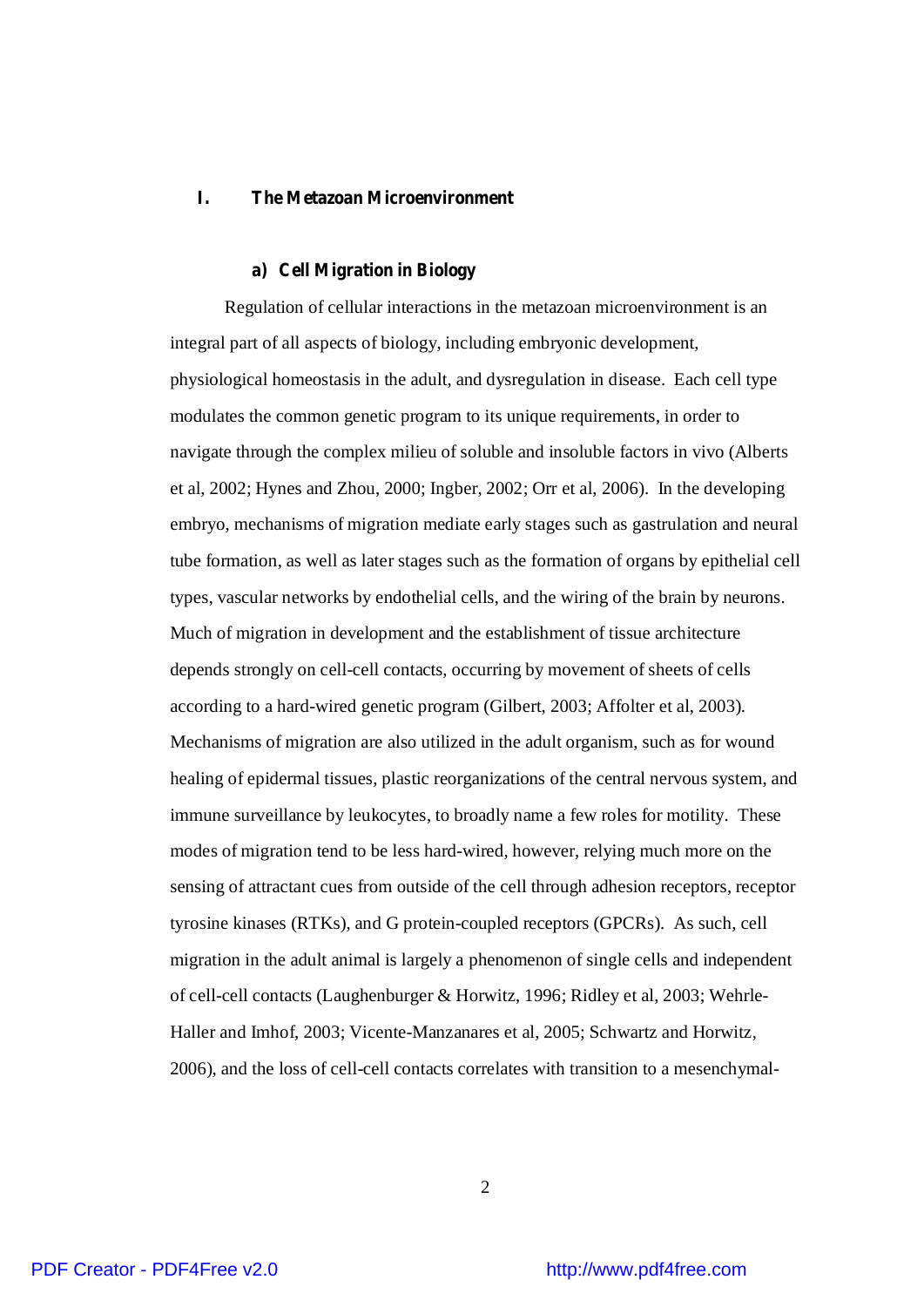# I. The Metazoan Microenvironment

## a) Cell Migration in Biology

Regulation of cellular interactions in the metazoan microenvironment is an integral part of all aspects of biology, including embryonic development, physiological homeostasis in the adult, and dysregulation in disease. Each cell type modulates the common genetic program to its unique requirements, in order to navigate through the complex milieu of soluble and insoluble factors in vivo (Alberts et al, 2002; Hynes and Zhou, 2000; Ingber, 2002; Orr et al, 2006). In the developing embryo, mechanisms of migration mediate early stages such as gastrulation and neural tube formation, as well as later stages such as the formation of organs by epithelial cell types, vascular networks by endothelial cells, and the wiring of the brain by neurons. Much of migration in development and the establishment of tissue architecture depends strongly on cell-cell contacts, occurring by movement of sheets of cells according to a hard-wired genetic program (Gilbert, 2003; Affolter et al, 2003). Mechanisms of migration are also utilized in the adult organism, such as for wound healing of epidermal tissues, plastic reorganizations of the central nervous system, and immune surveillance by leukocytes, to broadly name a few roles for motility. These modes of migration tend to be less hard-wired, however, relying much more on the sensing of attractant cues from outside of the cell through adhesion receptors, receptor tyrosine kinases (RTKs), and G protein-coupled receptors (GPCRs). As such, cell migration in the adult animal is largely a phenomenon of single cells and independent of cell-cell contacts (Laughenburger & Horwitz, 1996; Ridley et al, 2003; Wehrle-Haller and Imhof, 2003; Vicente-Manzanares et al, 2005; Schwartz and Horwitz, 2006), and the loss of cell-cell contacts correlates with transition to a mesenchymal-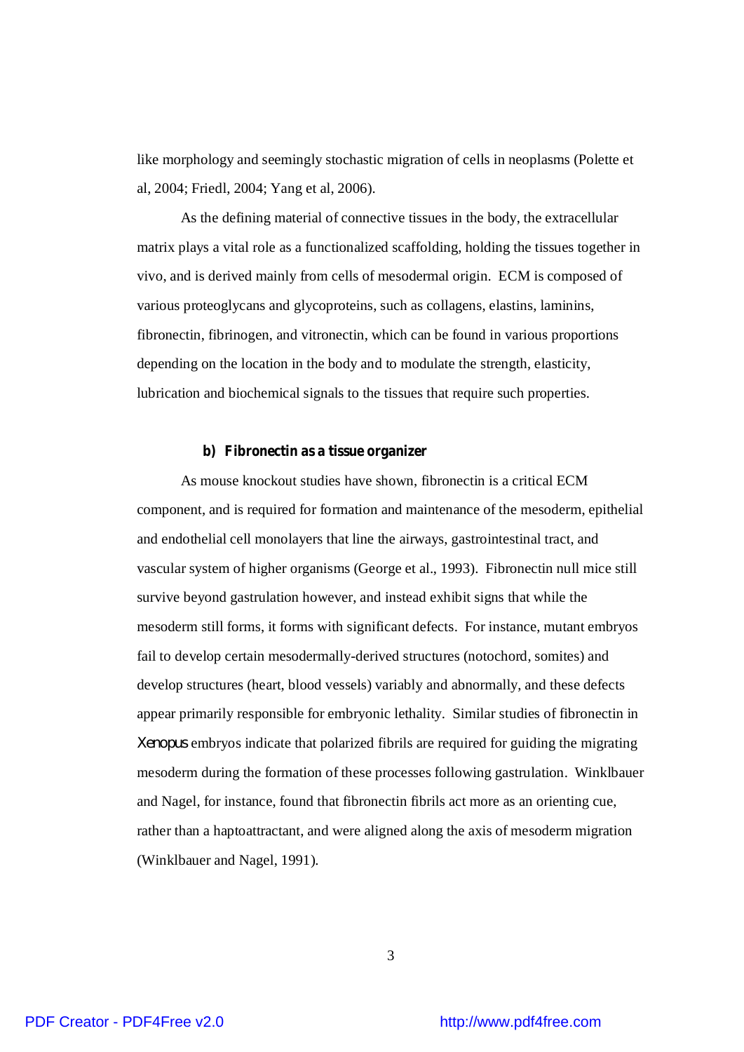like morphology and seemingly stochastic migration of cells in neoplasms (Polette et al, 2004; Friedl, 2004; Yang et al, 2006).

As the defining material of connective tissues in the body, the extracellular matrix plays a vital role as a functionalized scaffolding, holding the tissues together in vivo, and is derived mainly from cells of mesodermal origin. ECM is composed of various proteoglycans and glycoproteins, such as collagens, elastins, laminins, fibronectin, fibrinogen, and vitronectin, which can be found in various proportions depending on the location in the body and to modulate the strength, elasticity, lubrication and biochemical signals to the tissues that require such properties.

### b) Fibronectin as a tissue organizer

As mouse knockout studies have shown, fibronectin is a critical ECM component, and is required for formation and maintenance of the mesoderm, epithelial and endothelial cell monolayers that line the airways, gastrointestinal tract, and vascular system of higher organisms (George et al., 1993). Fibronectin null mice still survive beyond gastrulation however, and instead exhibit signs that while the mesoderm still forms, it forms with significant defects. For instance, mutant embryos fail to develop certain mesodermally-derived structures (notochord, somites) and develop structures (heart, blood vessels) variably and abnormally, and these defects appear primarily responsible for embryonic lethality. Similar studies of fibronectin in *Xenopus* embryos indicate that polarized fibrils are required for guiding the migrating mesoderm during the formation of these processes following gastrulation. Winklbauer and Nagel, for instance, found that fibronectin fibrils act more as an orienting cue, rather than a haptoattractant, and were aligned along the axis of mesoderm migration (Winklbauer and Nagel, 1991).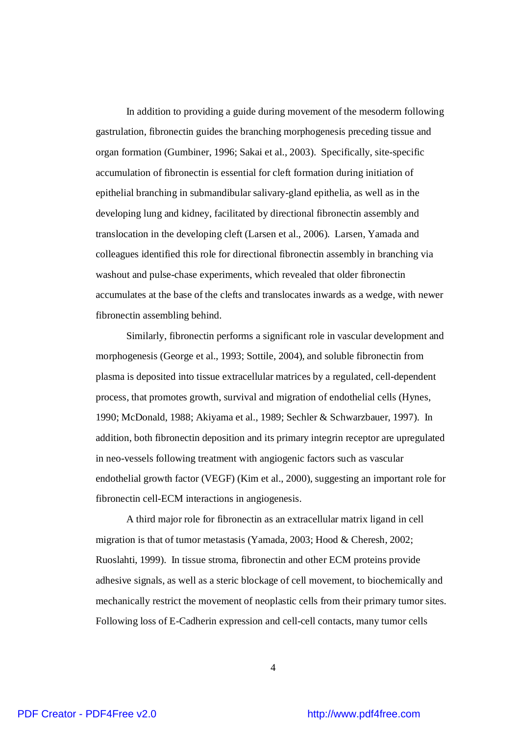In addition to providing a guide during movement of the mesoderm following gastrulation, fibronectin guides the branching morphogenesis preceding tissue and organ formation (Gumbiner, 1996; Sakai et al., 2003). Specifically, site-specific accumulation of fibronectin is essential for cleft formation during initiation of epithelial branching in submandibular salivary-gland epithelia, as well as in the developing lung and kidney, facilitated by directional fibronectin assembly and translocation in the developing cleft (Larsen et al., 2006). Larsen, Yamada and colleagues identified this role for directional fibronectin assembly in branching via washout and pulse-chase experiments, which revealed that older fibronectin accumulates at the base of the clefts and translocates inwards as a wedge, with newer fibronectin assembling behind.

Similarly, fibronectin performs a significant role in vascular development and morphogenesis (George et al., 1993; Sottile, 2004), and soluble fibronectin from plasma is deposited into tissue extracellular matrices by a regulated, cell-dependent process, that promotes growth, survival and migration of endothelial cells (Hynes, 1990; McDonald, 1988; Akiyama et al., 1989; Sechler & Schwarzbauer, 1997). In addition, both fibronectin deposition and its primary integrin receptor are upregulated in neo-vessels following treatment with angiogenic factors such as vascular endothelial growth factor (VEGF) (Kim et al., 2000), suggesting an important role for fibronectin cell-ECM interactions in angiogenesis.

A third major role for fibronectin as an extracellular matrix ligand in cell migration is that of tumor metastasis (Yamada, 2003; Hood & Cheresh, 2002; Ruoslahti, 1999). In tissue stroma, fibronectin and other ECM proteins provide adhesive signals, as well as a steric blockage of cell movement, to biochemically and mechanically restrict the movement of neoplastic cells from their primary tumor sites. Following loss of E-Cadherin expression and cell-cell contacts, many tumor cells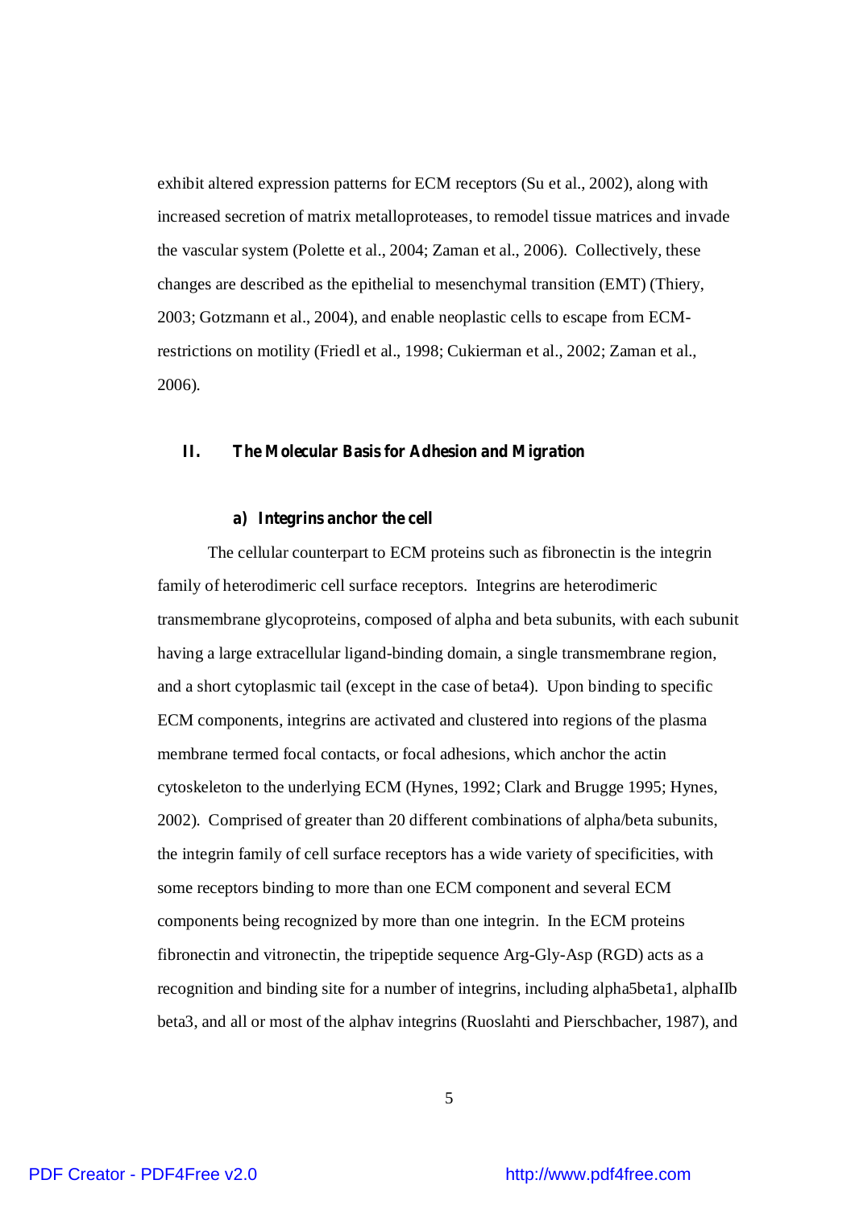exhibit altered expression patterns for ECM receptors (Su et al., 2002), along with increased secretion of matrix metalloproteases, to remodel tissue matrices and invade the vascular system (Polette et al., 2004; Zaman et al., 2006). Collectively, these changes are described as the epithelial to mesenchymal transition (EMT) (Thiery, 2003; Gotzmann et al., 2004), and enable neoplastic cells to escape from ECM-restrictions on motility (Friedl et al., 1998; Cukierman et al., 2002; Zaman et al., 2006).

## II. The Molecular Basis for Adhesion and Migration

### a) Integrins anchor the cell

The cellular counterpart to ECM proteins such as fibronectin is the integrin family of heterodimeric cell surface receptors. Integrins are heterodimeric transmembrane glycoproteins, composed of alpha and beta subunits, with each subunit having a large extracellular ligand-binding domain, a single transmembrane region, and a short cytoplasmic tail (except in the case of beta4). Upon binding to specific ECM components, integrins are activated and clustered into regions of the plasma membrane termed focal contacts, or focal adhesions, which anchor the actin cytoskeleton to the underlying ECM (Hynes, 1992; Clark and Brugge 1995; Hynes, 2002). Comprised of greater than 20 different combinations of alpha/beta subunits, the integrin family of cell surface receptors has a wide variety of specificities, with some receptors binding to more than one ECM component and several ECM components being recognized by more than one integrin. In the ECM proteins fibronectin and vitronectin, the tripeptide sequence Arg-Gly-Asp (RGD) acts as a recognition and binding site for a number of integrins, including alpha5beta1, alphaIIb beta3, and all or most of the alphav integrins (Ruoslahti and Pierschbacher, 1987), and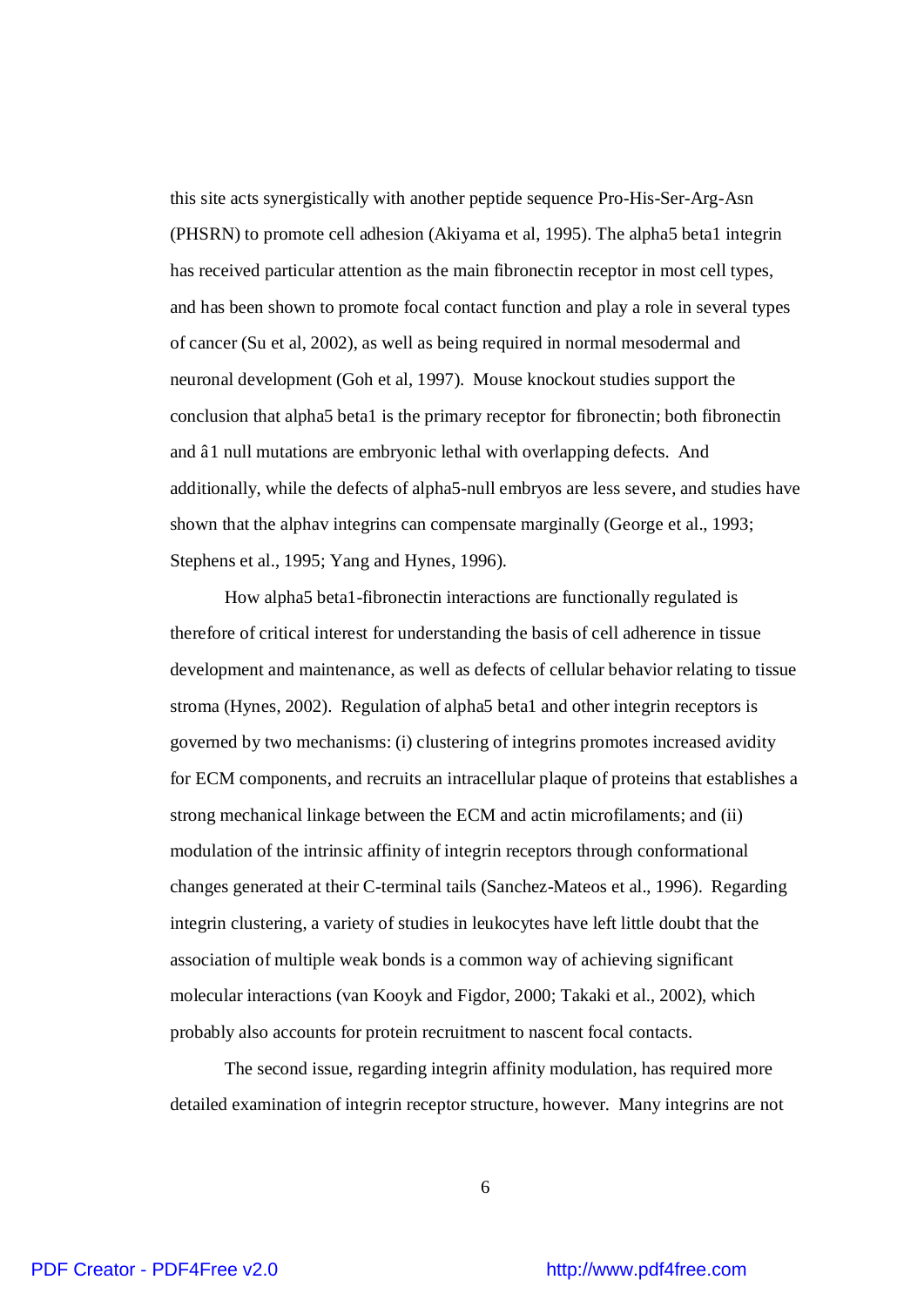this site acts synergistically with another peptide sequence Pro-His-Ser-Arg-Asn (PHSRN) to promote cell adhesion (Akiyama et al, 1995). The alpha5 beta1 integrin has received particular attention as the main fibronectin receptor in most cell types, and has been shown to promote focal contact function and play a role in several types of cancer (Su et al, 2002), as well as being required in normal mesodermal and neuronal development (Goh et al, 1997). Mouse knockout studies support the conclusion that alpha5 beta1 is the primary receptor for fibronectin; both fibronectin and â1 null mutations are embryonic lethal with overlapping defects. And additionally, while the defects of alpha5-null embryos are less severe, and studies have shown that the alphav integrins can compensate marginally (George et al., 1993; Stephens et al., 1995; Yang and Hynes, 1996).

How alpha5 beta1-fibronectin interactions are functionally regulated is therefore of critical interest for understanding the basis of cell adherence in tissue development and maintenance, as well as defects of cellular behavior relating to tissue stroma (Hynes, 2002). Regulation of alpha5 beta1 and other integrin receptors is governed by two mechanisms: (i) clustering of integrins promotes increased avidity for ECM components, and recruits an intracellular plaque of proteins that establishes a strong mechanical linkage between the ECM and actin microfilaments; and (ii) modulation of the intrinsic affinity of integrin receptors through conformational changes generated at their C-terminal tails (Sanchez-Mateos et al., 1996). Regarding integrin clustering, a variety of studies in leukocytes have left little doubt that the association of multiple weak bonds is a common way of achieving significant molecular interactions (van Kooyk and Figdor, 2000; Takaki et al., 2002), which probably also accounts for protein recruitment to nascent focal contacts.

The second issue, regarding integrin affinity modulation, has required more detailed examination of integrin receptor structure, however. Many integrins are not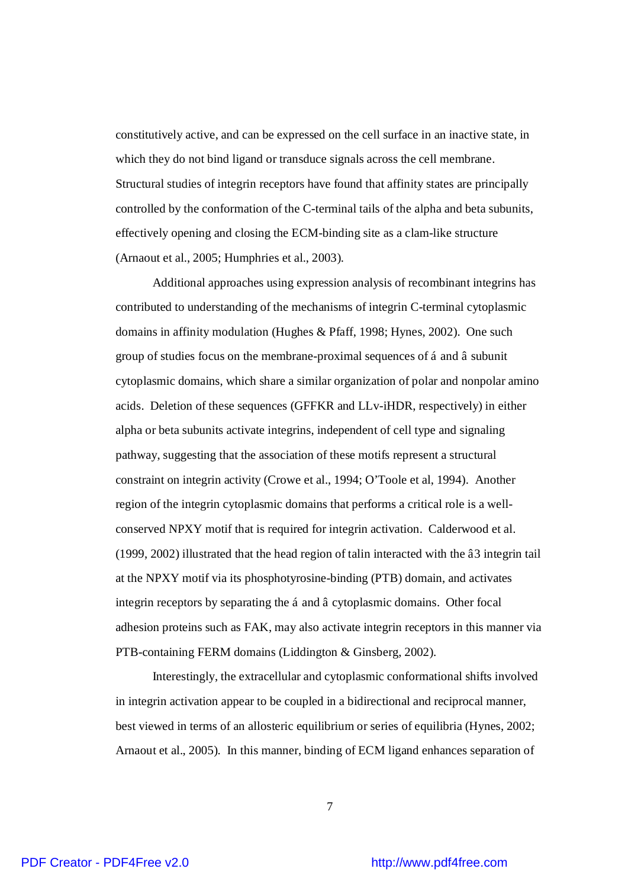constitutively active, and can be expressed on the cell surface in an inactive state, in which they do not bind ligand or transduce signals across the cell membrane. Structural studies of integrin receptors have found that affinity states are principally controlled by the conformation of the C-terminal tails of the alpha and beta subunits, effectively opening and closing the ECM-binding site as a clam-like structure (Arnaout et al., 2005; Humphries et al., 2003).

Additional approaches using expression analysis of recombinant integrins has contributed to understanding of the mechanisms of integrin C-terminal cytoplasmic domains in affinity modulation (Hughes & Pfaff, 1998; Hynes, 2002). One such group of studies focus on the membrane-proximal sequences of á and â subunit cytoplasmic domains, which share a similar organization of polar and nonpolar amino acids. Deletion of these sequences (GFFKR and LLv-iHDR, respectively) in either alpha or beta subunits activate integrins, independent of cell type and signaling pathway, suggesting that the association of these motifs represent a structural constraint on integrin activity (Crowe et al., 1994; O'Toole et al, 1994). Another region of the integrin cytoplasmic domains that performs a critical role is a well-conserved NPXY motif that is required for integrin activation. Calderwood et al. (1999, 2002) illustrated that the head region of talin interacted with the â3 integrin tail at the NPXY motif via its phosphotyrosine-binding (PTB) domain, and activates integrin receptors by separating the á and â cytoplasmic domains. Other focal adhesion proteins such as FAK, may also activate integrin receptors in this manner via PTB-containing FERM domains (Liddington & Ginsberg, 2002).

Interestingly, the extracellular and cytoplasmic conformational shifts involved in integrin activation appear to be coupled in a bidirectional and reciprocal manner, best viewed in terms of an allosteric equilibrium or series of equilibria (Hynes, 2002; Arnaout et al., 2005). In this manner, binding of ECM ligand enhances separation of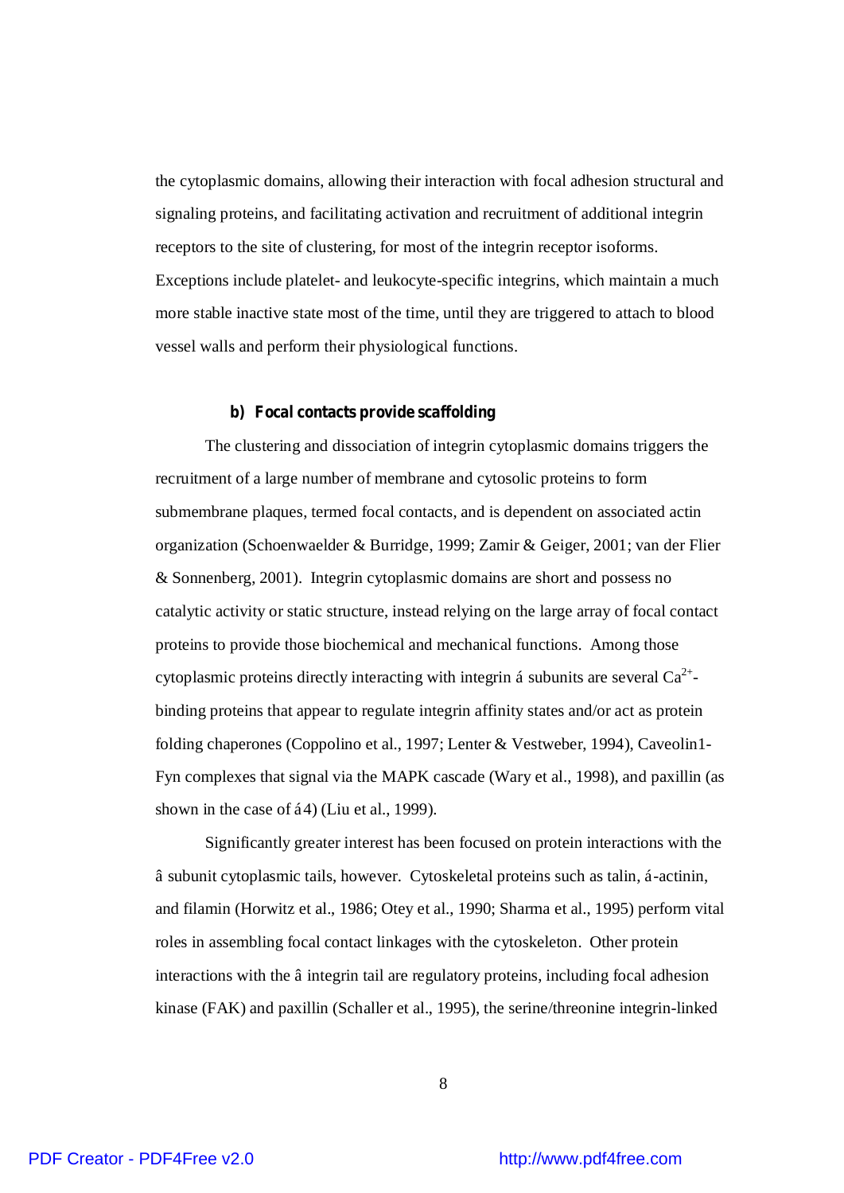the cytoplasmic domains, allowing their interaction with focal adhesion structural and signaling proteins, and facilitating activation and recruitment of additional integrin receptors to the site of clustering, for most of the integrin receptor isoforms. Exceptions include platelet- and leukocyte-specific integrins, which maintain a much more stable inactive state most of the time, until they are triggered to attach to blood vessel walls and perform their physiological functions.

#### b) Focal contacts provide scaffolding

The clustering and dissociation of integrin cytoplasmic domains triggers the recruitment of a large number of membrane and cytosolic proteins to form submembrane plaques, termed focal contacts, and is dependent on associated actin organization (Schoenwaelder & Burridge, 1999; Zamir & Geiger, 2001; van der Flier & Sonnenberg, 2001). Integrin cytoplasmic domains are short and possess no catalytic activity or static structure, instead relying on the large array of focal contact proteins to provide those biochemical and mechanical functions. Among those cytoplasmic proteins directly interacting with integrin á subunits are several $Ca^{2+}$-binding proteins that appear to regulate integrin affinity states and/or act as protein folding chaperones (Coppolino et al., 1997; Lenter & Vestweber, 1994), Caveolin1-Fyn complexes that signal via the MAPK cascade (Wary et al., 1998), and paxillin (as shown in the case of á4) (Liu et al., 1999).

Significantly greater interest has been focused on protein interactions with the â subunit cytoplasmic tails, however. Cytoskeletal proteins such as talin, á-actinin, and filamin (Horwitz et al., 1986; Otey et al., 1990; Sharma et al., 1995) perform vital roles in assembling focal contact linkages with the cytoskeleton. Other protein interactions with the â integrin tail are regulatory proteins, including focal adhesion kinase (FAK) and paxillin (Schaller et al., 1995), the serine/threonine integrin-linked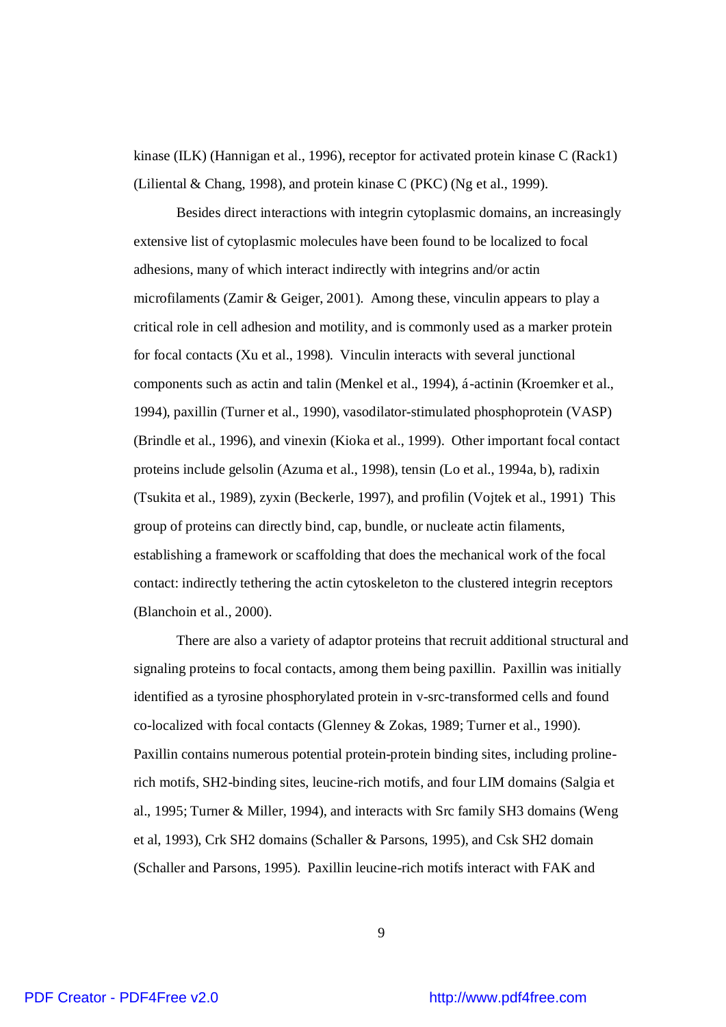kinase (ILK) (Hannigan et al., 1996), receptor for activated protein kinase C (Rack1) (Liliental & Chang, 1998), and protein kinase C (PKC) (Ng et al., 1999).

Besides direct interactions with integrin cytoplasmic domains, an increasingly extensive list of cytoplasmic molecules have been found to be localized to focal adhesions, many of which interact indirectly with integrins and/or actin microfilaments (Zamir & Geiger, 2001). Among these, vinculin appears to play a critical role in cell adhesion and motility, and is commonly used as a marker protein for focal contacts (Xu et al., 1998). Vinculin interacts with several junctional components such as actin and talin (Menkel et al., 1994), á-actinin (Kroemker et al., 1994), paxillin (Turner et al., 1990), vasodilator-stimulated phosphoprotein (VASP) (Brindle et al., 1996), and vinexin (Kioka et al., 1999). Other important focal contact proteins include gelsolin (Azuma et al., 1998), tensin (Lo et al., 1994a, b), radixin (Tsukita et al., 1989), zyxin (Beckerle, 1997), and profilin (Vojtek et al., 1991) This group of proteins can directly bind, cap, bundle, or nucleate actin filaments, establishing a framework or scaffolding that does the mechanical work of the focal contact: indirectly tethering the actin cytoskeleton to the clustered integrin receptors (Blanchoin et al., 2000).

There are also a variety of adaptor proteins that recruit additional structural and signaling proteins to focal contacts, among them being paxillin. Paxillin was initially identified as a tyrosine phosphorylated protein in v-src-transformed cells and found co-localized with focal contacts (Glenney & Zokas, 1989; Turner et al., 1990). Paxillin contains numerous potential protein-protein binding sites, including proline-rich motifs, SH2-binding sites, leucine-rich motifs, and four LIM domains (Salgia et al., 1995; Turner & Miller, 1994), and interacts with Src family SH3 domains (Weng et al, 1993), Crk SH2 domains (Schaller & Parsons, 1995), and Csk SH2 domain (Schaller and Parsons, 1995). Paxillin leucine-rich motifs interact with FAK and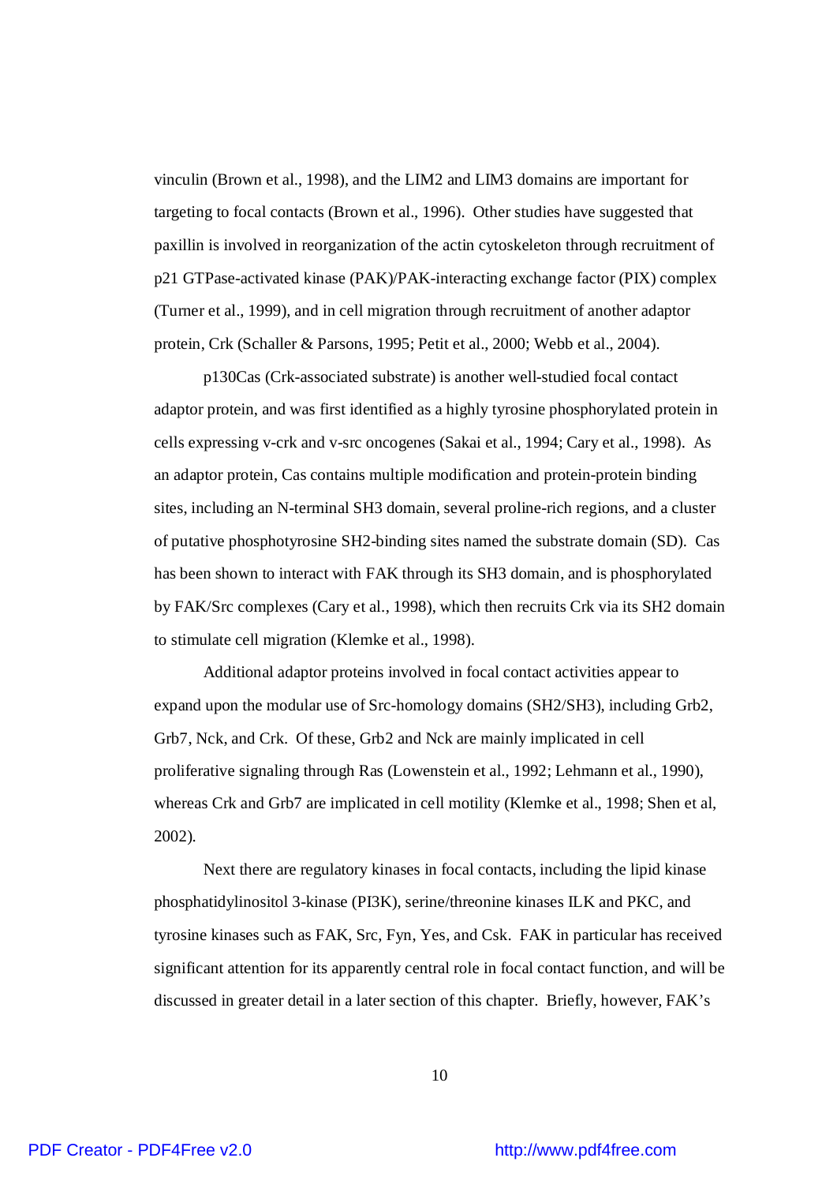vinculin (Brown et al., 1998), and the LIM2 and LIM3 domains are important for targeting to focal contacts (Brown et al., 1996). Other studies have suggested that paxillin is involved in reorganization of the actin cytoskeleton through recruitment of p21 GTPase-activated kinase (PAK)/PAK-interacting exchange factor (PIX) complex (Turner et al., 1999), and in cell migration through recruitment of another adaptor protein, Crk (Schaller & Parsons, 1995; Petit et al., 2000; Webb et al., 2004).

p130Cas (Crk-associated substrate) is another well-studied focal contact adaptor protein, and was first identified as a highly tyrosine phosphorylated protein in cells expressing v-crk and v-src oncogenes (Sakai et al., 1994; Cary et al., 1998). As an adaptor protein, Cas contains multiple modification and protein-protein binding sites, including an N-terminal SH3 domain, several proline-rich regions, and a cluster of putative phosphotyrosine SH2-binding sites named the substrate domain (SD). Cas has been shown to interact with FAK through its SH3 domain, and is phosphorylated by FAK/Src complexes (Cary et al., 1998), which then recruits Crk via its SH2 domain to stimulate cell migration (Klemke et al., 1998).

Additional adaptor proteins involved in focal contact activities appear to expand upon the modular use of Src-homology domains (SH2/SH3), including Grb2, Grb7, Nck, and Crk. Of these, Grb2 and Nck are mainly implicated in cell proliferative signaling through Ras (Lowenstein et al., 1992; Lehmann et al., 1990), whereas Crk and Grb7 are implicated in cell motility (Klemke et al., 1998; Shen et al, 2002).

Next there are regulatory kinases in focal contacts, including the lipid kinase phosphatidylinositol 3-kinase (PI3K), serine/threonine kinases ILK and PKC, and tyrosine kinases such as FAK, Src, Fyn, Yes, and Csk. FAK in particular has received significant attention for its apparently central role in focal contact function, and will be discussed in greater detail in a later section of this chapter. Briefly, however, FAK's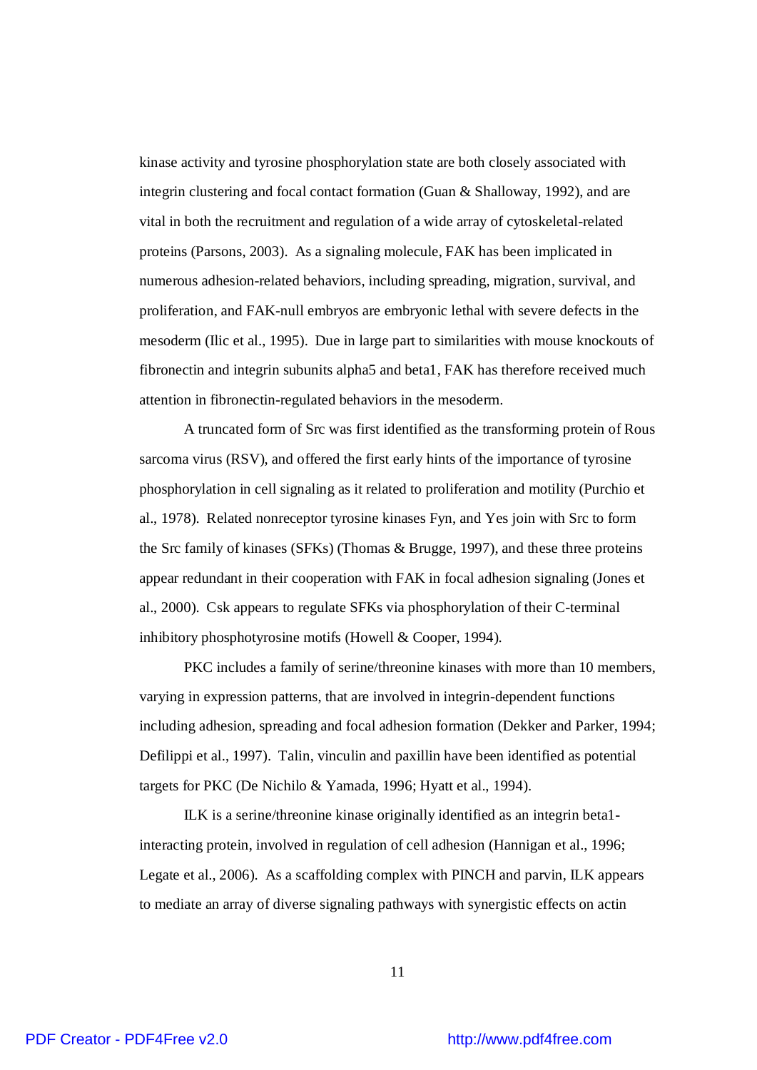kinase activity and tyrosine phosphorylation state are both closely associated with integrin clustering and focal contact formation (Guan & Shalloway, 1992), and are vital in both the recruitment and regulation of a wide array of cytoskeletal-related proteins (Parsons, 2003). As a signaling molecule, FAK has been implicated in numerous adhesion-related behaviors, including spreading, migration, survival, and proliferation, and FAK-null embryos are embryonic lethal with severe defects in the mesoderm (Ilic et al., 1995). Due in large part to similarities with mouse knockouts of fibronectin and integrin subunits alpha5 and beta1, FAK has therefore received much attention in fibronectin-regulated behaviors in the mesoderm.

A truncated form of Src was first identified as the transforming protein of Rous sarcoma virus (RSV), and offered the first early hints of the importance of tyrosine phosphorylation in cell signaling as it related to proliferation and motility (Purchio et al., 1978). Related nonreceptor tyrosine kinases Fyn, and Yes join with Src to form the Src family of kinases (SFKs) (Thomas & Brugge, 1997), and these three proteins appear redundant in their cooperation with FAK in focal adhesion signaling (Jones et al., 2000). Csk appears to regulate SFKs via phosphorylation of their C-terminal inhibitory phosphotyrosine motifs (Howell & Cooper, 1994).

PKC includes a family of serine/threonine kinases with more than 10 members, varying in expression patterns, that are involved in integrin-dependent functions including adhesion, spreading and focal adhesion formation (Dekker and Parker, 1994; Defilippi et al., 1997). Talin, vinculin and paxillin have been identified as potential targets for PKC (De Nichilo & Yamada, 1996; Hyatt et al., 1994).

ILK is a serine/threonine kinase originally identified as an integrin beta1-interacting protein, involved in regulation of cell adhesion (Hannigan et al., 1996; Legate et al., 2006). As a scaffolding complex with PINCH and parvin, ILK appears to mediate an array of diverse signaling pathways with synergistic effects on actin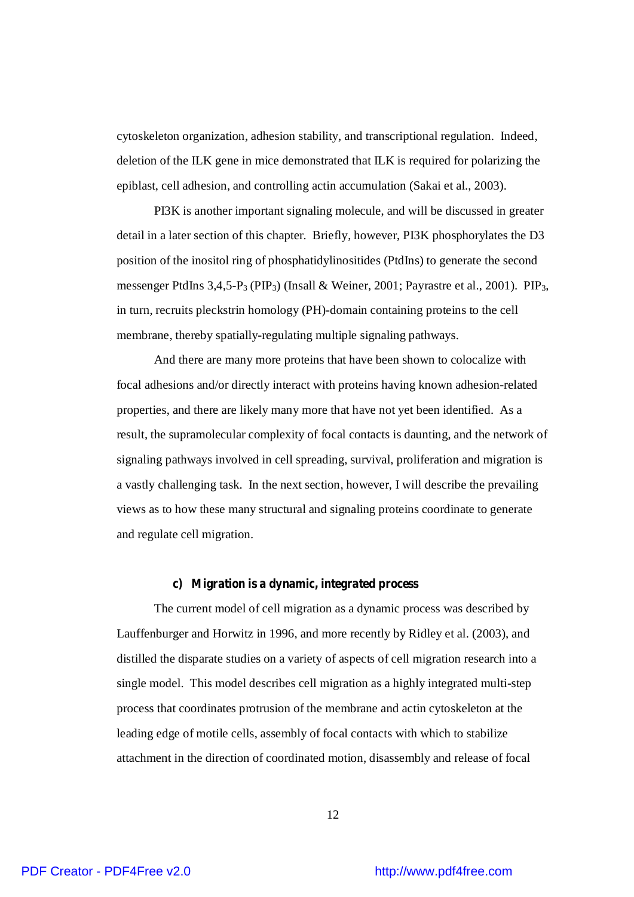cytoskeleton organization, adhesion stability, and transcriptional regulation. Indeed, deletion of the ILK gene in mice demonstrated that ILK is required for polarizing the epiblast, cell adhesion, and controlling actin accumulation (Sakai et al., 2003).

PI3K is another important signaling molecule, and will be discussed in greater detail in a later section of this chapter. Briefly, however, PI3K phosphorylates the D3 position of the inositol ring of phosphatidylinositides (PtdIns) to generate the second messenger PtdIns 3,4,5-$P_3$ ($PIP_3$) (Insall & Weiner, 2001; Payrastre et al., 2001). $PIP_3$, in turn, recruits pleckstrin homology (PH)-domain containing proteins to the cell membrane, thereby spatially-regulating multiple signaling pathways.

And there are many more proteins that have been shown to colocalize with focal adhesions and/or directly interact with proteins having known adhesion-related properties, and there are likely many more that have not yet been identified. As a result, the supramolecular complexity of focal contacts is daunting, and the network of signaling pathways involved in cell spreading, survival, proliferation and migration is a vastly challenging task. In the next section, however, I will describe the prevailing views as to how these many structural and signaling proteins coordinate to generate and regulate cell migration.

### c) Migration is a dynamic, integrated process

The current model of cell migration as a dynamic process was described by Lauffenburger and Horwitz in 1996, and more recently by Ridley et al. (2003), and distilled the disparate studies on a variety of aspects of cell migration research into a single model. This model describes cell migration as a highly integrated multi-step process that coordinates protrusion of the membrane and actin cytoskeleton at the leading edge of motile cells, assembly of focal contacts with which to stabilize attachment in the direction of coordinated motion, disassembly and release of focal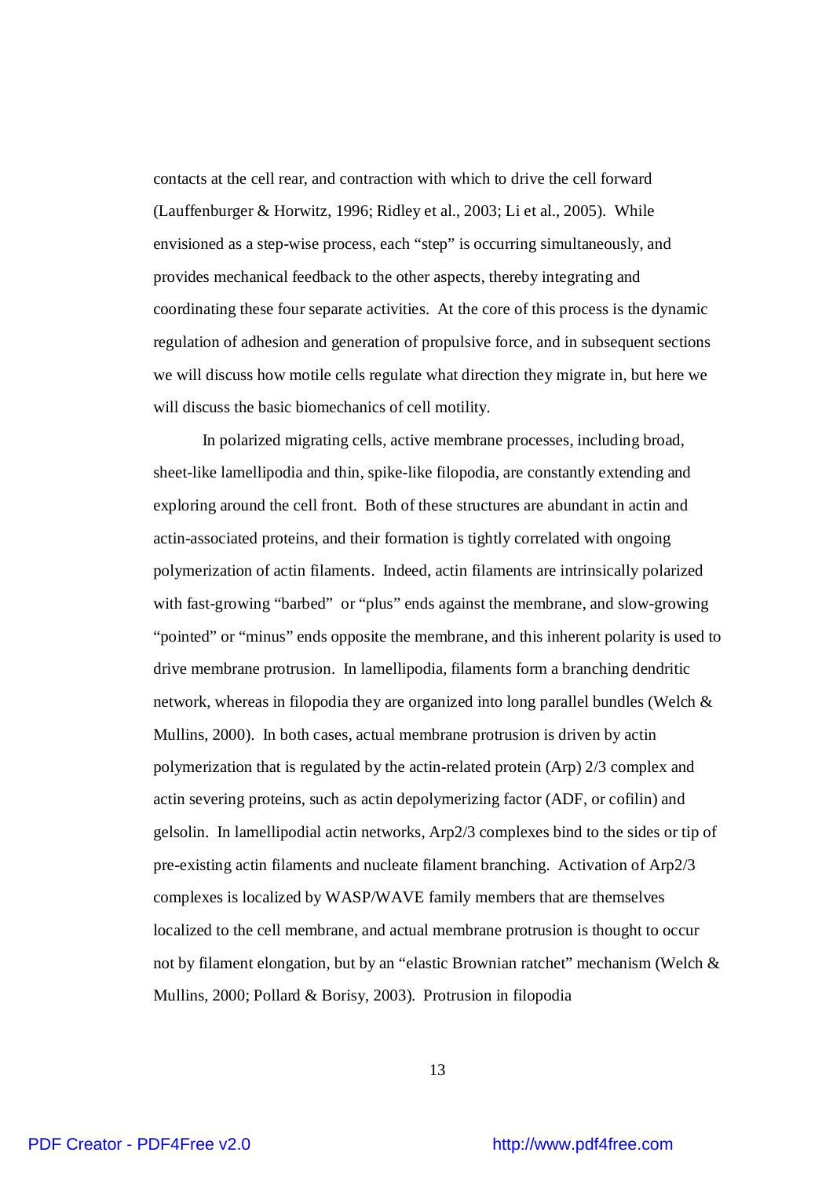contacts at the cell rear, and contraction with which to drive the cell forward (Lauffenburger & Horwitz, 1996; Ridley et al., 2003; Li et al., 2005). While envisioned as a step-wise process, each "step" is occurring simultaneously, and provides mechanical feedback to the other aspects, thereby integrating and coordinating these four separate activities. At the core of this process is the dynamic regulation of adhesion and generation of propulsive force, and in subsequent sections we will discuss how motile cells regulate what direction they migrate in, but here we will discuss the basic biomechanics of cell motility.

In polarized migrating cells, active membrane processes, including broad, sheet-like lamellipodia and thin, spike-like filopodia, are constantly extending and exploring around the cell front. Both of these structures are abundant in actin and actin-associated proteins, and their formation is tightly correlated with ongoing polymerization of actin filaments. Indeed, actin filaments are intrinsically polarized with fast-growing "barbed" or "plus" ends against the membrane, and slow-growing "pointed" or "minus" ends opposite the membrane, and this inherent polarity is used to drive membrane protrusion. In lamellipodia, filaments form a branching dendritic network, whereas in filopodia they are organized into long parallel bundles (Welch & Mullins, 2000). In both cases, actual membrane protrusion is driven by actin polymerization that is regulated by the actin-related protein (Arp) 2/3 complex and actin severing proteins, such as actin depolymerizing factor (ADF, or cofilin) and gelsolin. In lamellipodial actin networks, Arp2/3 complexes bind to the sides or tip of pre-existing actin filaments and nucleate filament branching. Activation of Arp2/3 complexes is localized by WASP/WAVE family members that are themselves localized to the cell membrane, and actual membrane protrusion is thought to occur not by filament elongation, but by an "elastic Brownian ratchet" mechanism (Welch & Mullins, 2000; Pollard & Borisy, 2003). Protrusion in filopodia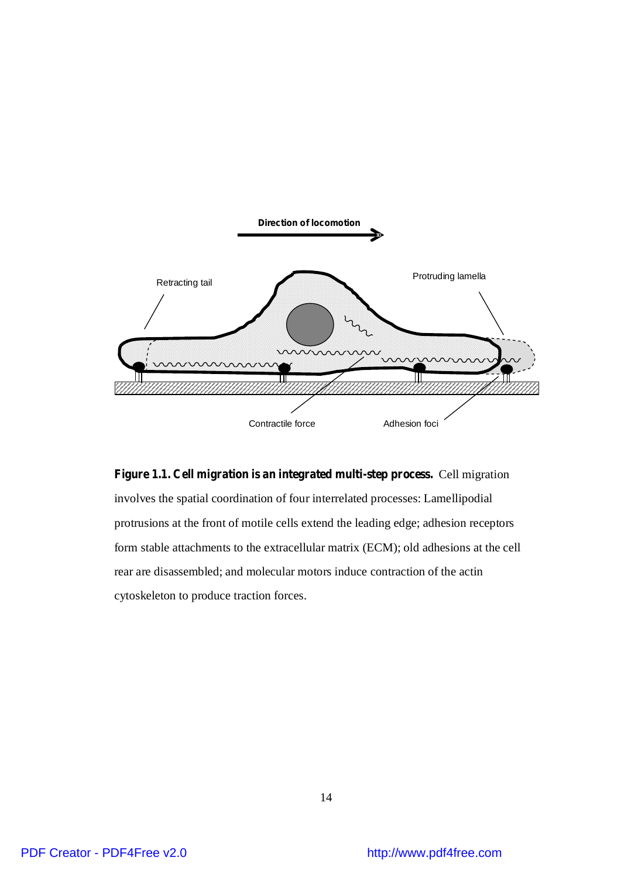**Figure 1.1. Cell migration is an integrated multi-step process.** Cell migration involves the spatial coordination of four interrelated processes: Lamellipodial protrusions at the front of motile cells extend the leading edge; adhesion receptors form stable attachments to the extracellular matrix (ECM); old adhesions at the cell rear are disassembled; and molecular motors induce contraction of the actin cytoskeleton to produce traction forces.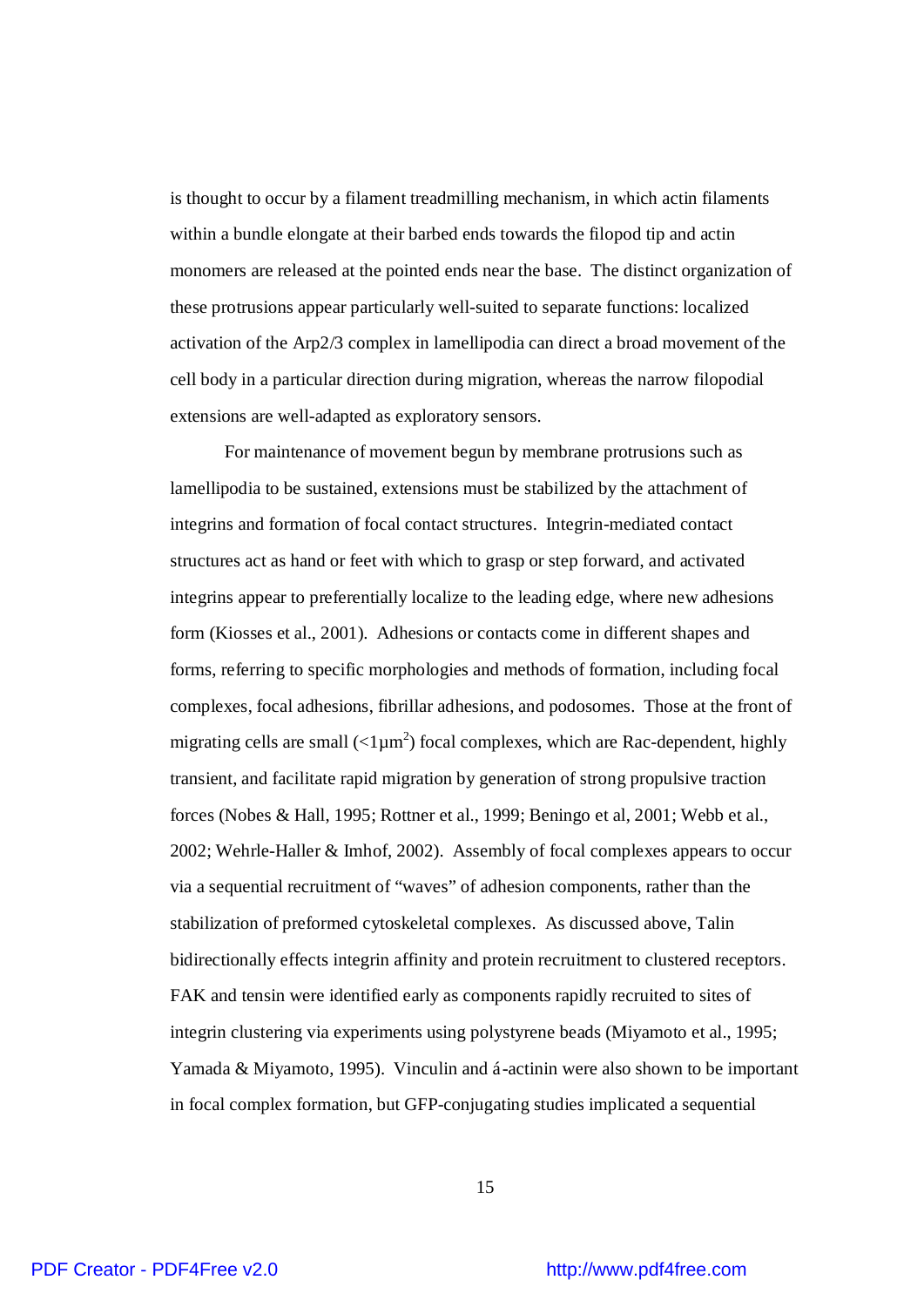is thought to occur by a filament treadmilling mechanism, in which actin filaments within a bundle elongate at their barbed ends towards the filopod tip and actin monomers are released at the pointed ends near the base. The distinct organization of these protrusions appear particularly well-suited to separate functions: localized activation of the Arp2/3 complex in lamellipodia can direct a broad movement of the cell body in a particular direction during migration, whereas the narrow filopodial extensions are well-adapted as exploratory sensors.

For maintenance of movement begun by membrane protrusions such as lamellipodia to be sustained, extensions must be stabilized by the attachment of integrins and formation of focal contact structures. Integrin-mediated contact structures act as hand or feet with which to grasp or step forward, and activated integrins appear to preferentially localize to the leading edge, where new adhesions form (Kiosses et al., 2001). Adhesions or contacts come in different shapes and forms, referring to specific morphologies and methods of formation, including focal complexes, focal adhesions, fibrillar adhesions, and podosomes. Those at the front of migrating cells are small ($<1\mu m^2$) focal complexes, which are Rac-dependent, highly transient, and facilitate rapid migration by generation of strong propulsive traction forces (Nobes & Hall, 1995; Rottner et al., 1999; Beningo et al, 2001; Webb et al., 2002; Wehrle-Haller & Imhof, 2002). Assembly of focal complexes appears to occur via a sequential recruitment of "waves" of adhesion components, rather than the stabilization of preformed cytoskeletal complexes. As discussed above, Talin bidirectionally effects integrin affinity and protein recruitment to clustered receptors. FAK and tensin were identified early as components rapidly recruited to sites of integrin clustering via experiments using polystyrene beads (Miyamoto et al., 1995; Yamada & Miyamoto, 1995). Vinculin and á-actinin were also shown to be important in focal complex formation, but GFP-conjugating studies implicated a sequential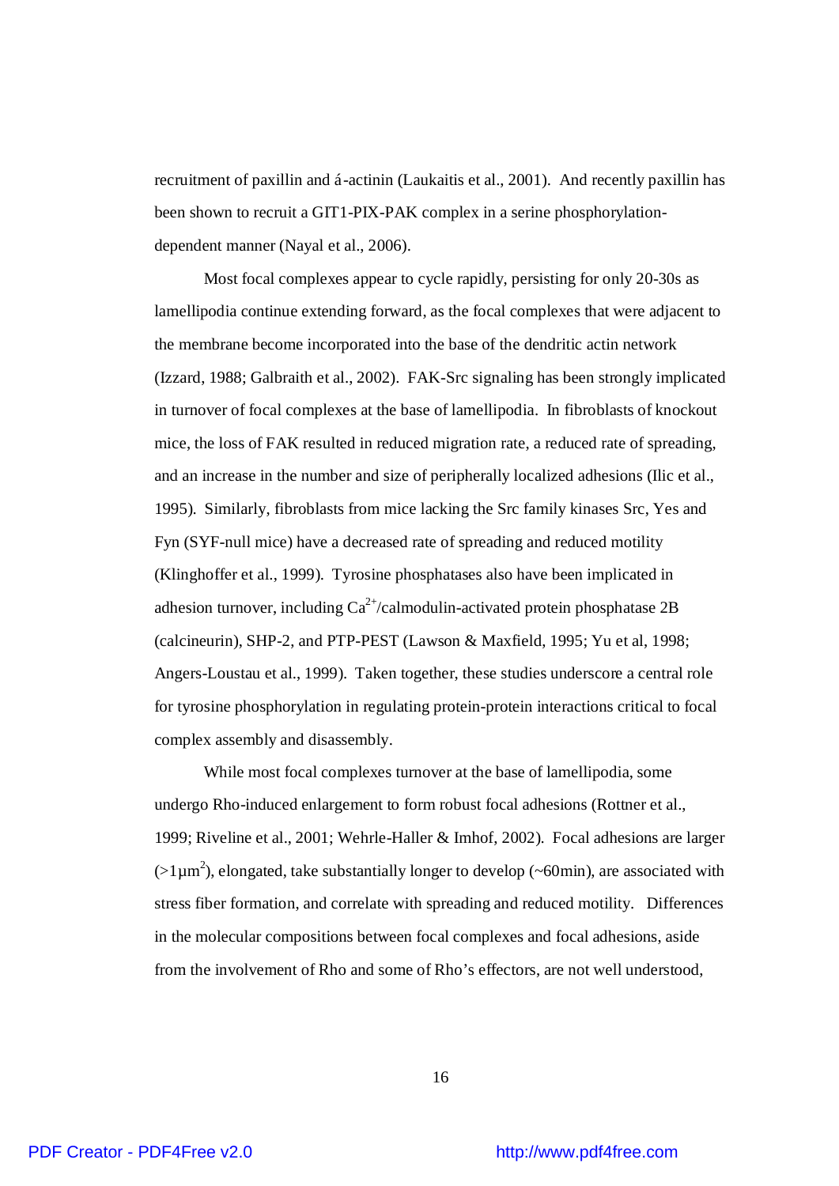recruitment of paxillin and á-actinin (Laukaitis et al., 2001). And recently paxillin has been shown to recruit a GIT1-PIX-PAK complex in a serine phosphorylation-dependent manner (Nayal et al., 2006).

Most focal complexes appear to cycle rapidly, persisting for only 20-30s as lamellipodia continue extending forward, as the focal complexes that were adjacent to the membrane become incorporated into the base of the dendritic actin network (Izzard, 1988; Galbraith et al., 2002). FAK-Src signaling has been strongly implicated in turnover of focal complexes at the base of lamellipodia. In fibroblasts of knockout mice, the loss of FAK resulted in reduced migration rate, a reduced rate of spreading, and an increase in the number and size of peripherally localized adhesions (Ilic et al., 1995). Similarly, fibroblasts from mice lacking the Src family kinases Src, Yes and Fyn (SYF-null mice) have a decreased rate of spreading and reduced motility (Klinghoffer et al., 1999). Tyrosine phosphatases also have been implicated in adhesion turnover, including $Ca^{2+}$/calmodulin-activated protein phosphatase 2B (calcineurin), SHP-2, and PTP-PEST (Lawson & Maxfield, 1995; Yu et al, 1998; Angers-Loustau et al., 1999). Taken together, these studies underscore a central role for tyrosine phosphorylation in regulating protein-protein interactions critical to focal complex assembly and disassembly.

While most focal complexes turnover at the base of lamellipodia, some undergo Rho-induced enlargement to form robust focal adhesions (Rottner et al., 1999; Riveline et al., 2001; Wehrle-Haller & Imhof, 2002). Focal adhesions are larger ($>1\mu m^2$), elongated, take substantially longer to develop (~60min), are associated with stress fiber formation, and correlate with spreading and reduced motility. Differences in the molecular compositions between focal complexes and focal adhesions, aside from the involvement of Rho and some of Rho's effectors, are not well understood,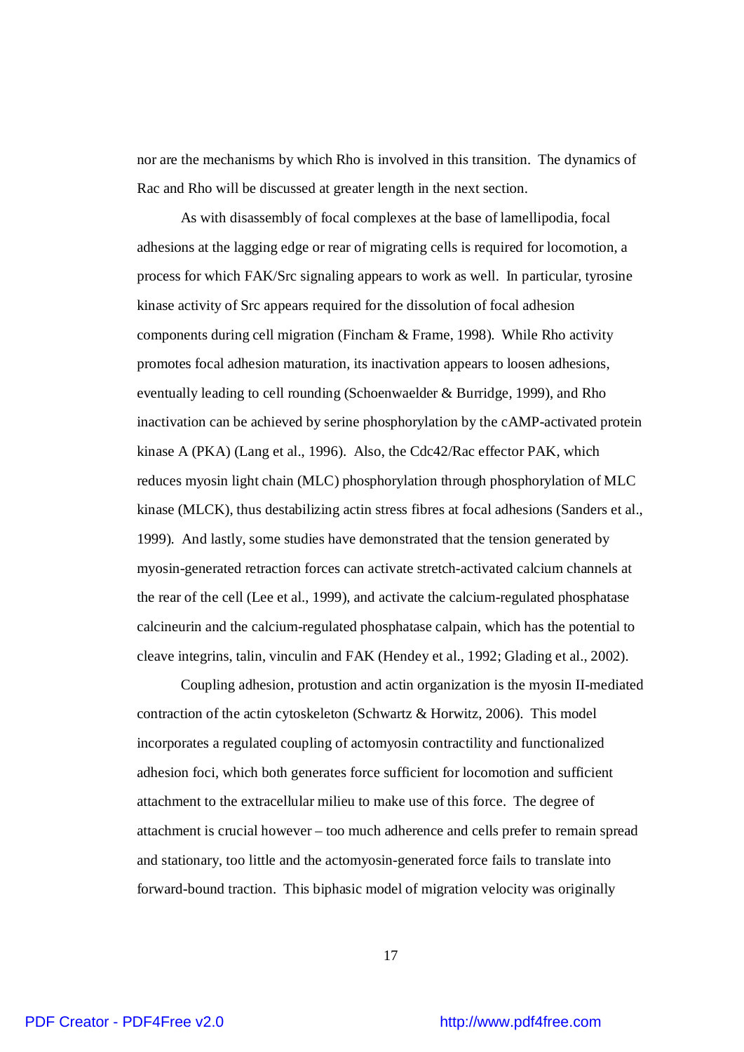nor are the mechanisms by which Rho is involved in this transition. The dynamics of Rac and Rho will be discussed at greater length in the next section.

As with disassembly of focal complexes at the base of lamellipodia, focal adhesions at the lagging edge or rear of migrating cells is required for locomotion, a process for which FAK/Src signaling appears to work as well. In particular, tyrosine kinase activity of Src appears required for the dissolution of focal adhesion components during cell migration (Fincham & Frame, 1998). While Rho activity promotes focal adhesion maturation, its inactivation appears to loosen adhesions, eventually leading to cell rounding (Schoenwaelder & Burridge, 1999), and Rho inactivation can be achieved by serine phosphorylation by the cAMP-activated protein kinase A (PKA) (Lang et al., 1996). Also, the Cdc42/Rac effector PAK, which reduces myosin light chain (MLC) phosphorylation through phosphorylation of MLC kinase (MLCK), thus destabilizing actin stress fibres at focal adhesions (Sanders et al., 1999). And lastly, some studies have demonstrated that the tension generated by myosin-generated retraction forces can activate stretch-activated calcium channels at the rear of the cell (Lee et al., 1999), and activate the calcium-regulated phosphatase calcineurin and the calcium-regulated phosphatase calpain, which has the potential to cleave integrins, talin, vinculin and FAK (Hendey et al., 1992; Glading et al., 2002).

Coupling adhesion, protustion and actin organization is the myosin II-mediated contraction of the actin cytoskeleton (Schwartz & Horwitz, 2006). This model incorporates a regulated coupling of actomyosin contractility and functionalized adhesion foci, which both generates force sufficient for locomotion and sufficient attachment to the extracellular milieu to make use of this force. The degree of attachment is crucial however – too much adherence and cells prefer to remain spread and stationary, too little and the actomyosin-generated force fails to translate into forward-bound traction. This biphasic model of migration velocity was originally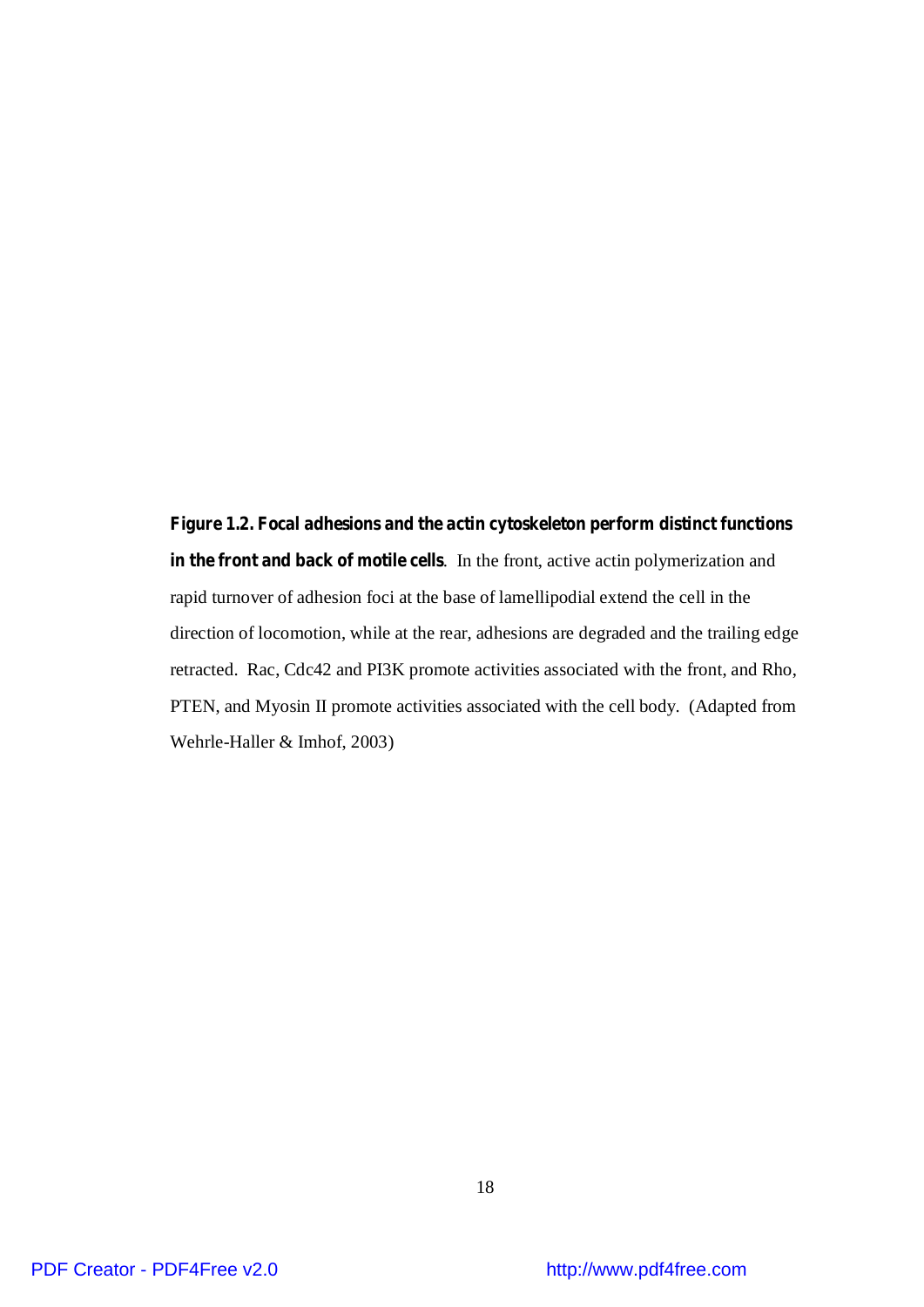**Figure 1.2. Focal adhesions and the actin cytoskeleton perform distinct functions in the front and back of motile cells**. In the front, active actin polymerization and rapid turnover of adhesion foci at the base of lamellipodial extend the cell in the direction of locomotion, while at the rear, adhesions are degraded and the trailing edge retracted. Rac, Cdc42 and PI3K promote activities associated with the front, and Rho, PTEN, and Myosin II promote activities associated with the cell body. (Adapted from Wehrle-Haller & Imhof, 2003)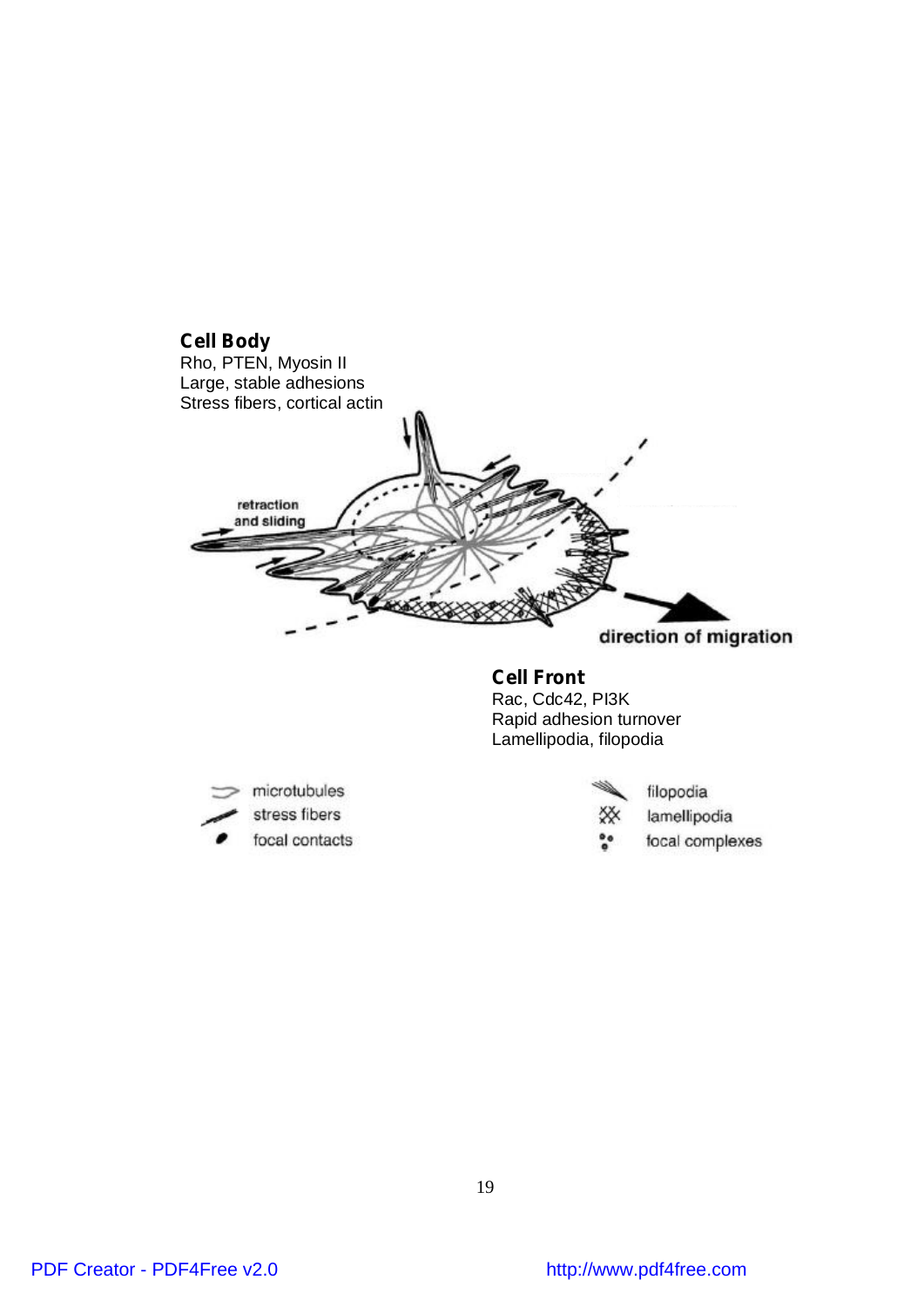**Cell Body**
Rho, PTEN, Myosin II
Large, stable adhesions
Stress fibers, cortical actin

retraction and sliding

direction of migration

**Cell Front**
Rac, Cdc42, PI3K
Rapid adhesion turnover
Lamellipodia, filopodia

microtubules
stress fibers
focal contacts

filopodia
lamellipodia
focal complexes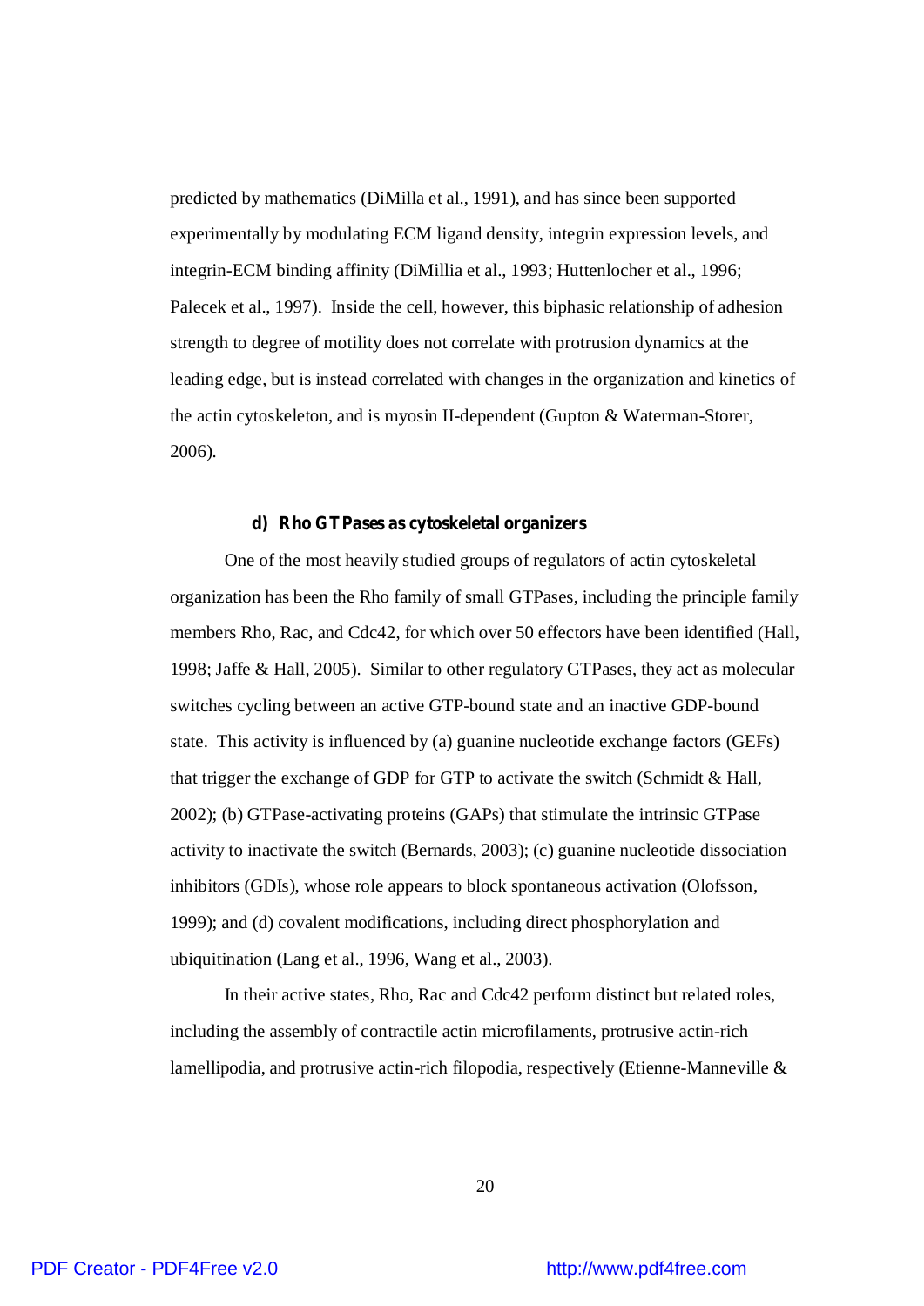predicted by mathematics (DiMilla et al., 1991), and has since been supported experimentally by modulating ECM ligand density, integrin expression levels, and integrin-ECM binding affinity (DiMillia et al., 1993; Huttenlocher et al., 1996; Palecek et al., 1997). Inside the cell, however, this biphasic relationship of adhesion strength to degree of motility does not correlate with protrusion dynamics at the leading edge, but is instead correlated with changes in the organization and kinetics of the actin cytoskeleton, and is myosin II-dependent (Gupton & Waterman-Storer, 2006).

#### d) Rho GTPases as cytoskeletal organizers

One of the most heavily studied groups of regulators of actin cytoskeletal organization has been the Rho family of small GTPases, including the principle family members Rho, Rac, and Cdc42, for which over 50 effectors have been identified (Hall, 1998; Jaffe & Hall, 2005). Similar to other regulatory GTPases, they act as molecular switches cycling between an active GTP-bound state and an inactive GDP-bound state. This activity is influenced by (a) guanine nucleotide exchange factors (GEFs) that trigger the exchange of GDP for GTP to activate the switch (Schmidt & Hall, 2002); (b) GTPase-activating proteins (GAPs) that stimulate the intrinsic GTPase activity to inactivate the switch (Bernards, 2003); (c) guanine nucleotide dissociation inhibitors (GDIs), whose role appears to block spontaneous activation (Olofsson, 1999); and (d) covalent modifications, including direct phosphorylation and ubiquitination (Lang et al., 1996, Wang et al., 2003).

In their active states, Rho, Rac and Cdc42 perform distinct but related roles, including the assembly of contractile actin microfilaments, protrusive actin-rich lamellipodia, and protrusive actin-rich filopodia, respectively (Etienne-Manneville &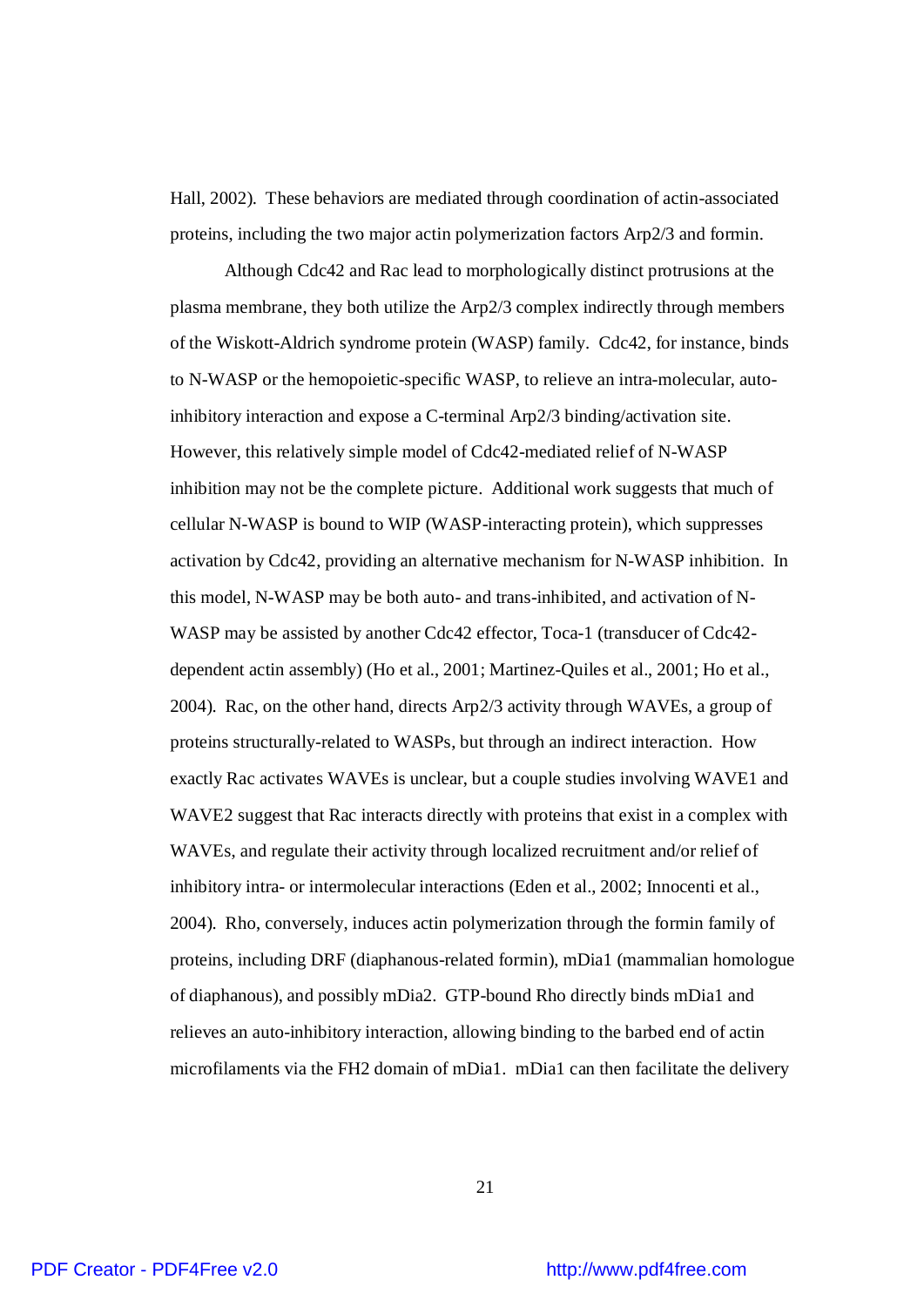Hall, 2002). These behaviors are mediated through coordination of actin-associated proteins, including the two major actin polymerization factors Arp2/3 and formin.

Although Cdc42 and Rac lead to morphologically distinct protrusions at the plasma membrane, they both utilize the Arp2/3 complex indirectly through members of the Wiskott-Aldrich syndrome protein (WASP) family. Cdc42, for instance, binds to N-WASP or the hemopoietic-specific WASP, to relieve an intra-molecular, auto-inhibitory interaction and expose a C-terminal Arp2/3 binding/activation site. However, this relatively simple model of Cdc42-mediated relief of N-WASP inhibition may not be the complete picture. Additional work suggests that much of cellular N-WASP is bound to WIP (WASP-interacting protein), which suppresses activation by Cdc42, providing an alternative mechanism for N-WASP inhibition. In this model, N-WASP may be both auto- and trans-inhibited, and activation of N-WASP may be assisted by another Cdc42 effector, Toca-1 (transducer of Cdc42-dependent actin assembly) (Ho et al., 2001; Martinez-Quiles et al., 2001; Ho et al., 2004). Rac, on the other hand, directs Arp2/3 activity through WAVEs, a group of proteins structurally-related to WASPs, but through an indirect interaction. How exactly Rac activates WAVEs is unclear, but a couple studies involving WAVE1 and WAVE2 suggest that Rac interacts directly with proteins that exist in a complex with WAVEs, and regulate their activity through localized recruitment and/or relief of inhibitory intra- or intermolecular interactions (Eden et al., 2002; Innocenti et al., 2004). Rho, conversely, induces actin polymerization through the formin family of proteins, including DRF (diaphanous-related formin), mDia1 (mammalian homologue of diaphanous), and possibly mDia2. GTP-bound Rho directly binds mDia1 and relieves an auto-inhibitory interaction, allowing binding to the barbed end of actin microfilaments via the FH2 domain of mDia1. mDia1 can then facilitate the delivery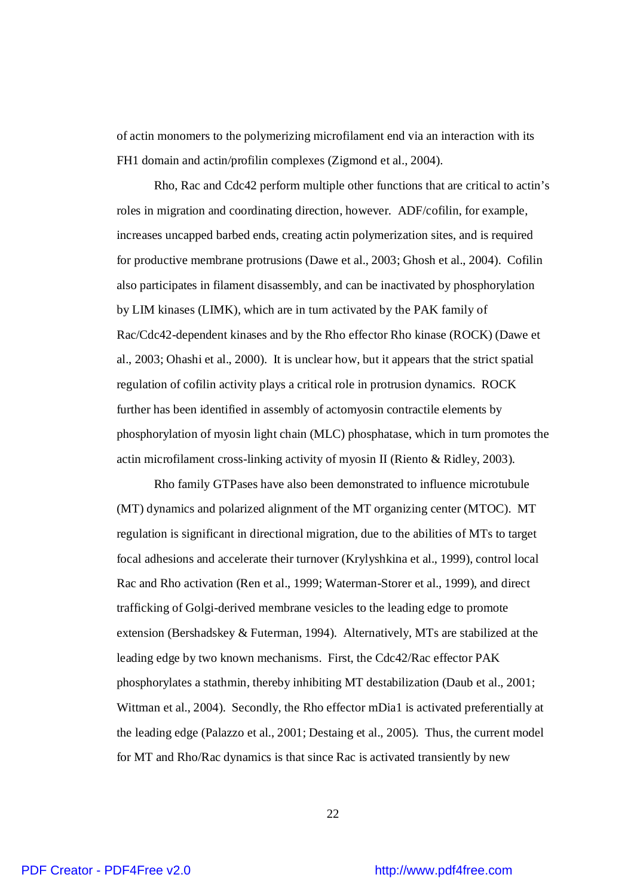of actin monomers to the polymerizing microfilament end via an interaction with its FH1 domain and actin/profilin complexes (Zigmond et al., 2004).

Rho, Rac and Cdc42 perform multiple other functions that are critical to actin's roles in migration and coordinating direction, however. ADF/cofilin, for example, increases uncapped barbed ends, creating actin polymerization sites, and is required for productive membrane protrusions (Dawe et al., 2003; Ghosh et al., 2004). Cofilin also participates in filament disassembly, and can be inactivated by phosphorylation by LIM kinases (LIMK), which are in turn activated by the PAK family of Rac/Cdc42-dependent kinases and by the Rho effector Rho kinase (ROCK) (Dawe et al., 2003; Ohashi et al., 2000). It is unclear how, but it appears that the strict spatial regulation of cofilin activity plays a critical role in protrusion dynamics. ROCK further has been identified in assembly of actomyosin contractile elements by phosphorylation of myosin light chain (MLC) phosphatase, which in turn promotes the actin microfilament cross-linking activity of myosin II (Riento & Ridley, 2003).

Rho family GTPases have also been demonstrated to influence microtubule (MT) dynamics and polarized alignment of the MT organizing center (MTOC). MT regulation is significant in directional migration, due to the abilities of MTs to target focal adhesions and accelerate their turnover (Krylyshkina et al., 1999), control local Rac and Rho activation (Ren et al., 1999; Waterman-Storer et al., 1999), and direct trafficking of Golgi-derived membrane vesicles to the leading edge to promote extension (Bershadskey & Futerman, 1994). Alternatively, MTs are stabilized at the leading edge by two known mechanisms. First, the Cdc42/Rac effector PAK phosphorylates a stathmin, thereby inhibiting MT destabilization (Daub et al., 2001; Wittman et al., 2004). Secondly, the Rho effector mDia1 is activated preferentially at the leading edge (Palazzo et al., 2001; Destaing et al., 2005). Thus, the current model for MT and Rho/Rac dynamics is that since Rac is activated transiently by new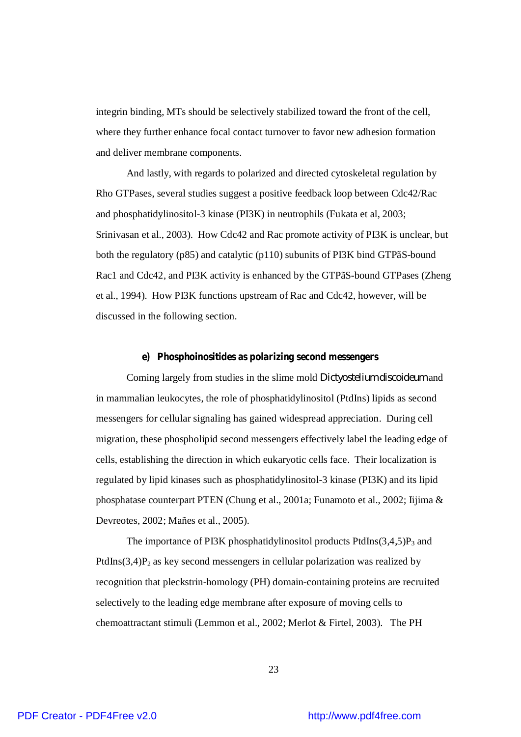integrin binding, MTs should be selectively stabilized toward the front of the cell, where they further enhance focal contact turnover to favor new adhesion formation and deliver membrane components.

And lastly, with regards to polarized and directed cytoskeletal regulation by Rho GTPases, several studies suggest a positive feedback loop between Cdc42/Rac and phosphatidylinositol-3 kinase (PI3K) in neutrophils (Fukata et al, 2003; Srinivasan et al., 2003). How Cdc42 and Rac promote activity of PI3K is unclear, but both the regulatory (p85) and catalytic (p110) subunits of PI3K bind GTPãS-bound Rac1 and Cdc42, and PI3K activity is enhanced by the GTPãS-bound GTPases (Zheng et al., 1994). How PI3K functions upstream of Rac and Cdc42, however, will be discussed in the following section.

#### e) Phosphoinositides as polarizing second messengers

Coming largely from studies in the slime mold *Dictyostelium discoideum* and in mammalian leukocytes, the role of phosphatidylinositol (PtdIns) lipids as second messengers for cellular signaling has gained widespread appreciation. During cell migration, these phospholipid second messengers effectively label the leading edge of cells, establishing the direction in which eukaryotic cells face. Their localization is regulated by lipid kinases such as phosphatidylinositol-3 kinase (PI3K) and its lipid phosphatase counterpart PTEN (Chung et al., 2001a; Funamoto et al., 2002; Iijima & Devreotes, 2002; Mañes et al., 2005).

The importance of PI3K phosphatidylinositol products PtdIns(3,4,5)$P_3$ and PtdIns(3,4)$P_2$ as key second messengers in cellular polarization was realized by recognition that pleckstrin-homology (PH) domain-containing proteins are recruited selectively to the leading edge membrane after exposure of moving cells to chemoattractant stimuli (Lemmon et al., 2002; Merlot & Firtel, 2003). The PH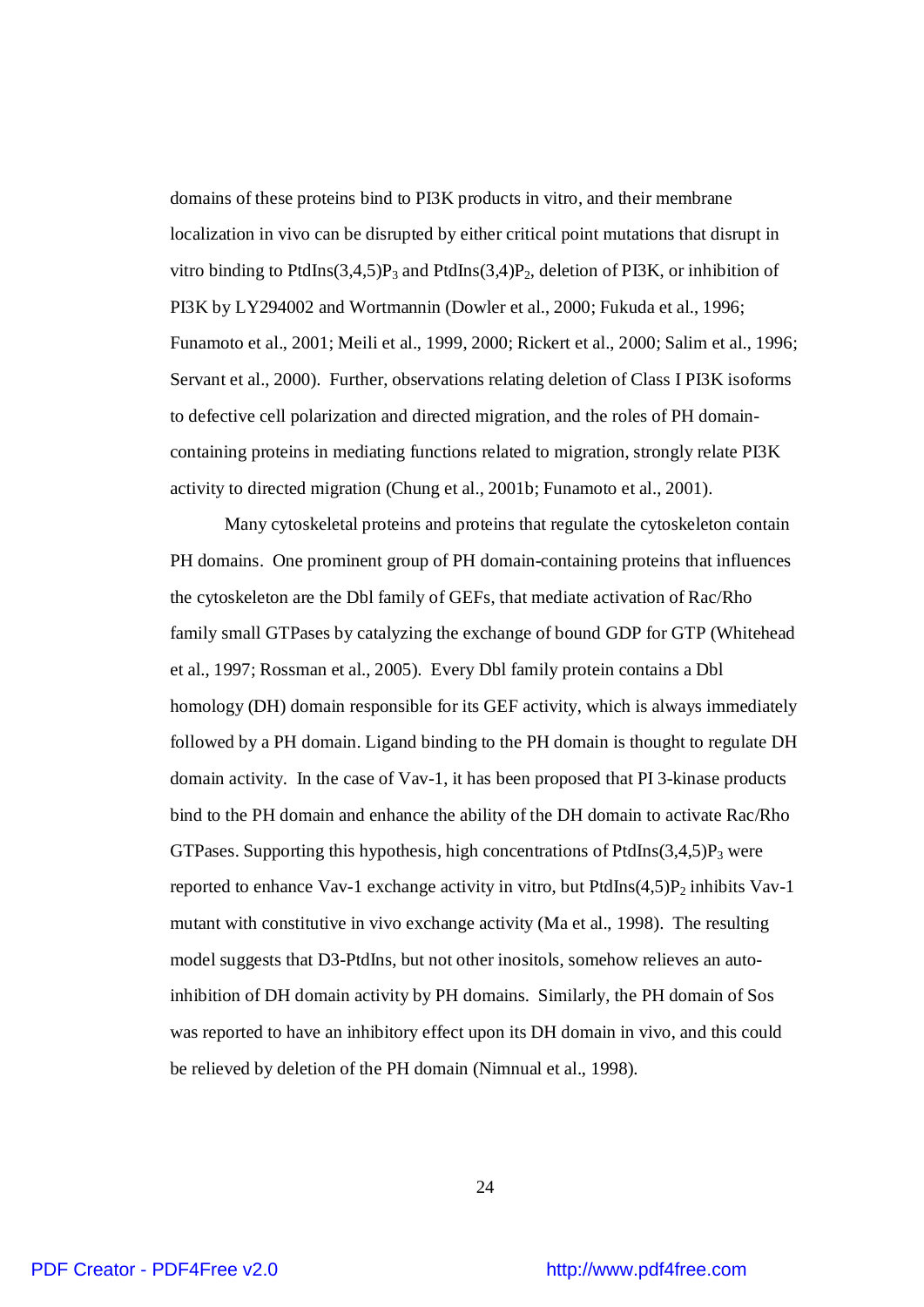domains of these proteins bind to PI3K products in vitro, and their membrane localization in vivo can be disrupted by either critical point mutations that disrupt in vitro binding to PtdIns(3,4,5)$P_3$ and PtdIns(3,4)$P_2$, deletion of PI3K, or inhibition of PI3K by LY294002 and Wortmannin (Dowler et al., 2000; Fukuda et al., 1996; Funamoto et al., 2001; Meili et al., 1999, 2000; Rickert et al., 2000; Salim et al., 1996; Servant et al., 2000). Further, observations relating deletion of Class I PI3K isoforms to defective cell polarization and directed migration, and the roles of PH domain-containing proteins in mediating functions related to migration, strongly relate PI3K activity to directed migration (Chung et al., 2001b; Funamoto et al., 2001).

Many cytoskeletal proteins and proteins that regulate the cytoskeleton contain PH domains. One prominent group of PH domain-containing proteins that influences the cytoskeleton are the Dbl family of GEFs, that mediate activation of Rac/Rho family small GTPases by catalyzing the exchange of bound GDP for GTP (Whitehead et al., 1997; Rossman et al., 2005). Every Dbl family protein contains a Dbl homology (DH) domain responsible for its GEF activity, which is always immediately followed by a PH domain. Ligand binding to the PH domain is thought to regulate DH domain activity. In the case of Vav-1, it has been proposed that PI 3-kinase products bind to the PH domain and enhance the ability of the DH domain to activate Rac/Rho GTPases. Supporting this hypothesis, high concentrations of PtdIns(3,4,5)$P_3$ were reported to enhance Vav-1 exchange activity in vitro, but PtdIns(4,5)$P_2$ inhibits Vav-1 mutant with constitutive in vivo exchange activity (Ma et al., 1998). The resulting model suggests that D3-PtdIns, but not other inositols, somehow relieves an auto-inhibition of DH domain activity by PH domains. Similarly, the PH domain of Sos was reported to have an inhibitory effect upon its DH domain in vivo, and this could be relieved by deletion of the PH domain (Nimnual et al., 1998).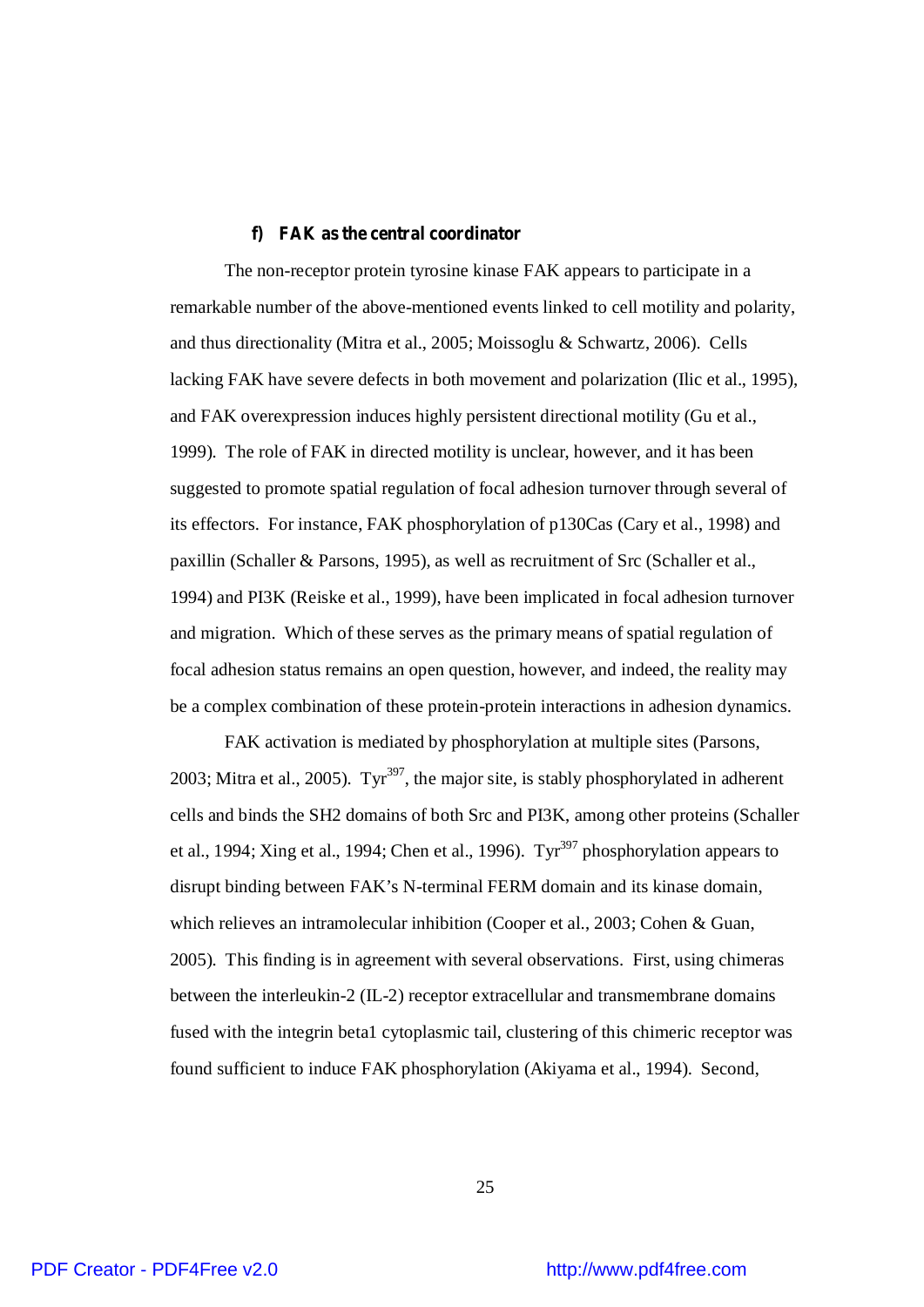#### f) FAK as the central coordinator

The non-receptor protein tyrosine kinase FAK appears to participate in a remarkable number of the above-mentioned events linked to cell motility and polarity, and thus directionality (Mitra et al., 2005; Moissoglu & Schwartz, 2006). Cells lacking FAK have severe defects in both movement and polarization (Ilic et al., 1995), and FAK overexpression induces highly persistent directional motility (Gu et al., 1999). The role of FAK in directed motility is unclear, however, and it has been suggested to promote spatial regulation of focal adhesion turnover through several of its effectors. For instance, FAK phosphorylation of p130Cas (Cary et al., 1998) and paxillin (Schaller & Parsons, 1995), as well as recruitment of Src (Schaller et al., 1994) and PI3K (Reiske et al., 1999), have been implicated in focal adhesion turnover and migration. Which of these serves as the primary means of spatial regulation of focal adhesion status remains an open question, however, and indeed, the reality may be a complex combination of these protein-protein interactions in adhesion dynamics.

FAK activation is mediated by phosphorylation at multiple sites (Parsons, 2003; Mitra et al., 2005). $Tyr^{397}$, the major site, is stably phosphorylated in adherent cells and binds the SH2 domains of both Src and PI3K, among other proteins (Schaller et al., 1994; Xing et al., 1994; Chen et al., 1996). $Tyr^{397}$ phosphorylation appears to disrupt binding between FAK's N-terminal FERM domain and its kinase domain, which relieves an intramolecular inhibition (Cooper et al., 2003; Cohen & Guan, 2005). This finding is in agreement with several observations. First, using chimeras between the interleukin-2 (IL-2) receptor extracellular and transmembrane domains fused with the integrin beta1 cytoplasmic tail, clustering of this chimeric receptor was found sufficient to induce FAK phosphorylation (Akiyama et al., 1994). Second,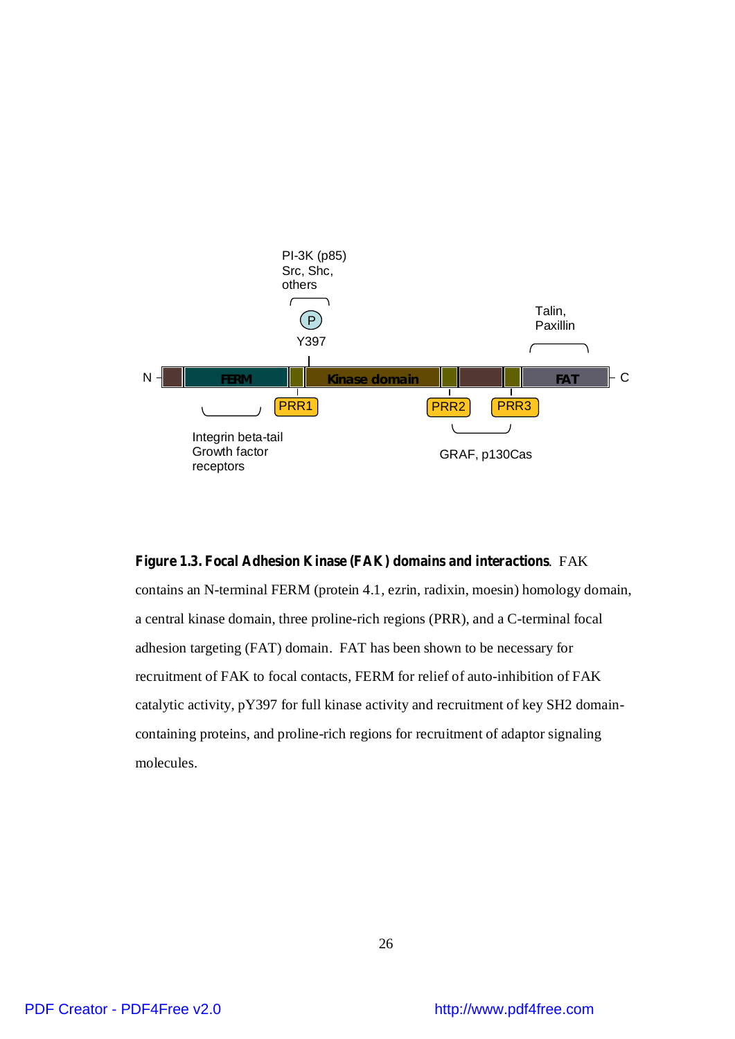**Figure 1.3. Focal Adhesion Kinase (FAK) domains and interactions**. FAK contains an N-terminal FERM (protein 4.1, ezrin, radixin, moesin) homology domain, a central kinase domain, three proline-rich regions (PRR), and a C-terminal focal adhesion targeting (FAT) domain. FAT has been shown to be necessary for recruitment of FAK to focal contacts, FERM for relief of auto-inhibition of FAK catalytic activity, pY397 for full kinase activity and recruitment of key SH2 domain-containing proteins, and proline-rich regions for recruitment of adaptor signaling molecules.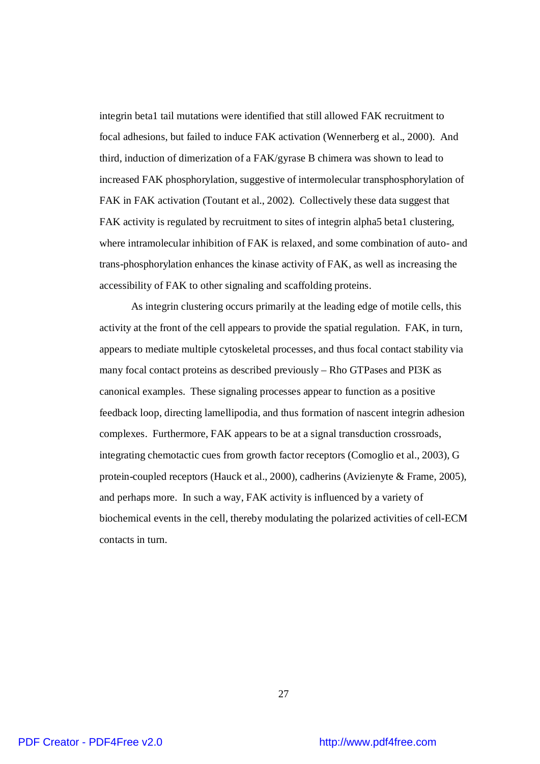integrin beta1 tail mutations were identified that still allowed FAK recruitment to focal adhesions, but failed to induce FAK activation (Wennerberg et al., 2000). And third, induction of dimerization of a FAK/gyrase B chimera was shown to lead to increased FAK phosphorylation, suggestive of intermolecular transphosphorylation of FAK in FAK activation (Toutant et al., 2002). Collectively these data suggest that FAK activity is regulated by recruitment to sites of integrin alpha5 beta1 clustering, where intramolecular inhibition of FAK is relaxed, and some combination of auto- and trans-phosphorylation enhances the kinase activity of FAK, as well as increasing the accessibility of FAK to other signaling and scaffolding proteins.

As integrin clustering occurs primarily at the leading edge of motile cells, this activity at the front of the cell appears to provide the spatial regulation. FAK, in turn, appears to mediate multiple cytoskeletal processes, and thus focal contact stability via many focal contact proteins as described previously – Rho GTPases and PI3K as canonical examples. These signaling processes appear to function as a positive feedback loop, directing lamellipodia, and thus formation of nascent integrin adhesion complexes. Furthermore, FAK appears to be at a signal transduction crossroads, integrating chemotactic cues from growth factor receptors (Comoglio et al., 2003), G protein-coupled receptors (Hauck et al., 2000), cadherins (Avizienyte & Frame, 2005), and perhaps more. In such a way, FAK activity is influenced by a variety of biochemical events in the cell, thereby modulating the polarized activities of cell-ECM contacts in turn.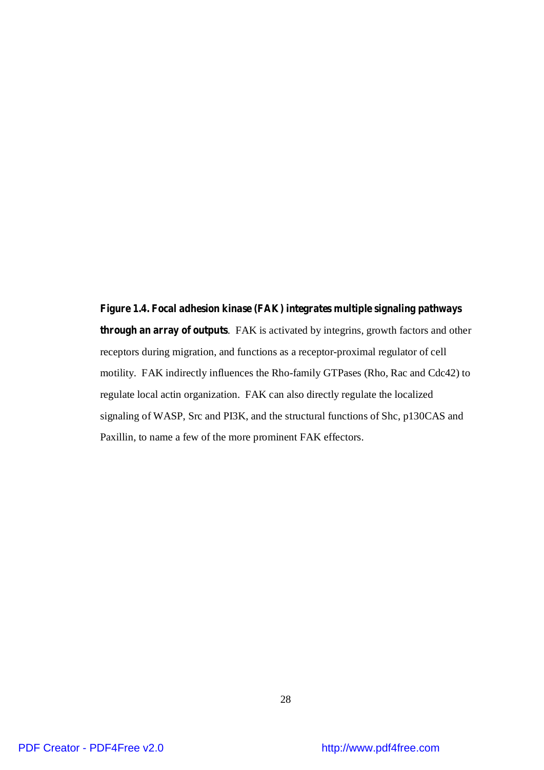**Figure 1.4. Focal adhesion kinase (FAK) integrates multiple signaling pathways through an array of outputs**. FAK is activated by integrins, growth factors and other receptors during migration, and functions as a receptor-proximal regulator of cell motility. FAK indirectly influences the Rho-family GTPases (Rho, Rac and Cdc42) to regulate local actin organization. FAK can also directly regulate the localized signaling of WASP, Src and PI3K, and the structural functions of Shc, p130CAS and Paxillin, to name a few of the more prominent FAK effectors.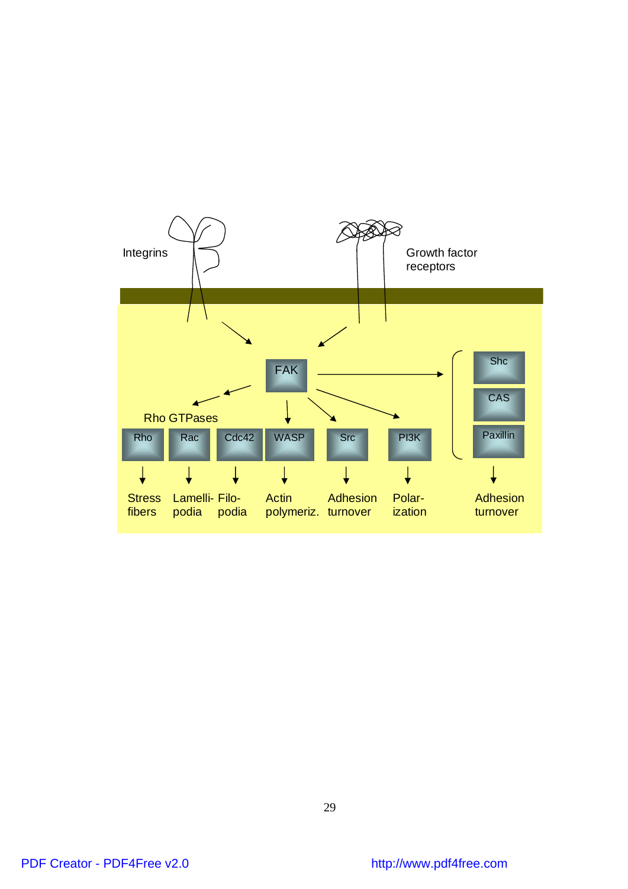Integrins

Growth factor receptors

FAK

Rho GTPases

| Rho | Rac | Cdc42 | WASP | Src | PI3K | Shc / CAS / Paxillin |
| --- | --- | --- | --- | --- | --- | --- |
| Stress fibers | Lamellipodia | Filopodia | Actin polymeriz. | Adhesion turnover | Polarization | Adhesion turnover |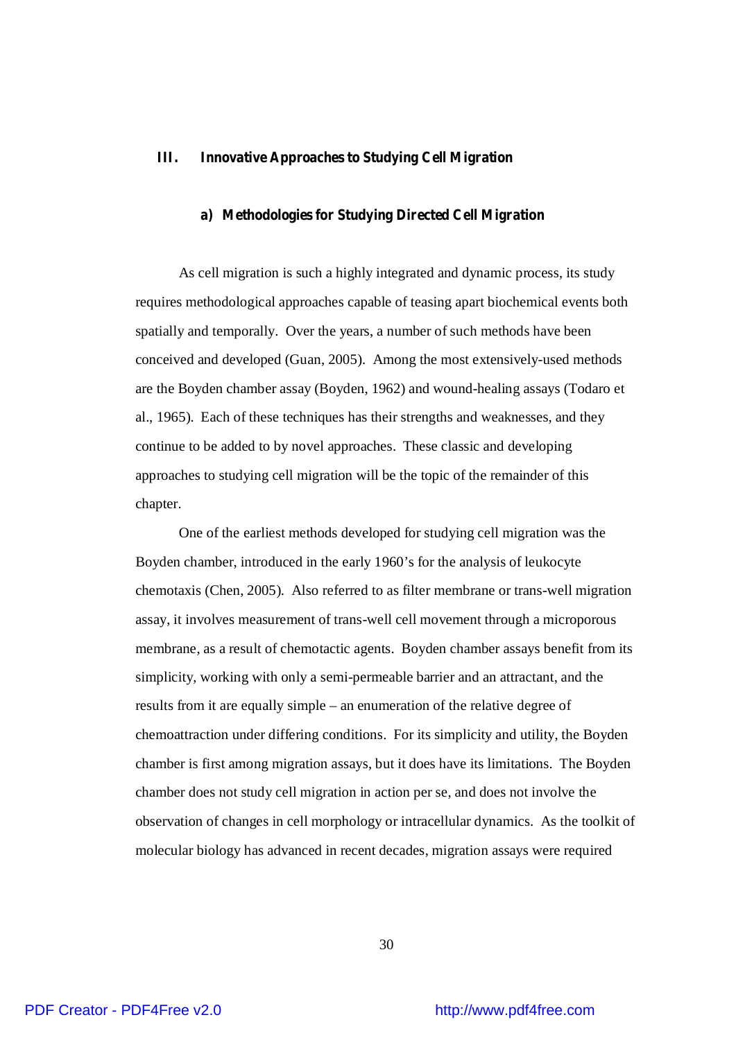## III. Innovative Approaches to Studying Cell Migration

### a) Methodologies for Studying Directed Cell Migration

As cell migration is such a highly integrated and dynamic process, its study requires methodological approaches capable of teasing apart biochemical events both spatially and temporally. Over the years, a number of such methods have been conceived and developed (Guan, 2005). Among the most extensively-used methods are the Boyden chamber assay (Boyden, 1962) and wound-healing assays (Todaro et al., 1965). Each of these techniques has their strengths and weaknesses, and they continue to be added to by novel approaches. These classic and developing approaches to studying cell migration will be the topic of the remainder of this chapter.

One of the earliest methods developed for studying cell migration was the Boyden chamber, introduced in the early 1960's for the analysis of leukocyte chemotaxis (Chen, 2005). Also referred to as filter membrane or trans-well migration assay, it involves measurement of trans-well cell movement through a microporous membrane, as a result of chemotactic agents. Boyden chamber assays benefit from its simplicity, working with only a semi-permeable barrier and an attractant, and the results from it are equally simple – an enumeration of the relative degree of chemoattraction under differing conditions. For its simplicity and utility, the Boyden chamber is first among migration assays, but it does have its limitations. The Boyden chamber does not study cell migration in action per se, and does not involve the observation of changes in cell morphology or intracellular dynamics. As the toolkit of molecular biology has advanced in recent decades, migration assays were required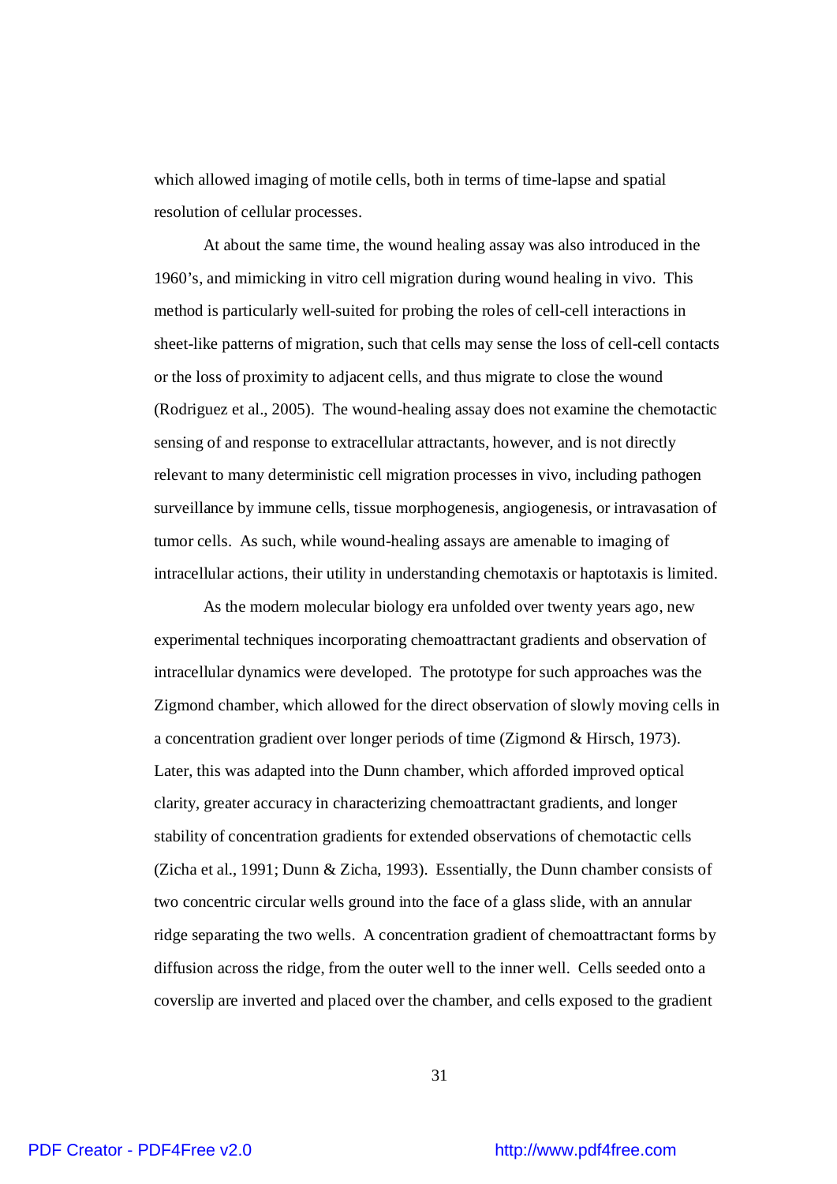which allowed imaging of motile cells, both in terms of time-lapse and spatial resolution of cellular processes.

At about the same time, the wound healing assay was also introduced in the 1960's, and mimicking in vitro cell migration during wound healing in vivo. This method is particularly well-suited for probing the roles of cell-cell interactions in sheet-like patterns of migration, such that cells may sense the loss of cell-cell contacts or the loss of proximity to adjacent cells, and thus migrate to close the wound (Rodriguez et al., 2005). The wound-healing assay does not examine the chemotactic sensing of and response to extracellular attractants, however, and is not directly relevant to many deterministic cell migration processes in vivo, including pathogen surveillance by immune cells, tissue morphogenesis, angiogenesis, or intravasation of tumor cells. As such, while wound-healing assays are amenable to imaging of intracellular actions, their utility in understanding chemotaxis or haptotaxis is limited.

As the modern molecular biology era unfolded over twenty years ago, new experimental techniques incorporating chemoattractant gradients and observation of intracellular dynamics were developed. The prototype for such approaches was the Zigmond chamber, which allowed for the direct observation of slowly moving cells in a concentration gradient over longer periods of time (Zigmond & Hirsch, 1973). Later, this was adapted into the Dunn chamber, which afforded improved optical clarity, greater accuracy in characterizing chemoattractant gradients, and longer stability of concentration gradients for extended observations of chemotactic cells (Zicha et al., 1991; Dunn & Zicha, 1993). Essentially, the Dunn chamber consists of two concentric circular wells ground into the face of a glass slide, with an annular ridge separating the two wells. A concentration gradient of chemoattractant forms by diffusion across the ridge, from the outer well to the inner well. Cells seeded onto a coverslip are inverted and placed over the chamber, and cells exposed to the gradient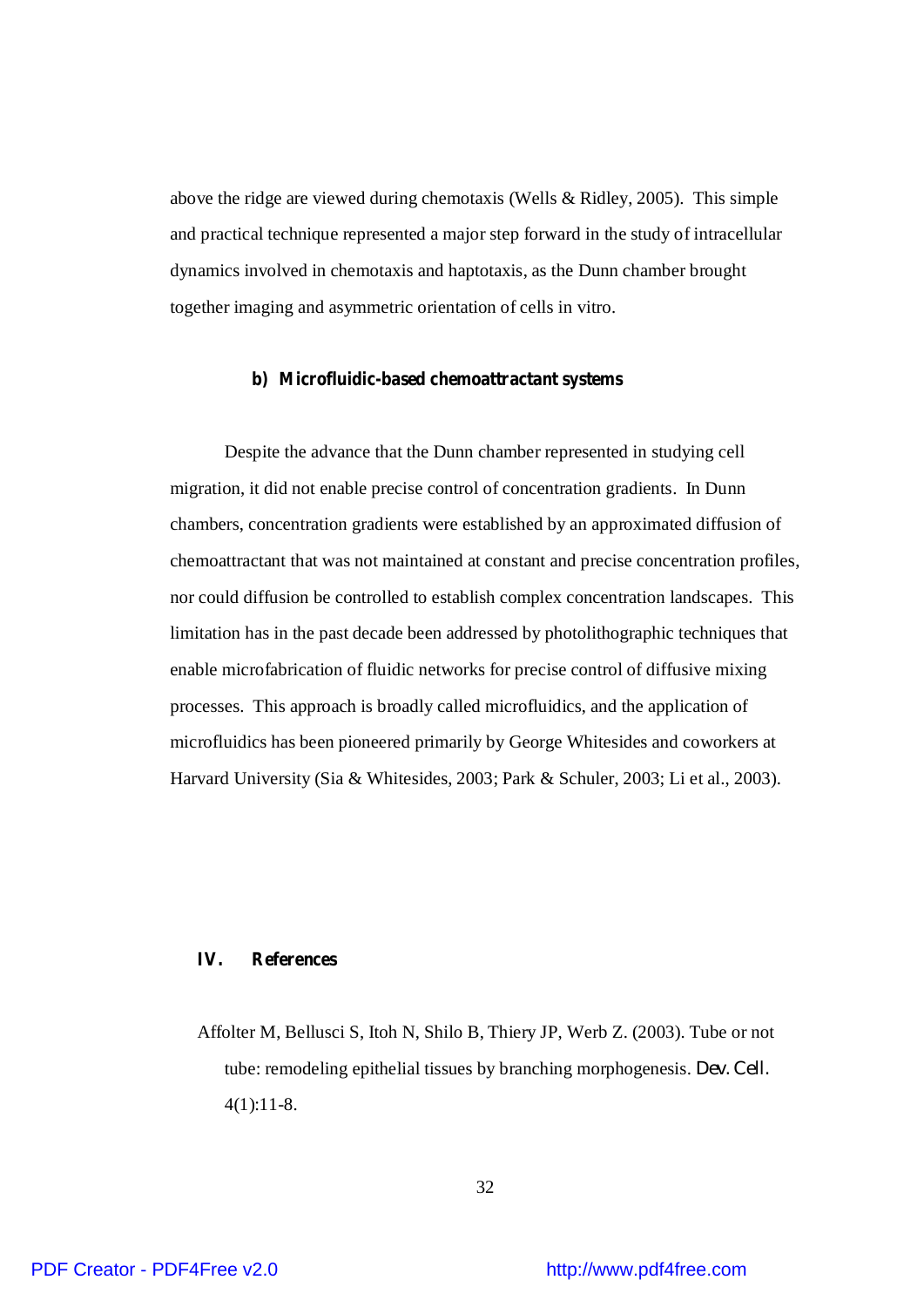above the ridge are viewed during chemotaxis (Wells & Ridley, 2005). This simple and practical technique represented a major step forward in the study of intracellular dynamics involved in chemotaxis and haptotaxis, as the Dunn chamber brought together imaging and asymmetric orientation of cells in vitro.

### b) Microfluidic-based chemoattractant systems

Despite the advance that the Dunn chamber represented in studying cell migration, it did not enable precise control of concentration gradients. In Dunn chambers, concentration gradients were established by an approximated diffusion of chemoattractant that was not maintained at constant and precise concentration profiles, nor could diffusion be controlled to establish complex concentration landscapes. This limitation has in the past decade been addressed by photolithographic techniques that enable microfabrication of fluidic networks for precise control of diffusive mixing processes. This approach is broadly called microfluidics, and the application of microfluidics has been pioneered primarily by George Whitesides and coworkers at Harvard University (Sia & Whitesides, 2003; Park & Schuler, 2003; Li et al., 2003).

## IV. References

Affolter M, Bellusci S, Itoh N, Shilo B, Thiery JP, Werb Z. (2003). Tube or not tube: remodeling epithelial tissues by branching morphogenesis. *Dev. Cell.* 4(1):11-8.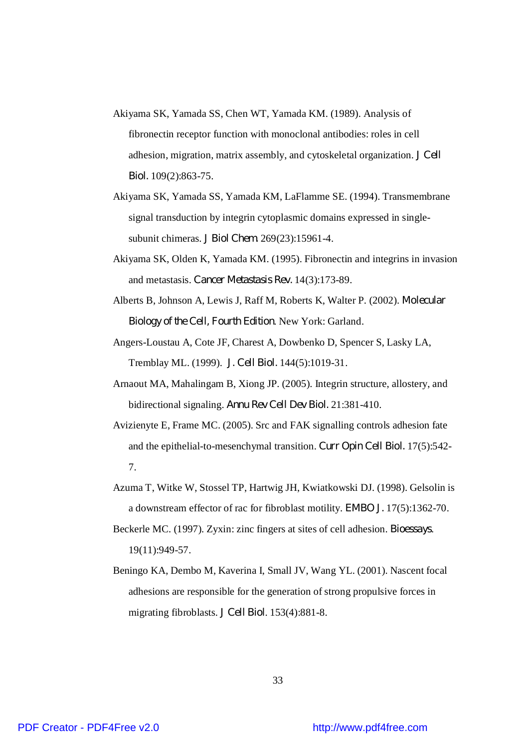Akiyama SK, Yamada SS, Chen WT, Yamada KM. (1989). Analysis of fibronectin receptor function with monoclonal antibodies: roles in cell adhesion, migration, matrix assembly, and cytoskeletal organization. *J Cell Biol.* 109(2):863-75.

Akiyama SK, Yamada SS, Yamada KM, LaFlamme SE. (1994). Transmembrane signal transduction by integrin cytoplasmic domains expressed in single-subunit chimeras. *J Biol Chem.* 269(23):15961-4.

Akiyama SK, Olden K, Yamada KM. (1995). Fibronectin and integrins in invasion and metastasis. *Cancer Metastasis Rev.* 14(3):173-89.

Alberts B, Johnson A, Lewis J, Raff M, Roberts K, Walter P. (2002). *Molecular Biology of the Cell, Fourth Edition*. New York: Garland.

Angers-Loustau A, Cote JF, Charest A, Dowbenko D, Spencer S, Lasky LA, Tremblay ML. (1999). *J. Cell Biol.* 144(5):1019-31.

Arnaout MA, Mahalingam B, Xiong JP. (2005). Integrin structure, allostery, and bidirectional signaling. *Annu Rev Cell Dev Biol.* 21:381-410.

Avizienyte E, Frame MC. (2005). Src and FAK signalling controls adhesion fate and the epithelial-to-mesenchymal transition. *Curr Opin Cell Biol.* 17(5):542-7.

Azuma T, Witke W, Stossel TP, Hartwig JH, Kwiatkowski DJ. (1998). Gelsolin is a downstream effector of rac for fibroblast motility. *EMBO J.* 17(5):1362-70.

Beckerle MC. (1997). Zyxin: zinc fingers at sites of cell adhesion. *Bioessays.* 19(11):949-57.

Beningo KA, Dembo M, Kaverina I, Small JV, Wang YL. (2001). Nascent focal adhesions are responsible for the generation of strong propulsive forces in migrating fibroblasts. *J Cell Biol.* 153(4):881-8.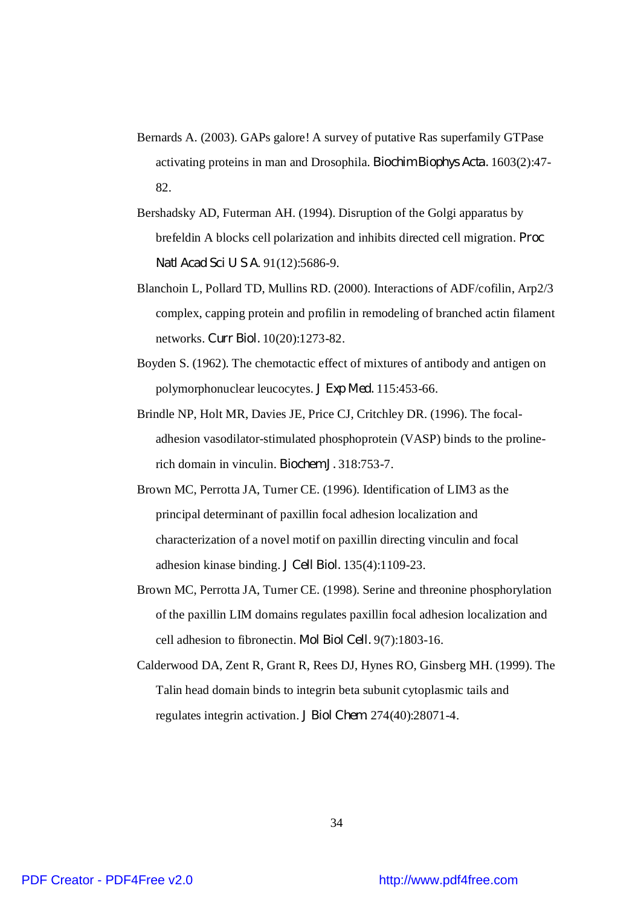Bernards A. (2003). GAPs galore! A survey of putative Ras superfamily GTPase activating proteins in man and Drosophila. *Biochim Biophys Acta.* 1603(2):47-82.

Bershadsky AD, Futerman AH. (1994). Disruption of the Golgi apparatus by brefeldin A blocks cell polarization and inhibits directed cell migration. *Proc Natl Acad Sci U S A.* 91(12):5686-9.

Blanchoin L, Pollard TD, Mullins RD. (2000). Interactions of ADF/cofilin, Arp2/3 complex, capping protein and profilin in remodeling of branched actin filament networks. *Curr Biol.* 10(20):1273-82.

Boyden S. (1962). The chemotactic effect of mixtures of antibody and antigen on polymorphonuclear leucocytes. *J Exp Med.* 115:453-66.

Brindle NP, Holt MR, Davies JE, Price CJ, Critchley DR. (1996). The focal-adhesion vasodilator-stimulated phosphoprotein (VASP) binds to the proline-rich domain in vinculin. *Biochem J.* 318:753-7.

Brown MC, Perrotta JA, Turner CE. (1996). Identification of LIM3 as the principal determinant of paxillin focal adhesion localization and characterization of a novel motif on paxillin directing vinculin and focal adhesion kinase binding. *J Cell Biol.* 135(4):1109-23.

Brown MC, Perrotta JA, Turner CE. (1998). Serine and threonine phosphorylation of the paxillin LIM domains regulates paxillin focal adhesion localization and cell adhesion to fibronectin. *Mol Biol Cell.* 9(7):1803-16.

Calderwood DA, Zent R, Grant R, Rees DJ, Hynes RO, Ginsberg MH. (1999). The Talin head domain binds to integrin beta subunit cytoplasmic tails and regulates integrin activation. *J Biol Chem* 274(40):28071-4.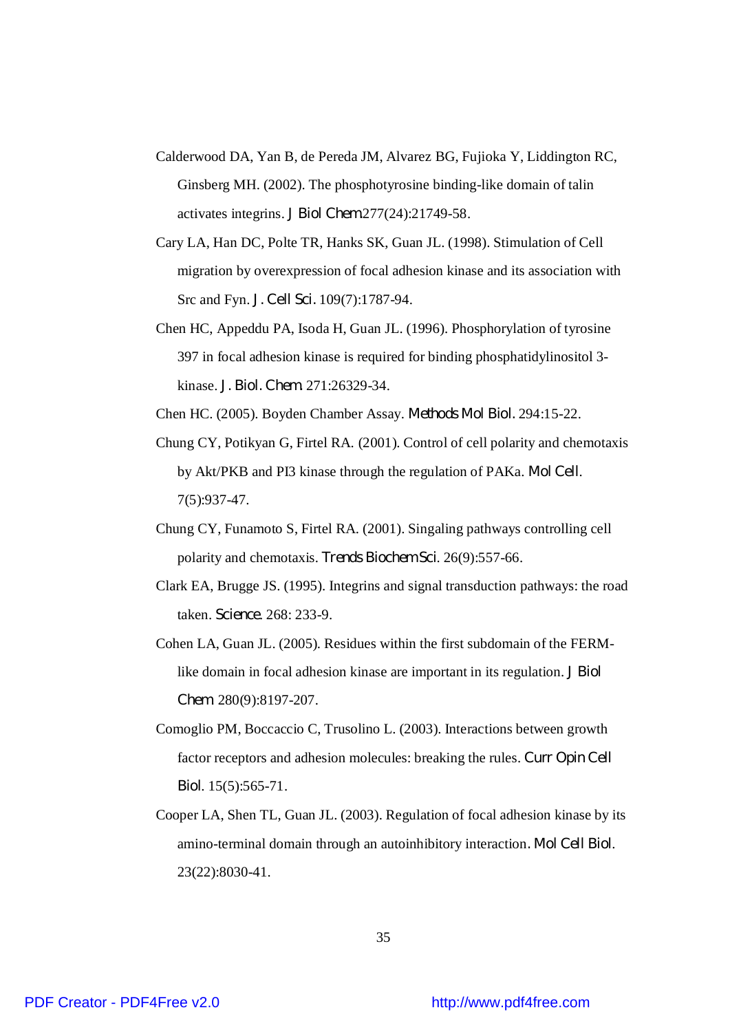Calderwood DA, Yan B, de Pereda JM, Alvarez BG, Fujioka Y, Liddington RC, Ginsberg MH. (2002). The phosphotyrosine binding-like domain of talin activates integrins. *J Biol Chem* 277(24):21749-58.

Cary LA, Han DC, Polte TR, Hanks SK, Guan JL. (1998). Stimulation of Cell migration by overexpression of focal adhesion kinase and its association with Src and Fyn. *J. Cell Sci.* 109(7):1787-94.

Chen HC, Appeddu PA, Isoda H, Guan JL. (1996). Phosphorylation of tyrosine 397 in focal adhesion kinase is required for binding phosphatidylinositol 3-kinase. *J. Biol. Chem.* 271:26329-34.

Chen HC. (2005). Boyden Chamber Assay. *Methods Mol Biol.* 294:15-22.

Chung CY, Potikyan G, Firtel RA. (2001). Control of cell polarity and chemotaxis by Akt/PKB and PI3 kinase through the regulation of PAKa. *Mol Cell.* 7(5):937-47.

Chung CY, Funamoto S, Firtel RA. (2001). Singaling pathways controlling cell polarity and chemotaxis. *Trends Biochem Sci.* 26(9):557-66.

Clark EA, Brugge JS. (1995). Integrins and signal transduction pathways: the road taken. *Science.* 268: 233-9.

Cohen LA, Guan JL. (2005). Residues within the first subdomain of the FERM-like domain in focal adhesion kinase are important in its regulation. *J Biol Chem.* 280(9):8197-207.

Comoglio PM, Boccaccio C, Trusolino L. (2003). Interactions between growth factor receptors and adhesion molecules: breaking the rules. *Curr Opin Cell Biol.* 15(5):565-71.

Cooper LA, Shen TL, Guan JL. (2003). Regulation of focal adhesion kinase by its amino-terminal domain through an autoinhibitory interaction. *Mol Cell Biol.* 23(22):8030-41.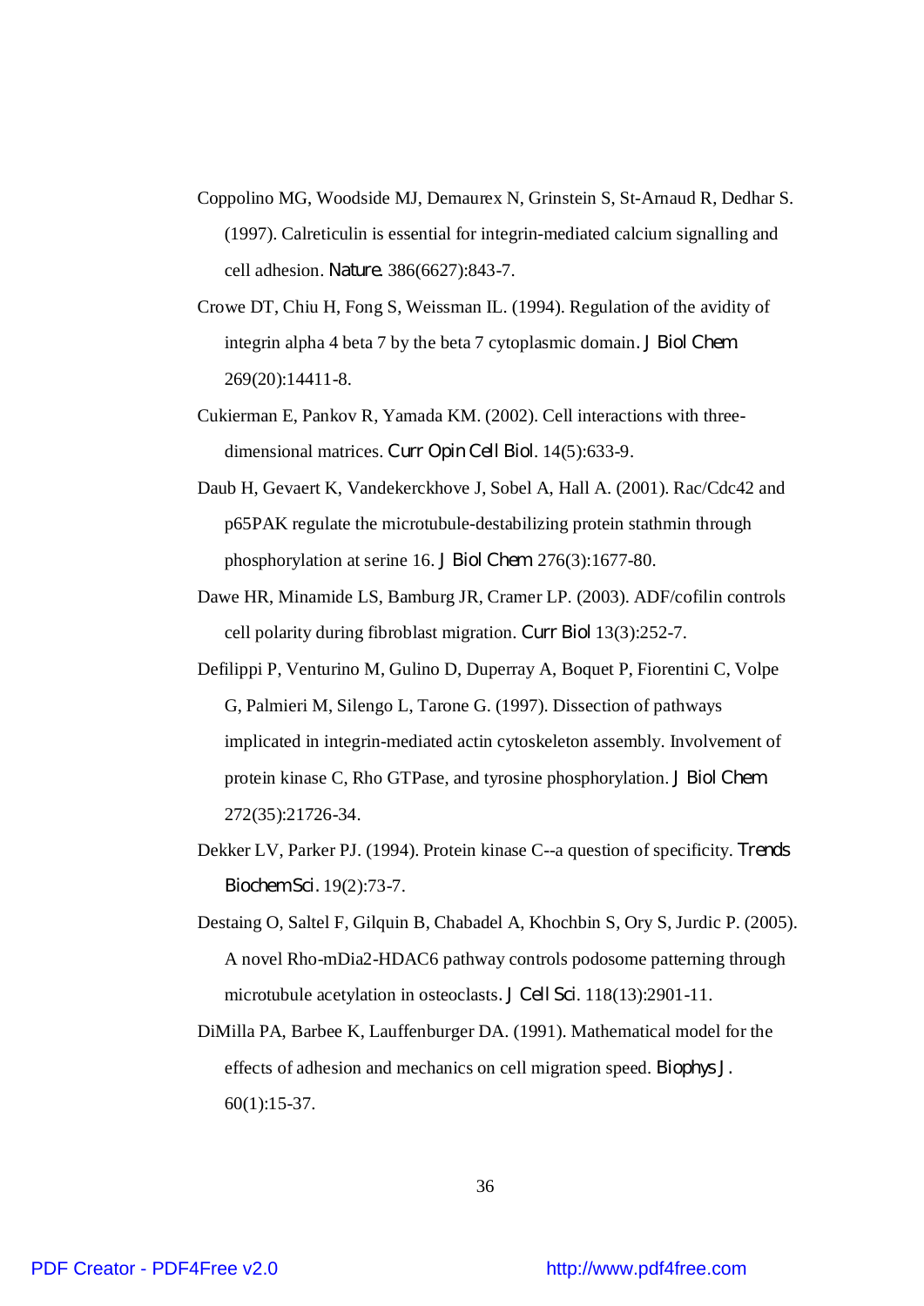Coppolino MG, Woodside MJ, Demaurex N, Grinstein S, St-Arnaud R, Dedhar S. (1997). Calreticulin is essential for integrin-mediated calcium signalling and cell adhesion. *Nature*. 386(6627):843-7.

Crowe DT, Chiu H, Fong S, Weissman IL. (1994). Regulation of the avidity of integrin alpha 4 beta 7 by the beta 7 cytoplasmic domain. *J Biol Chem* 269(20):14411-8.

Cukierman E, Pankov R, Yamada KM. (2002). Cell interactions with three-dimensional matrices. *Curr Opin Cell Biol*. 14(5):633-9.

Daub H, Gevaert K, Vandekerckhove J, Sobel A, Hall A. (2001). Rac/Cdc42 and p65PAK regulate the microtubule-destabilizing protein stathmin through phosphorylation at serine 16. *J Biol Chem* 276(3):1677-80.

Dawe HR, Minamide LS, Bamburg JR, Cramer LP. (2003). ADF/cofilin controls cell polarity during fibroblast migration. *Curr Biol* 13(3):252-7.

Defilippi P, Venturino M, Gulino D, Duperray A, Boquet P, Fiorentini C, Volpe G, Palmieri M, Silengo L, Tarone G. (1997). Dissection of pathways implicated in integrin-mediated actin cytoskeleton assembly. Involvement of protein kinase C, Rho GTPase, and tyrosine phosphorylation. *J Biol Chem* 272(35):21726-34.

Dekker LV, Parker PJ. (1994). Protein kinase C--a question of specificity. *Trends Biochem Sci*. 19(2):73-7.

Destaing O, Saltel F, Gilquin B, Chabadel A, Khochbin S, Ory S, Jurdic P. (2005). A novel Rho-mDia2-HDAC6 pathway controls podosome patterning through microtubule acetylation in osteoclasts. *J Cell Sci*. 118(13):2901-11.

DiMilla PA, Barbee K, Lauffenburger DA. (1991). Mathematical model for the effects of adhesion and mechanics on cell migration speed. *Biophys J*. 60(1):15-37.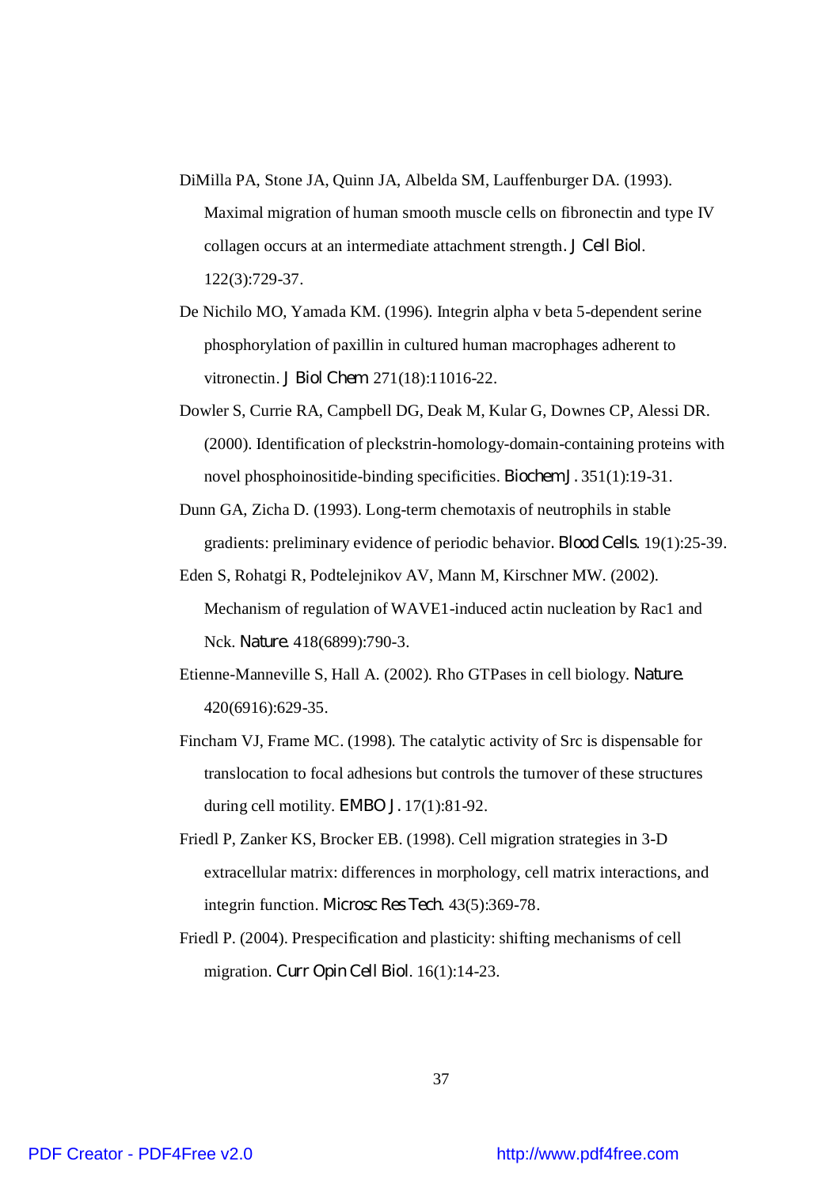DiMilla PA, Stone JA, Quinn JA, Albelda SM, Lauffenburger DA. (1993). Maximal migration of human smooth muscle cells on fibronectin and type IV collagen occurs at an intermediate attachment strength. *J Cell Biol*. 122(3):729-37.

De Nichilo MO, Yamada KM. (1996). Integrin alpha v beta 5-dependent serine phosphorylation of paxillin in cultured human macrophages adherent to vitronectin. *J Biol Chem* 271(18):11016-22.

Dowler S, Currie RA, Campbell DG, Deak M, Kular G, Downes CP, Alessi DR. (2000). Identification of pleckstrin-homology-domain-containing proteins with novel phosphoinositide-binding specificities. *Biochem J*. 351(1):19-31.

Dunn GA, Zicha D. (1993). Long-term chemotaxis of neutrophils in stable gradients: preliminary evidence of periodic behavior. *Blood Cells*. 19(1):25-39.

Eden S, Rohatgi R, Podtelejnikov AV, Mann M, Kirschner MW. (2002). Mechanism of regulation of WAVE1-induced actin nucleation by Rac1 and Nck. *Nature*. 418(6899):790-3.

Etienne-Manneville S, Hall A. (2002). Rho GTPases in cell biology. *Nature*. 420(6916):629-35.

Fincham VJ, Frame MC. (1998). The catalytic activity of Src is dispensable for translocation to focal adhesions but controls the turnover of these structures during cell motility. *EMBO J*. 17(1):81-92.

Friedl P, Zanker KS, Brocker EB. (1998). Cell migration strategies in 3-D extracellular matrix: differences in morphology, cell matrix interactions, and integrin function. *Microsc Res Tech*. 43(5):369-78.

Friedl P. (2004). Prespecification and plasticity: shifting mechanisms of cell migration. *Curr Opin Cell Biol*. 16(1):14-23.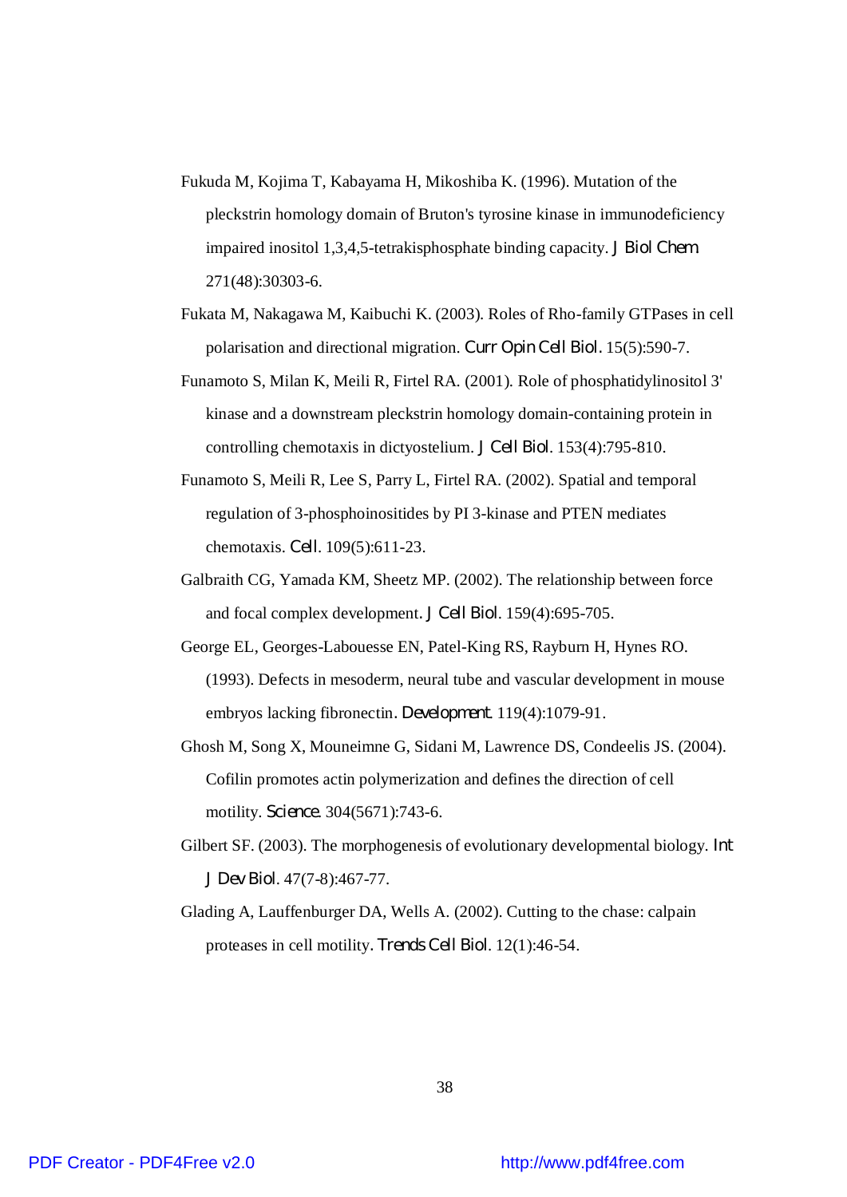Fukuda M, Kojima T, Kabayama H, Mikoshiba K. (1996). Mutation of the pleckstrin homology domain of Bruton's tyrosine kinase in immunodeficiency impaired inositol 1,3,4,5-tetrakisphosphate binding capacity. *J Biol Chem*. 271(48):30303-6.

Fukata M, Nakagawa M, Kaibuchi K. (2003). Roles of Rho-family GTPases in cell polarisation and directional migration. *Curr Opin Cell Biol*. 15(5):590-7.

Funamoto S, Milan K, Meili R, Firtel RA. (2001). Role of phosphatidylinositol 3' kinase and a downstream pleckstrin homology domain-containing protein in controlling chemotaxis in dictyostelium. *J Cell Biol*. 153(4):795-810.

Funamoto S, Meili R, Lee S, Parry L, Firtel RA. (2002). Spatial and temporal regulation of 3-phosphoinositides by PI 3-kinase and PTEN mediates chemotaxis. *Cell*. 109(5):611-23.

Galbraith CG, Yamada KM, Sheetz MP. (2002). The relationship between force and focal complex development. *J Cell Biol*. 159(4):695-705.

George EL, Georges-Labouesse EN, Patel-King RS, Rayburn H, Hynes RO. (1993). Defects in mesoderm, neural tube and vascular development in mouse embryos lacking fibronectin. *Development*. 119(4):1079-91.

Ghosh M, Song X, Mouneimne G, Sidani M, Lawrence DS, Condeelis JS. (2004). Cofilin promotes actin polymerization and defines the direction of cell motility. *Science*. 304(5671):743-6.

Gilbert SF. (2003). The morphogenesis of evolutionary developmental biology. *Int J Dev Biol*. 47(7-8):467-77.

Glading A, Lauffenburger DA, Wells A. (2002). Cutting to the chase: calpain proteases in cell motility. *Trends Cell Biol*. 12(1):46-54.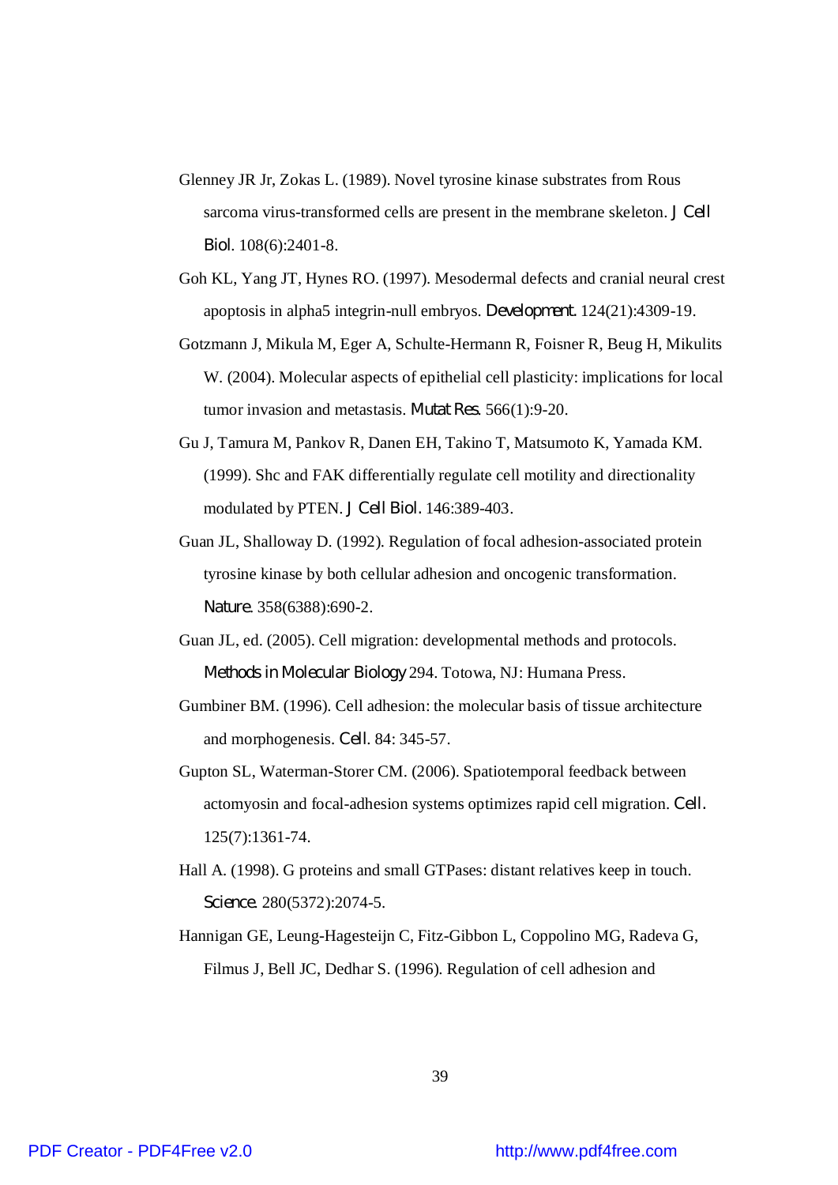Glenney JR Jr, Zokas L. (1989). Novel tyrosine kinase substrates from Rous sarcoma virus-transformed cells are present in the membrane skeleton. *J Cell Biol.* 108(6):2401-8.

Goh KL, Yang JT, Hynes RO. (1997). Mesodermal defects and cranial neural crest apoptosis in alpha5 integrin-null embryos. *Development.* 124(21):4309-19.

Gotzmann J, Mikula M, Eger A, Schulte-Hermann R, Foisner R, Beug H, Mikulits W. (2004). Molecular aspects of epithelial cell plasticity: implications for local tumor invasion and metastasis. *Mutat Res.* 566(1):9-20.

Gu J, Tamura M, Pankov R, Danen EH, Takino T, Matsumoto K, Yamada KM. (1999). Shc and FAK differentially regulate cell motility and directionality modulated by PTEN. *J Cell Biol.* 146:389-403.

Guan JL, Shalloway D. (1992). Regulation of focal adhesion-associated protein tyrosine kinase by both cellular adhesion and oncogenic transformation. *Nature.* 358(6388):690-2.

Guan JL, ed. (2005). Cell migration: developmental methods and protocols. *Methods in Molecular Biology* 294. Totowa, NJ: Humana Press.

Gumbiner BM. (1996). Cell adhesion: the molecular basis of tissue architecture and morphogenesis. *Cell.* 84: 345-57.

Gupton SL, Waterman-Storer CM. (2006). Spatiotemporal feedback between actomyosin and focal-adhesion systems optimizes rapid cell migration. *Cell.* 125(7):1361-74.

Hall A. (1998). G proteins and small GTPases: distant relatives keep in touch. *Science.* 280(5372):2074-5.

Hannigan GE, Leung-Hagesteijn C, Fitz-Gibbon L, Coppolino MG, Radeva G, Filmus J, Bell JC, Dedhar S. (1996). Regulation of cell adhesion and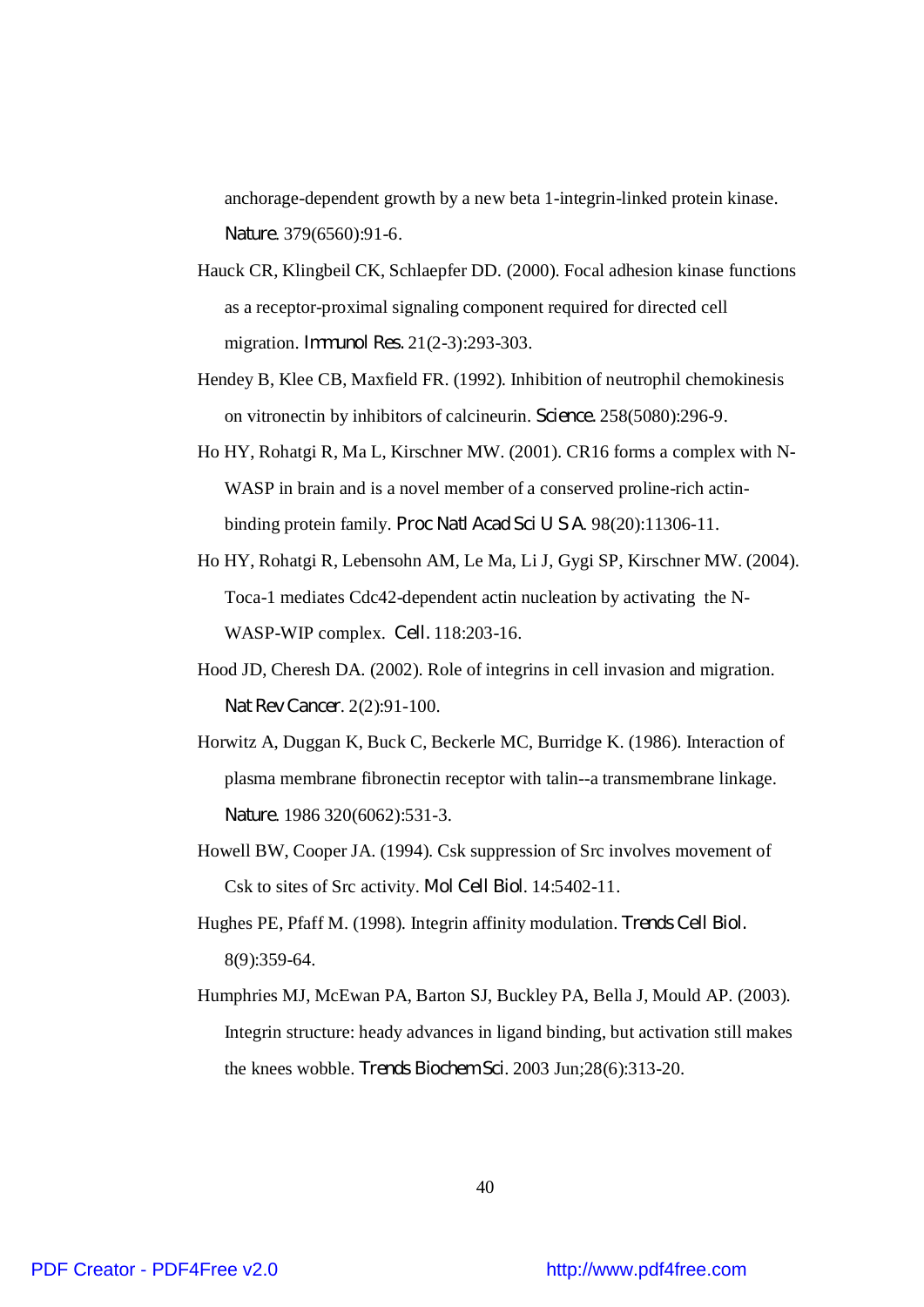anchorage-dependent growth by a new beta 1-integrin-linked protein kinase. *Nature*. 379(6560):91-6.

Hauck CR, Klingbeil CK, Schlaepfer DD. (2000). Focal adhesion kinase functions as a receptor-proximal signaling component required for directed cell migration. *Immunol Res*. 21(2-3):293-303.

Hendey B, Klee CB, Maxfield FR. (1992). Inhibition of neutrophil chemokinesis on vitronectin by inhibitors of calcineurin. *Science*. 258(5080):296-9.

Ho HY, Rohatgi R, Ma L, Kirschner MW. (2001). CR16 forms a complex with N-WASP in brain and is a novel member of a conserved proline-rich actin-binding protein family. *Proc Natl Acad Sci U S A*. 98(20):11306-11.

Ho HY, Rohatgi R, Lebensohn AM, Le Ma, Li J, Gygi SP, Kirschner MW. (2004). Toca-1 mediates Cdc42-dependent actin nucleation by activating the N-WASP-WIP complex. *Cell*. 118:203-16.

Hood JD, Cheresh DA. (2002). Role of integrins in cell invasion and migration. *Nat Rev Cancer*. 2(2):91-100.

Horwitz A, Duggan K, Buck C, Beckerle MC, Burridge K. (1986). Interaction of plasma membrane fibronectin receptor with talin--a transmembrane linkage. *Nature*. 1986 320(6062):531-3.

Howell BW, Cooper JA. (1994). Csk suppression of Src involves movement of Csk to sites of Src activity. *Mol Cell Biol*. 14:5402-11.

Hughes PE, Pfaff M. (1998). Integrin affinity modulation. *Trends Cell Biol*. 8(9):359-64.

Humphries MJ, McEwan PA, Barton SJ, Buckley PA, Bella J, Mould AP. (2003). Integrin structure: heady advances in ligand binding, but activation still makes the knees wobble. *Trends Biochem Sci*. 2003 Jun;28(6):313-20.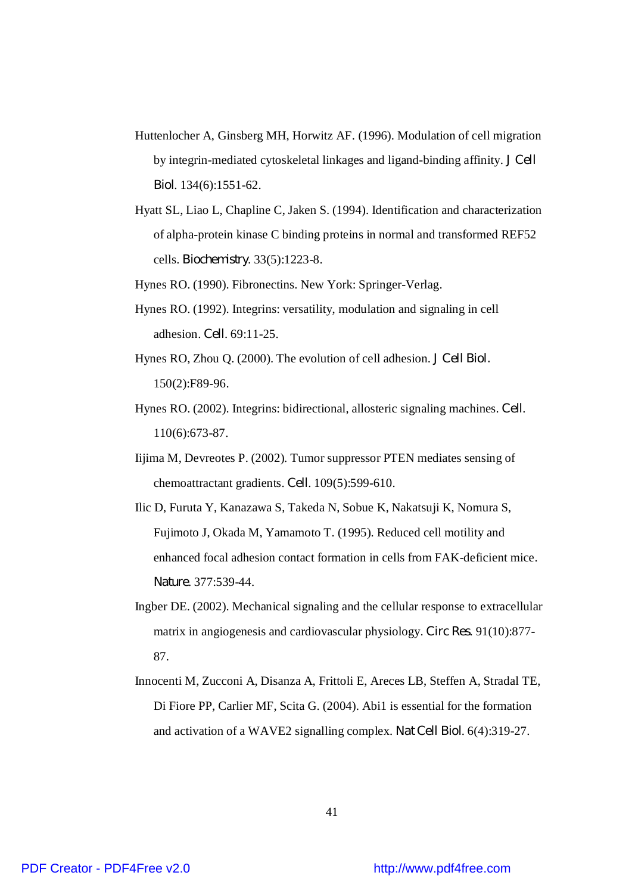Huttenlocher A, Ginsberg MH, Horwitz AF. (1996). Modulation of cell migration by integrin-mediated cytoskeletal linkages and ligand-binding affinity. *J Cell Biol*. 134(6):1551-62.

Hyatt SL, Liao L, Chapline C, Jaken S. (1994). Identification and characterization of alpha-protein kinase C binding proteins in normal and transformed REF52 cells. *Biochemistry*. 33(5):1223-8.

Hynes RO. (1990). Fibronectins. New York: Springer-Verlag.

Hynes RO. (1992). Integrins: versatility, modulation and signaling in cell adhesion. *Cell*. 69:11-25.

Hynes RO, Zhou Q. (2000). The evolution of cell adhesion. *J Cell Biol*. 150(2):F89-96.

Hynes RO. (2002). Integrins: bidirectional, allosteric signaling machines. *Cell*. 110(6):673-87.

Iijima M, Devreotes P. (2002). Tumor suppressor PTEN mediates sensing of chemoattractant gradients. *Cell*. 109(5):599-610.

Ilic D, Furuta Y, Kanazawa S, Takeda N, Sobue K, Nakatsuji K, Nomura S, Fujimoto J, Okada M, Yamamoto T. (1995). Reduced cell motility and enhanced focal adhesion contact formation in cells from FAK-deficient mice. *Nature*. 377:539-44.

Ingber DE. (2002). Mechanical signaling and the cellular response to extracellular matrix in angiogenesis and cardiovascular physiology. *Circ Res*. 91(10):877-87.

Innocenti M, Zucconi A, Disanza A, Frittoli E, Areces LB, Steffen A, Stradal TE, Di Fiore PP, Carlier MF, Scita G. (2004). Abi1 is essential for the formation and activation of a WAVE2 signalling complex. *Nat Cell Biol*. 6(4):319-27.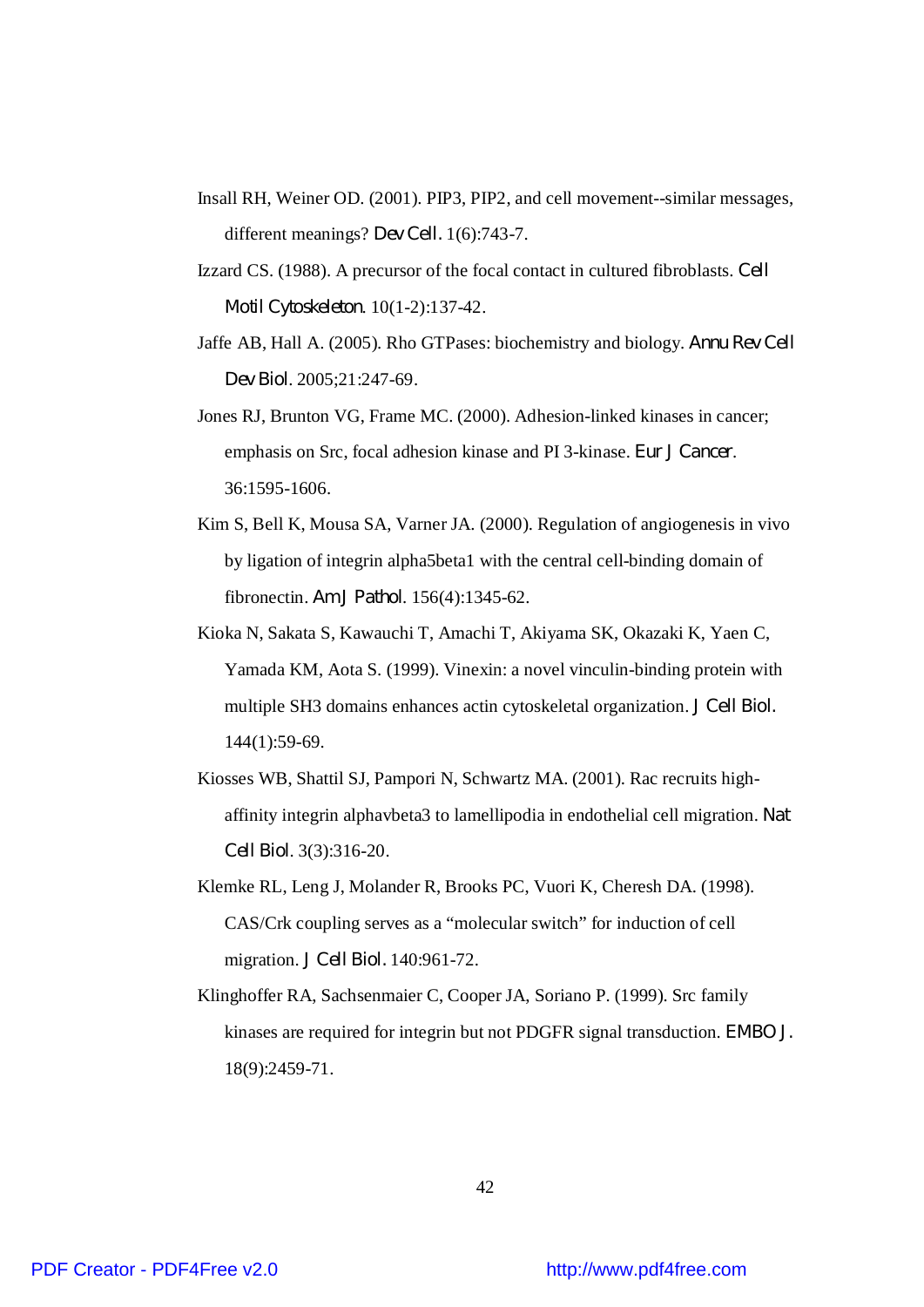Insall RH, Weiner OD. (2001). PIP3, PIP2, and cell movement--similar messages, different meanings? *Dev Cell*. 1(6):743-7.

Izzard CS. (1988). A precursor of the focal contact in cultured fibroblasts. *Cell Motil Cytoskeleton*. 10(1-2):137-42.

Jaffe AB, Hall A. (2005). Rho GTPases: biochemistry and biology. *Annu Rev Cell Dev Biol*. 2005;21:247-69.

Jones RJ, Brunton VG, Frame MC. (2000). Adhesion-linked kinases in cancer; emphasis on Src, focal adhesion kinase and PI 3-kinase. *Eur J Cancer*. 36:1595-1606.

Kim S, Bell K, Mousa SA, Varner JA. (2000). Regulation of angiogenesis in vivo by ligation of integrin alpha5beta1 with the central cell-binding domain of fibronectin. *Am J Pathol*. 156(4):1345-62.

Kioka N, Sakata S, Kawauchi T, Amachi T, Akiyama SK, Okazaki K, Yaen C, Yamada KM, Aota S. (1999). Vinexin: a novel vinculin-binding protein with multiple SH3 domains enhances actin cytoskeletal organization. *J Cell Biol*. 144(1):59-69.

Kiosses WB, Shattil SJ, Pampori N, Schwartz MA. (2001). Rac recruits high-affinity integrin alphavbeta3 to lamellipodia in endothelial cell migration. *Nat Cell Biol*. 3(3):316-20.

Klemke RL, Leng J, Molander R, Brooks PC, Vuori K, Cheresh DA. (1998). CAS/Crk coupling serves as a “molecular switch” for induction of cell migration. *J Cell Biol*. 140:961-72.

Klinghoffer RA, Sachsenmaier C, Cooper JA, Soriano P. (1999). Src family kinases are required for integrin but not PDGFR signal transduction. *EMBO J*. 18(9):2459-71.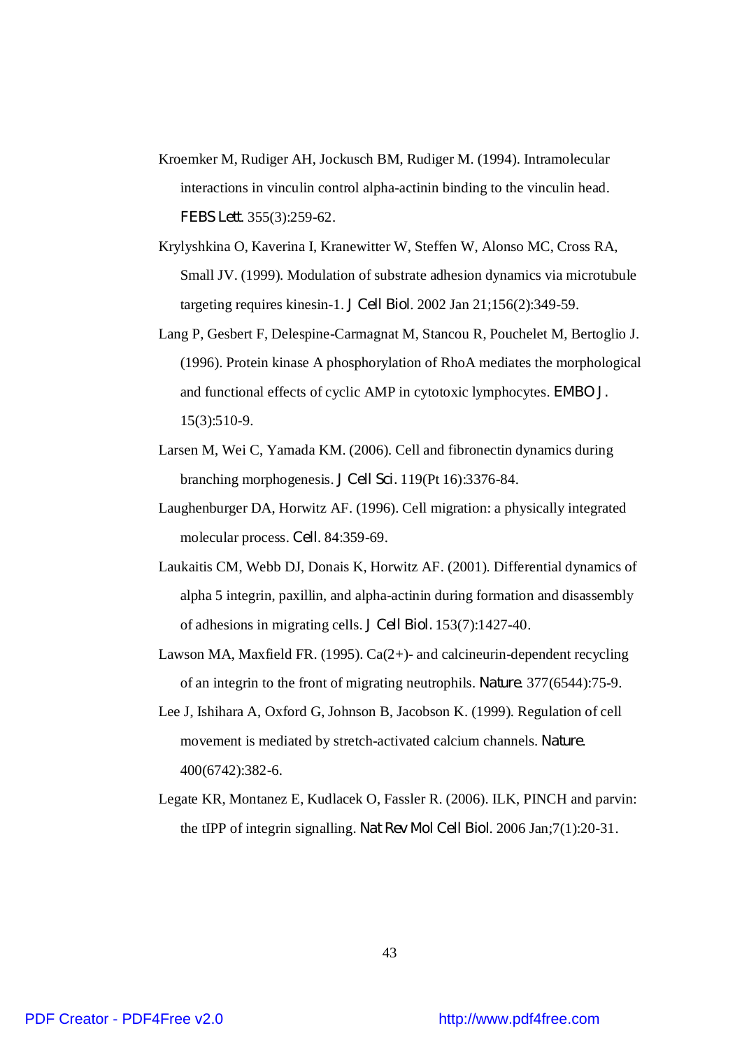Kroemker M, Rudiger AH, Jockusch BM, Rudiger M. (1994). Intramolecular interactions in vinculin control alpha-actinin binding to the vinculin head. *FEBS Lett.* 355(3):259-62.

Krylyshkina O, Kaverina I, Kranewitter W, Steffen W, Alonso MC, Cross RA, Small JV. (1999). Modulation of substrate adhesion dynamics via microtubule targeting requires kinesin-1. *J Cell Biol*. 2002 Jan 21;156(2):349-59.

Lang P, Gesbert F, Delespine-Carmagnat M, Stancou R, Pouchelet M, Bertoglio J. (1996). Protein kinase A phosphorylation of RhoA mediates the morphological and functional effects of cyclic AMP in cytotoxic lymphocytes. *EMBO J.* 15(3):510-9.

Larsen M, Wei C, Yamada KM. (2006). Cell and fibronectin dynamics during branching morphogenesis. *J Cell Sci.* 119(Pt 16):3376-84.

Laughenburger DA, Horwitz AF. (1996). Cell migration: a physically integrated molecular process. *Cell*. 84:359-69.

Laukaitis CM, Webb DJ, Donais K, Horwitz AF. (2001). Differential dynamics of alpha 5 integrin, paxillin, and alpha-actinin during formation and disassembly of adhesions in migrating cells. *J Cell Biol.* 153(7):1427-40.

Lawson MA, Maxfield FR. (1995). Ca(2+)- and calcineurin-dependent recycling of an integrin to the front of migrating neutrophils. *Nature.* 377(6544):75-9.

Lee J, Ishihara A, Oxford G, Johnson B, Jacobson K. (1999). Regulation of cell movement is mediated by stretch-activated calcium channels. *Nature.* 400(6742):382-6.

Legate KR, Montanez E, Kudlacek O, Fassler R. (2006). ILK, PINCH and parvin: the tIPP of integrin signalling. *Nat Rev Mol Cell Biol*. 2006 Jan;7(1):20-31.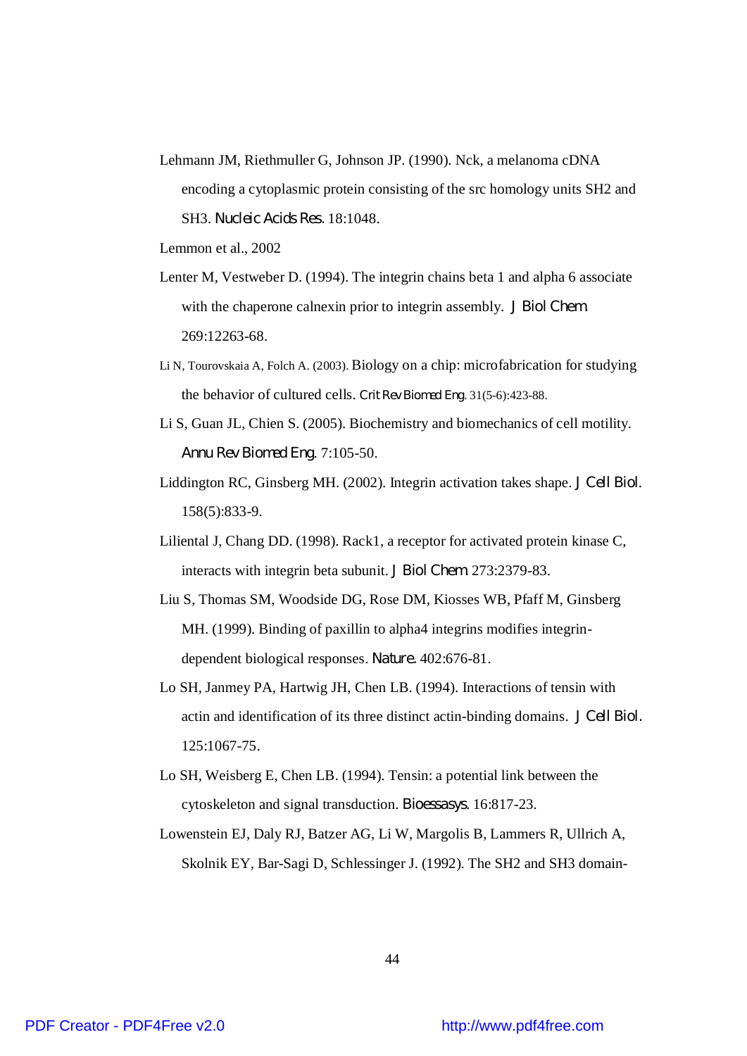Lehmann JM, Riethmuller G, Johnson JP. (1990). Nck, a melanoma cDNA encoding a cytoplasmic protein consisting of the src homology units SH2 and SH3. *Nucleic Acids Res*. 18:1048.

Lemmon et al., 2002

Lenter M, Vestweber D. (1994). The integrin chains beta 1 and alpha 6 associate with the chaperone calnexin prior to integrin assembly. *J Biol Chem*. 269:12263-68.

Li N, Tourovskaia A, Folch A. (2003). Biology on a chip: microfabrication for studying the behavior of cultured cells. *Crit Rev Biomed Eng*. 31(5-6):423-88.

Li S, Guan JL, Chien S. (2005). Biochemistry and biomechanics of cell motility. *Annu Rev Biomed Eng*. 7:105-50.

Liddington RC, Ginsberg MH. (2002). Integrin activation takes shape. *J Cell Biol*. 158(5):833-9.

Liliental J, Chang DD. (1998). Rack1, a receptor for activated protein kinase C, interacts with integrin beta subunit. *J Biol Chem*. 273:2379-83.

Liu S, Thomas SM, Woodside DG, Rose DM, Kiosses WB, Pfaff M, Ginsberg MH. (1999). Binding of paxillin to alpha4 integrins modifies integrin-dependent biological responses. *Nature*. 402:676-81.

Lo SH, Janmey PA, Hartwig JH, Chen LB. (1994). Interactions of tensin with actin and identification of its three distinct actin-binding domains. *J Cell Biol*. 125:1067-75.

Lo SH, Weisberg E, Chen LB. (1994). Tensin: a potential link between the cytoskeleton and signal transduction. *Bioessasys*. 16:817-23.

Lowenstein EJ, Daly RJ, Batzer AG, Li W, Margolis B, Lammers R, Ullrich A, Skolnik EY, Bar-Sagi D, Schlessinger J. (1992). The SH2 and SH3 domain-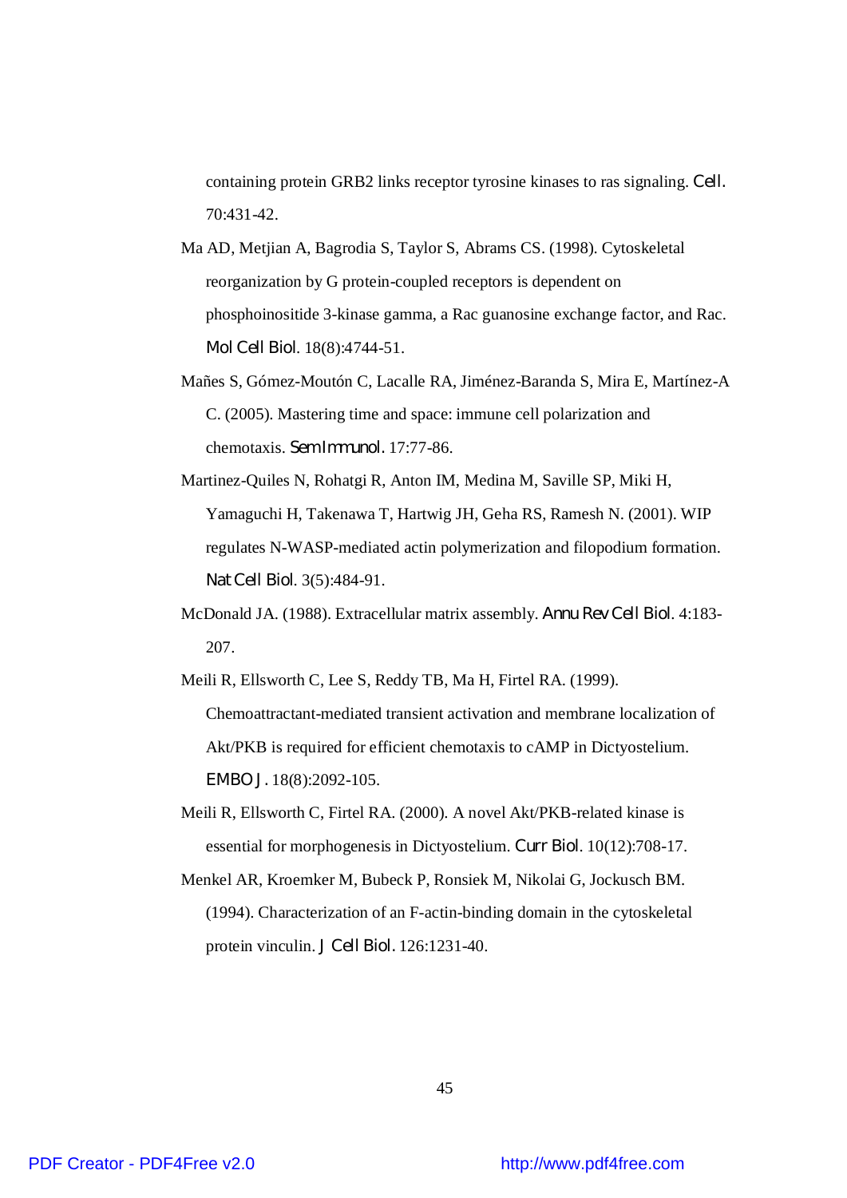containing protein GRB2 links receptor tyrosine kinases to ras signaling. *Cell*. 70:431-42.

Ma AD, Metjian A, Bagrodia S, Taylor S, Abrams CS. (1998). Cytoskeletal reorganization by G protein-coupled receptors is dependent on phosphoinositide 3-kinase gamma, a Rac guanosine exchange factor, and Rac. *Mol Cell Biol*. 18(8):4744-51.

Mañes S, Gómez-Moutón C, Lacalle RA, Jiménez-Baranda S, Mira E, Martínez-A C. (2005). Mastering time and space: immune cell polarization and chemotaxis. *Sem Immunol*. 17:77-86.

Martinez-Quiles N, Rohatgi R, Anton IM, Medina M, Saville SP, Miki H, Yamaguchi H, Takenawa T, Hartwig JH, Geha RS, Ramesh N. (2001). WIP regulates N-WASP-mediated actin polymerization and filopodium formation. *Nat Cell Biol*. 3(5):484-91.

McDonald JA. (1988). Extracellular matrix assembly. *Annu Rev Cell Biol*. 4:183-207.

Meili R, Ellsworth C, Lee S, Reddy TB, Ma H, Firtel RA. (1999). Chemoattractant-mediated transient activation and membrane localization of Akt/PKB is required for efficient chemotaxis to cAMP in Dictyostelium. *EMBO J*. 18(8):2092-105.

Meili R, Ellsworth C, Firtel RA. (2000). A novel Akt/PKB-related kinase is essential for morphogenesis in Dictyostelium. *Curr Biol*. 10(12):708-17.

Menkel AR, Kroemker M, Bubeck P, Ronsiek M, Nikolai G, Jockusch BM. (1994). Characterization of an F-actin-binding domain in the cytoskeletal protein vinculin. *J Cell Biol*. 126:1231-40.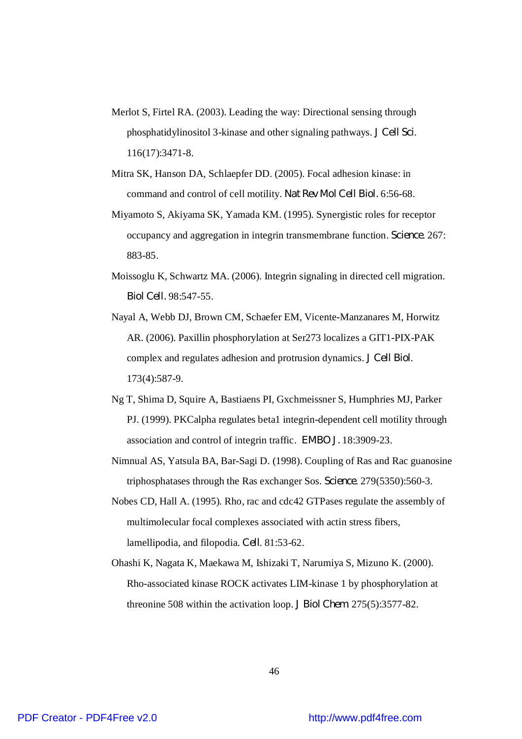Merlot S, Firtel RA. (2003). Leading the way: Directional sensing through phosphatidylinositol 3-kinase and other signaling pathways. *J Cell Sci*. 116(17):3471-8.

Mitra SK, Hanson DA, Schlaepfer DD. (2005). Focal adhesion kinase: in command and control of cell motility. *Nat Rev Mol Cell Biol*. 6:56-68.

Miyamoto S, Akiyama SK, Yamada KM. (1995). Synergistic roles for receptor occupancy and aggregation in integrin transmembrane function. *Science*. 267: 883-85.

Moissoglu K, Schwartz MA. (2006). Integrin signaling in directed cell migration. *Biol Cell*. 98:547-55.

Nayal A, Webb DJ, Brown CM, Schaefer EM, Vicente-Manzanares M, Horwitz AR. (2006). Paxillin phosphorylation at Ser273 localizes a GIT1-PIX-PAK complex and regulates adhesion and protrusion dynamics. *J Cell Biol*. 173(4):587-9.

Ng T, Shima D, Squire A, Bastiaens PI, Gxchmeissner S, Humphries MJ, Parker PJ. (1999). PKCalpha regulates beta1 integrin-dependent cell motility through association and control of integrin traffic. *EMBO J*. 18:3909-23.

Nimnual AS, Yatsula BA, Bar-Sagi D. (1998). Coupling of Ras and Rac guanosine triphosphatases through the Ras exchanger Sos. *Science*. 279(5350):560-3.

Nobes CD, Hall A. (1995). Rho, rac and cdc42 GTPases regulate the assembly of multimolecular focal complexes associated with actin stress fibers, lamellipodia, and filopodia. *Cell*. 81:53-62.

Ohashi K, Nagata K, Maekawa M, Ishizaki T, Narumiya S, Mizuno K. (2000). Rho-associated kinase ROCK activates LIM-kinase 1 by phosphorylation at threonine 508 within the activation loop. *J Biol Chem* 275(5):3577-82.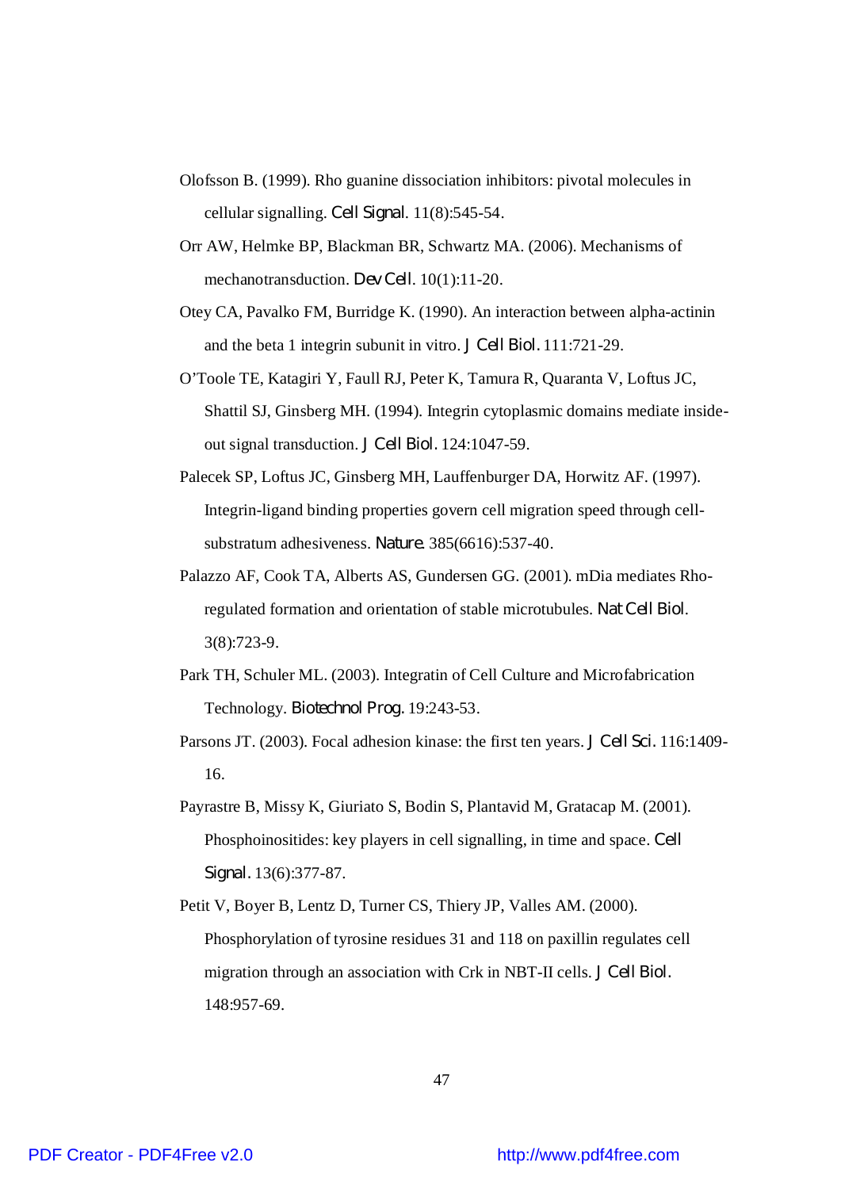Olofsson B. (1999). Rho guanine dissociation inhibitors: pivotal molecules in cellular signalling. *Cell Signal*. 11(8):545-54.

Orr AW, Helmke BP, Blackman BR, Schwartz MA. (2006). Mechanisms of mechanotransduction. *Dev Cell*. 10(1):11-20.

Otey CA, Pavalko FM, Burridge K. (1990). An interaction between alpha-actinin and the beta 1 integrin subunit in vitro. *J Cell Biol*. 111:721-29.

O'Toole TE, Katagiri Y, Faull RJ, Peter K, Tamura R, Quaranta V, Loftus JC, Shattil SJ, Ginsberg MH. (1994). Integrin cytoplasmic domains mediate inside-out signal transduction. *J Cell Biol*. 124:1047-59.

Palecek SP, Loftus JC, Ginsberg MH, Lauffenburger DA, Horwitz AF. (1997). Integrin-ligand binding properties govern cell migration speed through cell-substratum adhesiveness. *Nature*. 385(6616):537-40.

Palazzo AF, Cook TA, Alberts AS, Gundersen GG. (2001). mDia mediates Rho-regulated formation and orientation of stable microtubules. *Nat Cell Biol*. 3(8):723-9.

Park TH, Schuler ML. (2003). Integratin of Cell Culture and Microfabrication Technology. *Biotechnol Prog*. 19:243-53.

Parsons JT. (2003). Focal adhesion kinase: the first ten years. *J Cell Sci*. 116:1409-16.

Payrastre B, Missy K, Giuriato S, Bodin S, Plantavid M, Gratacap M. (2001). Phosphoinositides: key players in cell signalling, in time and space. *Cell Signal*. 13(6):377-87.

Petit V, Boyer B, Lentz D, Turner CS, Thiery JP, Valles AM. (2000). Phosphorylation of tyrosine residues 31 and 118 on paxillin regulates cell migration through an association with Crk in NBT-II cells. *J Cell Biol*. 148:957-69.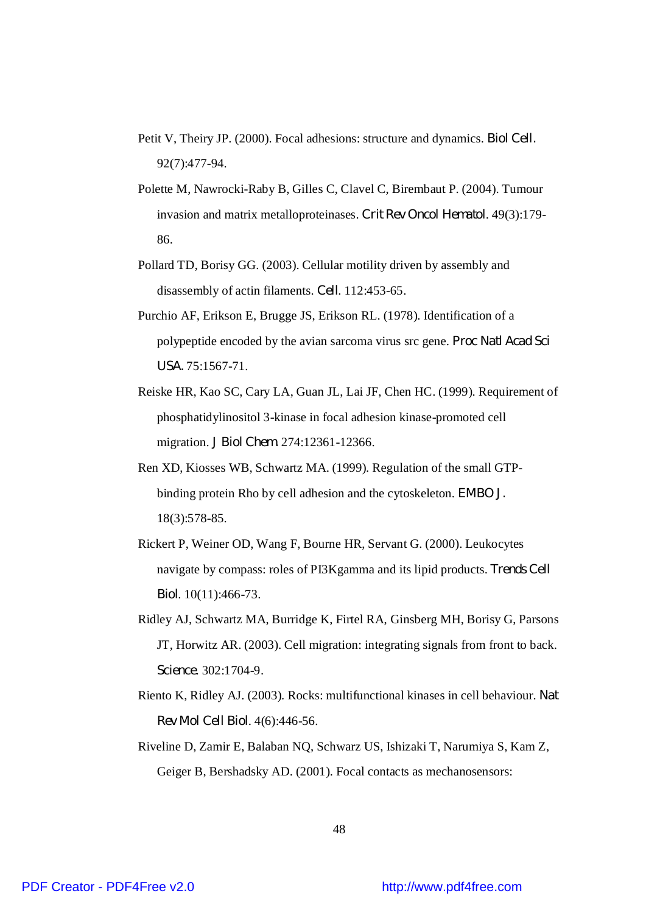Petit V, Theiry JP. (2000). Focal adhesions: structure and dynamics. *Biol Cell*. 92(7):477-94.

Polette M, Nawrocki-Raby B, Gilles C, Clavel C, Birembaut P. (2004). Tumour invasion and matrix metalloproteinases. *Crit Rev Oncol Hematol*. 49(3):179-86.

Pollard TD, Borisy GG. (2003). Cellular motility driven by assembly and disassembly of actin filaments. *Cell*. 112:453-65.

Purchio AF, Erikson E, Brugge JS, Erikson RL. (1978). Identification of a polypeptide encoded by the avian sarcoma virus src gene. *Proc Natl Acad Sci USA*. 75:1567-71.

Reiske HR, Kao SC, Cary LA, Guan JL, Lai JF, Chen HC. (1999). Requirement of phosphatidylinositol 3-kinase in focal adhesion kinase-promoted cell migration. *J Biol Chem* 274:12361-12366.

Ren XD, Kiosses WB, Schwartz MA. (1999). Regulation of the small GTP-binding protein Rho by cell adhesion and the cytoskeleton. *EMBO J*. 18(3):578-85.

Rickert P, Weiner OD, Wang F, Bourne HR, Servant G. (2000). Leukocytes navigate by compass: roles of PI3Kgamma and its lipid products. *Trends Cell Biol*. 10(11):466-73.

Ridley AJ, Schwartz MA, Burridge K, Firtel RA, Ginsberg MH, Borisy G, Parsons JT, Horwitz AR. (2003). Cell migration: integrating signals from front to back. *Science*. 302:1704-9.

Riento K, Ridley AJ. (2003). Rocks: multifunctional kinases in cell behaviour. *Nat Rev Mol Cell Biol*. 4(6):446-56.

Riveline D, Zamir E, Balaban NQ, Schwarz US, Ishizaki T, Narumiya S, Kam Z, Geiger B, Bershadsky AD. (2001). Focal contacts as mechanosensors: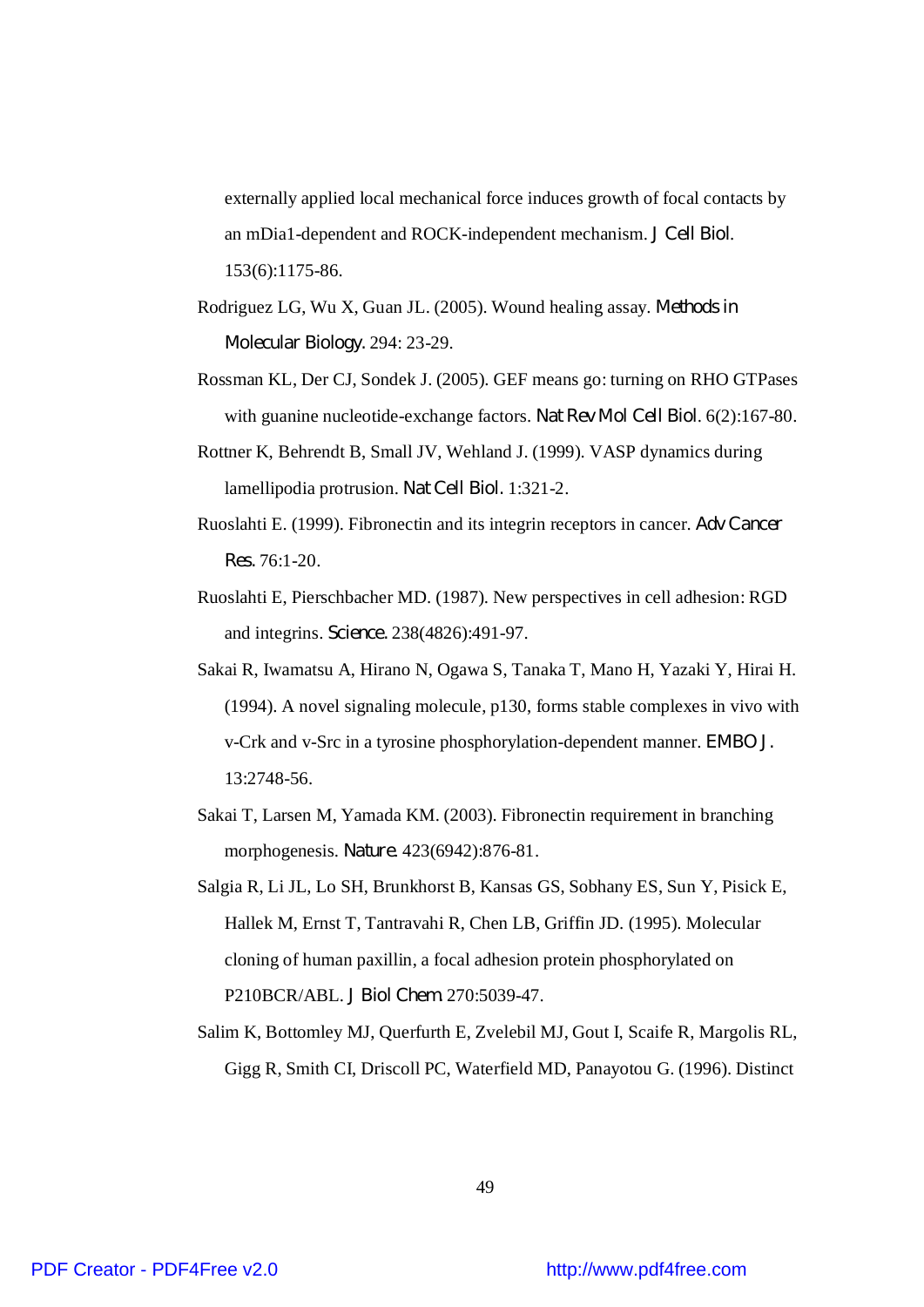externally applied local mechanical force induces growth of focal contacts by an mDia1-dependent and ROCK-independent mechanism. *J Cell Biol.* 153(6):1175-86.

Rodriguez LG, Wu X, Guan JL. (2005). Wound healing assay. *Methods in Molecular Biology.* 294: 23-29.

Rossman KL, Der CJ, Sondek J. (2005). GEF means go: turning on RHO GTPases with guanine nucleotide-exchange factors. *Nat Rev Mol Cell Biol.* 6(2):167-80.

Rottner K, Behrendt B, Small JV, Wehland J. (1999). VASP dynamics during lamellipodia protrusion. *Nat Cell Biol.* 1:321-2.

Ruoslahti E. (1999). Fibronectin and its integrin receptors in cancer. *Adv Cancer Res.* 76:1-20.

Ruoslahti E, Pierschbacher MD. (1987). New perspectives in cell adhesion: RGD and integrins. *Science.* 238(4826):491-97.

Sakai R, Iwamatsu A, Hirano N, Ogawa S, Tanaka T, Mano H, Yazaki Y, Hirai H. (1994). A novel signaling molecule, p130, forms stable complexes in vivo with v-Crk and v-Src in a tyrosine phosphorylation-dependent manner. *EMBO J.* 13:2748-56.

Sakai T, Larsen M, Yamada KM. (2003). Fibronectin requirement in branching morphogenesis. *Nature.* 423(6942):876-81.

Salgia R, Li JL, Lo SH, Brunkhorst B, Kansas GS, Sobhany ES, Sun Y, Pisick E, Hallek M, Ernst T, Tantravahi R, Chen LB, Griffin JD. (1995). Molecular cloning of human paxillin, a focal adhesion protein phosphorylated on P210BCR/ABL. *J Biol Chem* 270:5039-47.

Salim K, Bottomley MJ, Querfurth E, Zvelebil MJ, Gout I, Scaife R, Margolis RL, Gigg R, Smith CI, Driscoll PC, Waterfield MD, Panayotou G. (1996). Distinct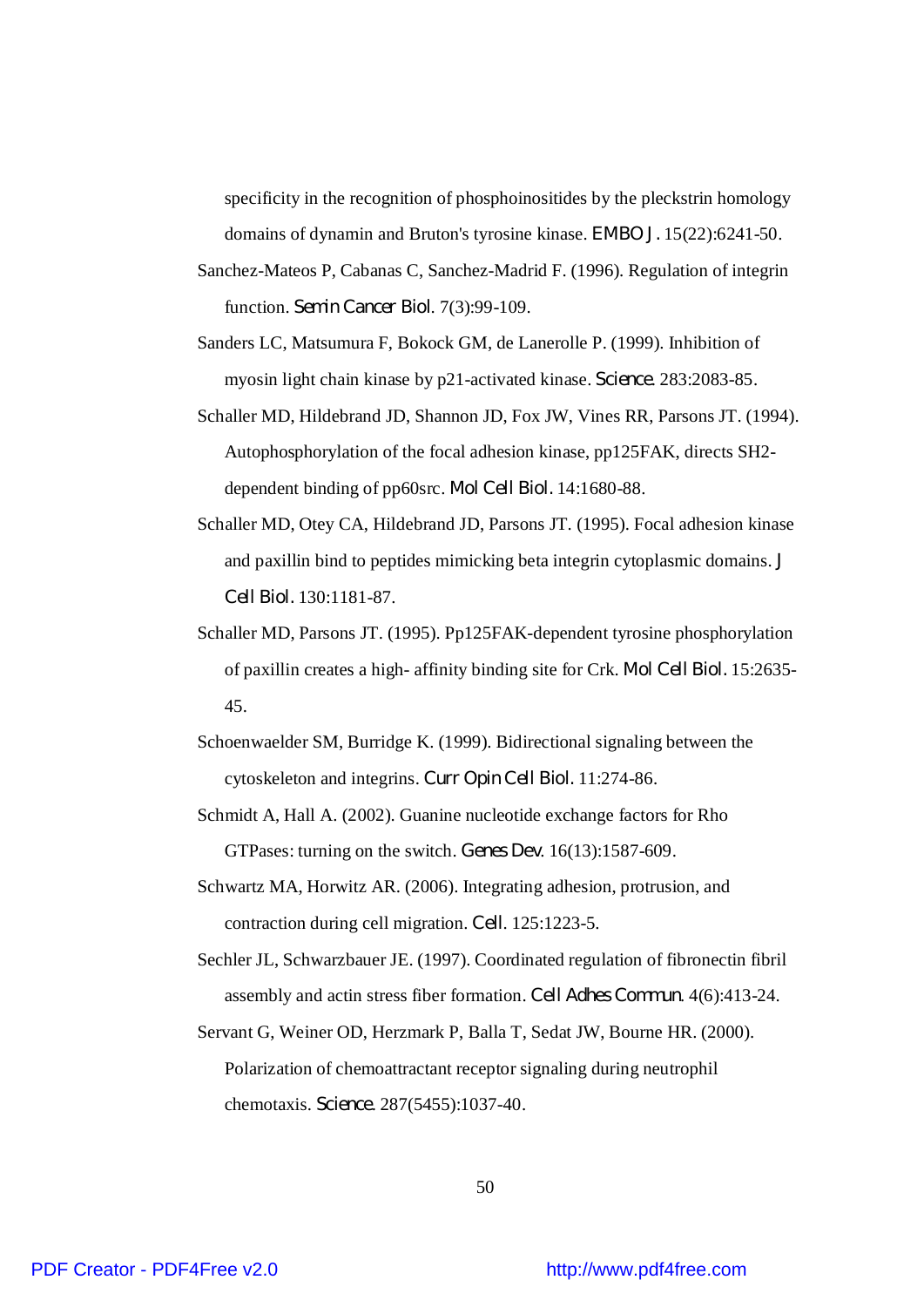specificity in the recognition of phosphoinositides by the pleckstrin homology domains of dynamin and Bruton's tyrosine kinase. *EMBO J*. 15(22):6241-50.

Sanchez-Mateos P, Cabanas C, Sanchez-Madrid F. (1996). Regulation of integrin function. *Semin Cancer Biol*. 7(3):99-109.

Sanders LC, Matsumura F, Bokock GM, de Lanerolle P. (1999). Inhibition of myosin light chain kinase by p21-activated kinase. *Science*. 283:2083-85.

Schaller MD, Hildebrand JD, Shannon JD, Fox JW, Vines RR, Parsons JT. (1994). Autophosphorylation of the focal adhesion kinase, pp125FAK, directs SH2-dependent binding of pp60src. *Mol Cell Biol*. 14:1680-88.

Schaller MD, Otey CA, Hildebrand JD, Parsons JT. (1995). Focal adhesion kinase and paxillin bind to peptides mimicking beta integrin cytoplasmic domains. *J Cell Biol*. 130:1181-87.

Schaller MD, Parsons JT. (1995). Pp125FAK-dependent tyrosine phosphorylation of paxillin creates a high- affinity binding site for Crk. *Mol Cell Biol*. 15:2635-45.

Schoenwaelder SM, Burridge K. (1999). Bidirectional signaling between the cytoskeleton and integrins. *Curr Opin Cell Biol*. 11:274-86.

Schmidt A, Hall A. (2002). Guanine nucleotide exchange factors for Rho GTPases: turning on the switch. *Genes Dev*. 16(13):1587-609.

Schwartz MA, Horwitz AR. (2006). Integrating adhesion, protrusion, and contraction during cell migration. *Cell*. 125:1223-5.

Sechler JL, Schwarzbauer JE. (1997). Coordinated regulation of fibronectin fibril assembly and actin stress fiber formation. *Cell Adhes Commun*. 4(6):413-24.

Servant G, Weiner OD, Herzmark P, Balla T, Sedat JW, Bourne HR. (2000). Polarization of chemoattractant receptor signaling during neutrophil chemotaxis. *Science*. 287(5455):1037-40.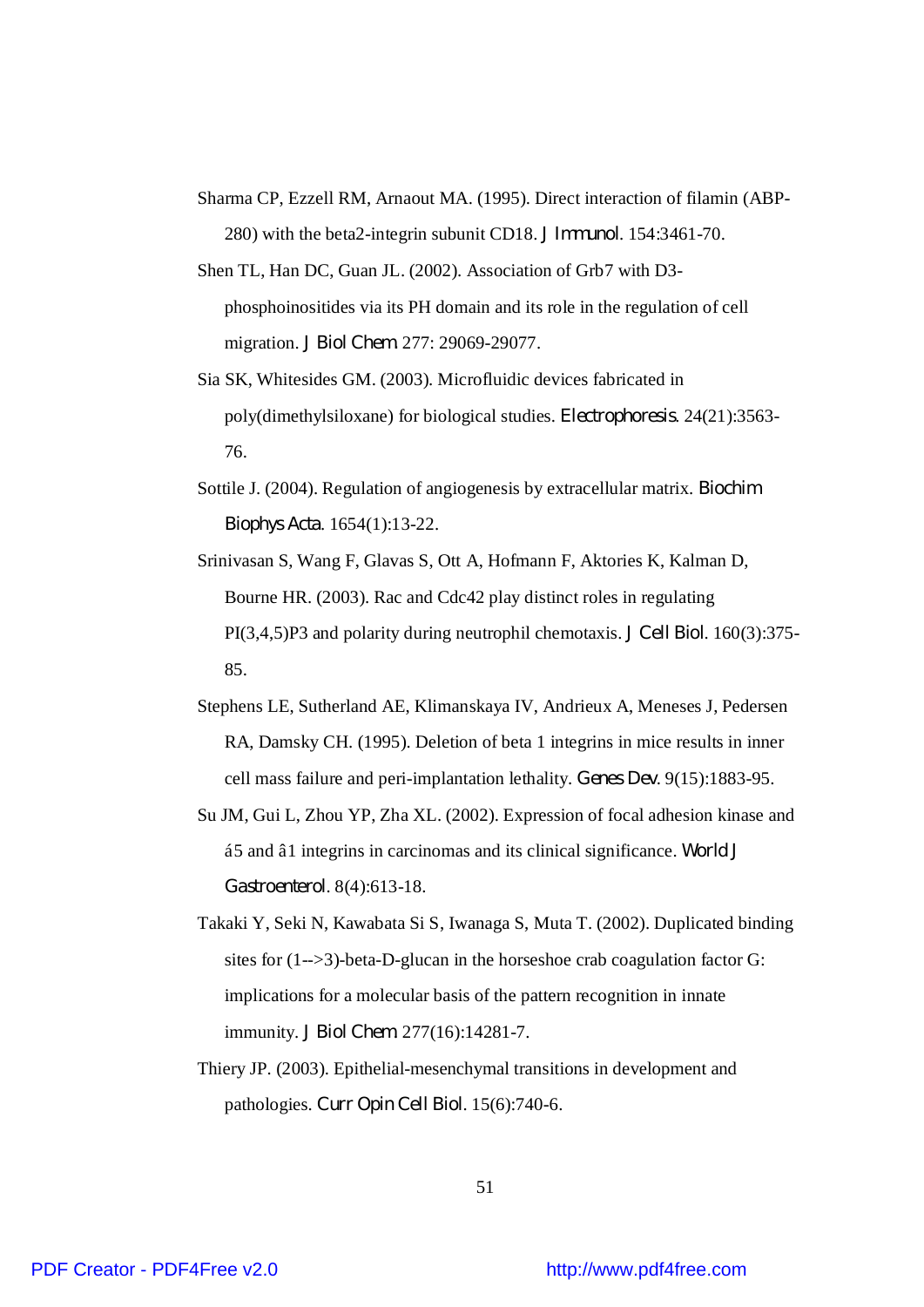Sharma CP, Ezzell RM, Arnaout MA. (1995). Direct interaction of filamin (ABP-280) with the beta2-integrin subunit CD18. *J Immunol*. 154:3461-70.

Shen TL, Han DC, Guan JL. (2002). Association of Grb7 with D3-phosphoinositides via its PH domain and its role in the regulation of cell migration. *J Biol Chem* 277: 29069-29077.

Sia SK, Whitesides GM. (2003). Microfluidic devices fabricated in poly(dimethylsiloxane) for biological studies. *Electrophoresis*. 24(21):3563-76.

Sottile J. (2004). Regulation of angiogenesis by extracellular matrix. *Biochim Biophys Acta*. 1654(1):13-22.

Srinivasan S, Wang F, Glavas S, Ott A, Hofmann F, Aktories K, Kalman D, Bourne HR. (2003). Rac and Cdc42 play distinct roles in regulating PI(3,4,5)P3 and polarity during neutrophil chemotaxis. *J Cell Biol*. 160(3):375-85.

Stephens LE, Sutherland AE, Klimanskaya IV, Andrieux A, Meneses J, Pedersen RA, Damsky CH. (1995). Deletion of beta 1 integrins in mice results in inner cell mass failure and peri-implantation lethality. *Genes Dev*. 9(15):1883-95.

Su JM, Gui L, Zhou YP, Zha XL. (2002). Expression of focal adhesion kinase and á5 and â1 integrins in carcinomas and its clinical significance. *World J Gastroenterol*. 8(4):613-18.

Takaki Y, Seki N, Kawabata Si S, Iwanaga S, Muta T. (2002). Duplicated binding sites for (1-->3)-beta-D-glucan in the horseshoe crab coagulation factor G: implications for a molecular basis of the pattern recognition in innate immunity. *J Biol Chem* 277(16):14281-7.

Thiery JP. (2003). Epithelial-mesenchymal transitions in development and pathologies. *Curr Opin Cell Biol*. 15(6):740-6.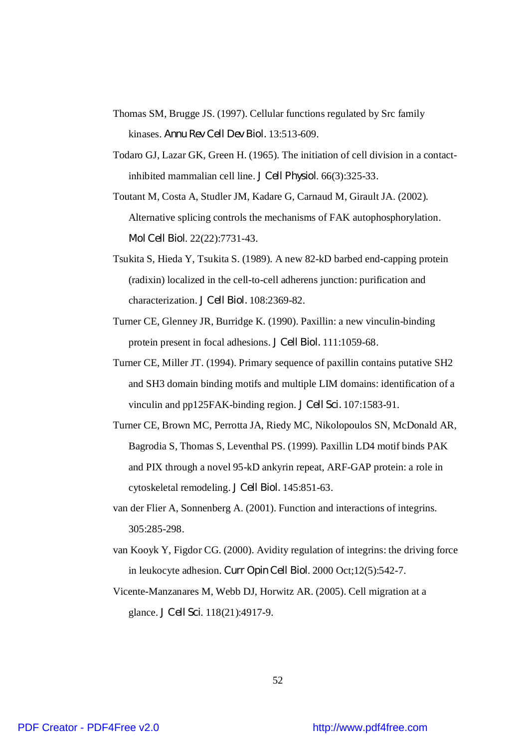Thomas SM, Brugge JS. (1997). Cellular functions regulated by Src family kinases. *Annu Rev Cell Dev Biol.* 13:513-609.

Todaro GJ, Lazar GK, Green H. (1965). The initiation of cell division in a contact-inhibited mammalian cell line. *J Cell Physiol*. 66(3):325-33.

Toutant M, Costa A, Studler JM, Kadare G, Carnaud M, Girault JA. (2002). Alternative splicing controls the mechanisms of FAK autophosphorylation. *Mol Cell Biol*. 22(22):7731-43.

Tsukita S, Hieda Y, Tsukita S. (1989). A new 82-kD barbed end-capping protein (radixin) localized in the cell-to-cell adherens junction: purification and characterization. *J Cell Biol.* 108:2369-82.

Turner CE, Glenney JR, Burridge K. (1990). Paxillin: a new vinculin-binding protein present in focal adhesions. *J Cell Biol.* 111:1059-68.

Turner CE, Miller JT. (1994). Primary sequence of paxillin contains putative SH2 and SH3 domain binding motifs and multiple LIM domains: identification of a vinculin and pp125FAK-binding region. *J Cell Sci.* 107:1583-91.

Turner CE, Brown MC, Perrotta JA, Riedy MC, Nikolopoulos SN, McDonald AR, Bagrodia S, Thomas S, Leventhal PS. (1999). Paxillin LD4 motif binds PAK and PIX through a novel 95-kD ankyrin repeat, ARF-GAP protein: a role in cytoskeletal remodeling. *J Cell Biol.* 145:851-63.

van der Flier A, Sonnenberg A. (2001). Function and interactions of integrins. 305:285-298.

van Kooyk Y, Figdor CG. (2000). Avidity regulation of integrins: the driving force in leukocyte adhesion. *Curr Opin Cell Biol*. 2000 Oct;12(5):542-7.

Vicente-Manzanares M, Webb DJ, Horwitz AR. (2005). Cell migration at a glance. *J Cell Sci*. 118(21):4917-9.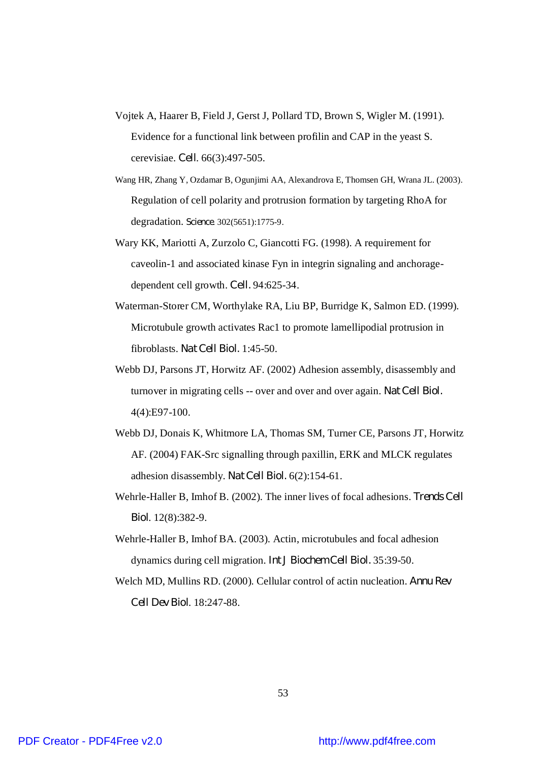Vojtek A, Haarer B, Field J, Gerst J, Pollard TD, Brown S, Wigler M. (1991). Evidence for a functional link between profilin and CAP in the yeast S. cerevisiae. *Cell*. 66(3):497-505.

Wang HR, Zhang Y, Ozdamar B, Ogunjimi AA, Alexandrova E, Thomsen GH, Wrana JL. (2003). Regulation of cell polarity and protrusion formation by targeting RhoA for degradation. *Science* 302(5651):1775-9.

Wary KK, Mariotti A, Zurzolo C, Giancotti FG. (1998). A requirement for caveolin-1 and associated kinase Fyn in integrin signaling and anchorage-dependent cell growth. *Cell.* 94:625-34.

Waterman-Storer CM, Worthylake RA, Liu BP, Burridge K, Salmon ED. (1999). Microtubule growth activates Rac1 to promote lamellipodial protrusion in fibroblasts. *Nat Cell Biol.* 1:45-50.

Webb DJ, Parsons JT, Horwitz AF. (2002) Adhesion assembly, disassembly and turnover in migrating cells -- over and over and over again. *Nat Cell Biol.* 4(4):E97-100.

Webb DJ, Donais K, Whitmore LA, Thomas SM, Turner CE, Parsons JT, Horwitz AF. (2004) FAK-Src signalling through paxillin, ERK and MLCK regulates adhesion disassembly. *Nat Cell Biol.* 6(2):154-61.

Wehrle-Haller B, Imhof B. (2002). The inner lives of focal adhesions. *Trends Cell Biol*. 12(8):382-9.

Wehrle-Haller B, Imhof BA. (2003). Actin, microtubules and focal adhesion dynamics during cell migration. *Int J Biochem Cell Biol.* 35:39-50.

Welch MD, Mullins RD. (2000). Cellular control of actin nucleation. *Annu Rev Cell Dev Biol*. 18:247-88.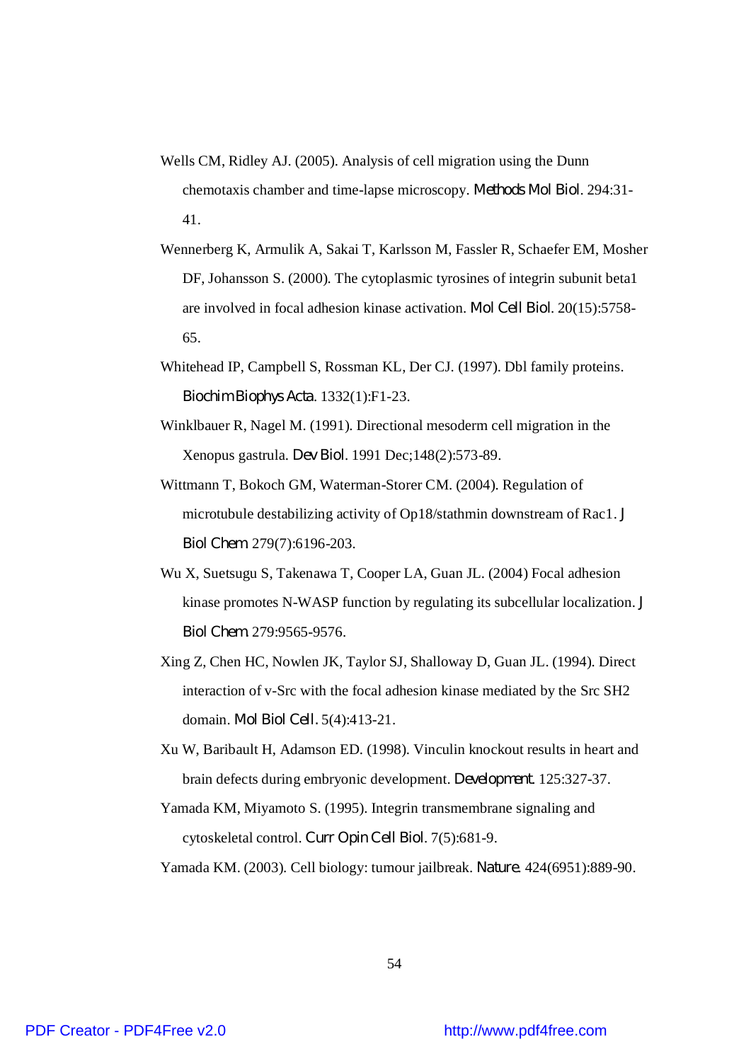Wells CM, Ridley AJ. (2005). Analysis of cell migration using the Dunn chemotaxis chamber and time-lapse microscopy. *Methods Mol Biol*. 294:31-41.

Wennerberg K, Armulik A, Sakai T, Karlsson M, Fassler R, Schaefer EM, Mosher DF, Johansson S. (2000). The cytoplasmic tyrosines of integrin subunit beta1 are involved in focal adhesion kinase activation. *Mol Cell Biol*. 20(15):5758-65.

Whitehead IP, Campbell S, Rossman KL, Der CJ. (1997). Dbl family proteins. *Biochim Biophys Acta*. 1332(1):F1-23.

Winklbauer R, Nagel M. (1991). Directional mesoderm cell migration in the Xenopus gastrula. *Dev Biol*. 1991 Dec;148(2):573-89.

Wittmann T, Bokoch GM, Waterman-Storer CM. (2004). Regulation of microtubule destabilizing activity of Op18/stathmin downstream of Rac1. *J Biol Chem* 279(7):6196-203.

Wu X, Suetsugu S, Takenawa T, Cooper LA, Guan JL. (2004) Focal adhesion kinase promotes N-WASP function by regulating its subcellular localization. *J Biol Chem* 279:9565-9576.

Xing Z, Chen HC, Nowlen JK, Taylor SJ, Shalloway D, Guan JL. (1994). Direct interaction of v-Src with the focal adhesion kinase mediated by the Src SH2 domain. *Mol Biol Cell*. 5(4):413-21.

Xu W, Baribault H, Adamson ED. (1998). Vinculin knockout results in heart and brain defects during embryonic development. *Development*. 125:327-37.

Yamada KM, Miyamoto S. (1995). Integrin transmembrane signaling and cytoskeletal control. *Curr Opin Cell Biol*. 7(5):681-9.

Yamada KM. (2003). Cell biology: tumour jailbreak. *Nature*. 424(6951):889-90.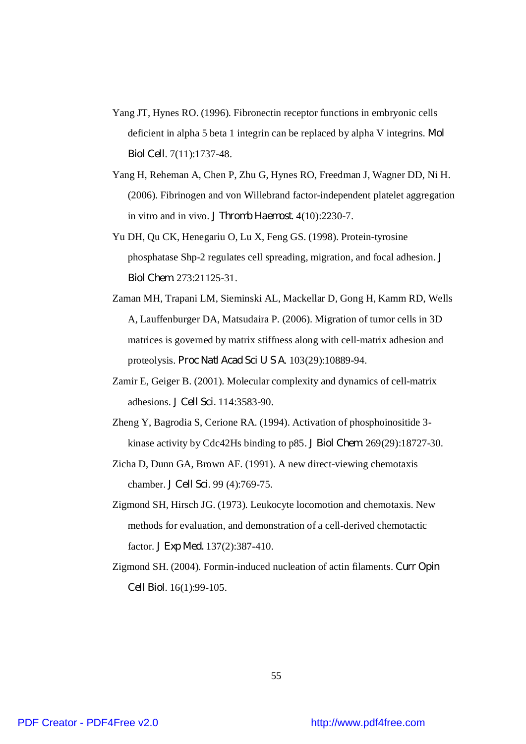Yang JT, Hynes RO. (1996). Fibronectin receptor functions in embryonic cells deficient in alpha 5 beta 1 integrin can be replaced by alpha V integrins. *Mol Biol Cell*. 7(11):1737-48.

Yang H, Reheman A, Chen P, Zhu G, Hynes RO, Freedman J, Wagner DD, Ni H. (2006). Fibrinogen and von Willebrand factor-independent platelet aggregation in vitro and in vivo. *J Thromb Haemost*. 4(10):2230-7.

Yu DH, Qu CK, Henegariu O, Lu X, Feng GS. (1998). Protein-tyrosine phosphatase Shp-2 regulates cell spreading, migration, and focal adhesion. *J Biol Chem* 273:21125-31.

Zaman MH, Trapani LM, Sieminski AL, Mackellar D, Gong H, Kamm RD, Wells A, Lauffenburger DA, Matsudaira P. (2006). Migration of tumor cells in 3D matrices is governed by matrix stiffness along with cell-matrix adhesion and proteolysis. *Proc Natl Acad Sci U S A*. 103(29):10889-94.

Zamir E, Geiger B. (2001). Molecular complexity and dynamics of cell-matrix adhesions. *J Cell Sci*. 114:3583-90.

Zheng Y, Bagrodia S, Cerione RA. (1994). Activation of phosphoinositide 3-kinase activity by Cdc42Hs binding to p85. *J Biol Chem* 269(29):18727-30.

Zicha D, Dunn GA, Brown AF. (1991). A new direct-viewing chemotaxis chamber. *J Cell Sci*. 99 (4):769-75.

Zigmond SH, Hirsch JG. (1973). Leukocyte locomotion and chemotaxis. New methods for evaluation, and demonstration of a cell-derived chemotactic factor. *J Exp Med*. 137(2):387-410.

Zigmond SH. (2004). Formin-induced nucleation of actin filaments. *Curr Opin Cell Biol*. 16(1):99-105.

PDF Creator - PDF4Free v2.0 http://www.pdf4free.com